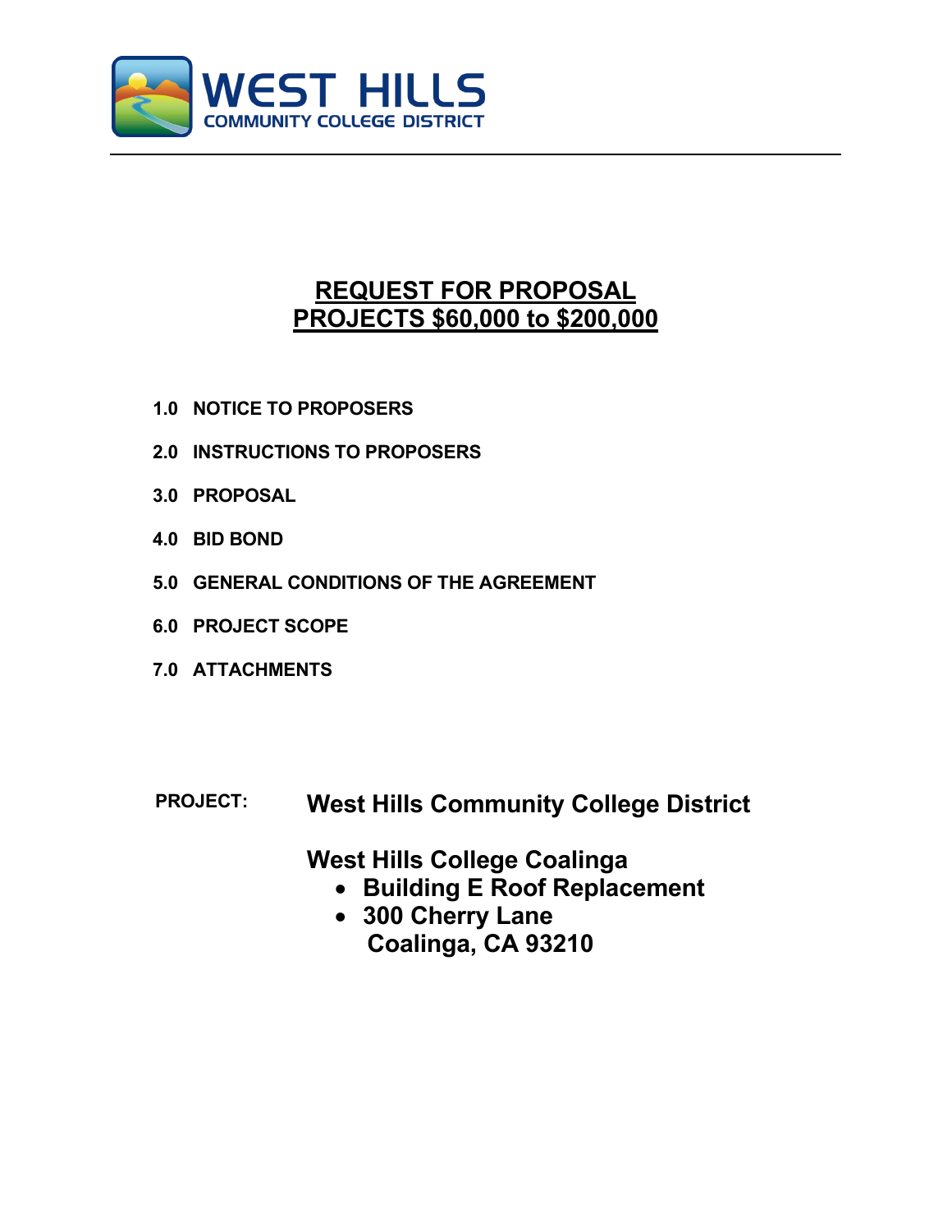**WEST HILLS**
**COMMUNITY COLLEGE DISTRICT**

# REQUEST FOR PROPOSAL
# PROJECTS $60,000 to $200,000

**1.0 NOTICE TO PROPOSERS**

**2.0 INSTRUCTIONS TO PROPOSERS**

**3.0 PROPOSAL**

**4.0 BID BOND**

**5.0 GENERAL CONDITIONS OF THE AGREEMENT**

**6.0 PROJECT SCOPE**

**7.0 ATTACHMENTS**

**PROJECT:** **West Hills Community College District**

**West Hills College Coalinga**

- **Building E Roof Replacement**
- **300 Cherry Lane**
  **Coalinga, CA 93210**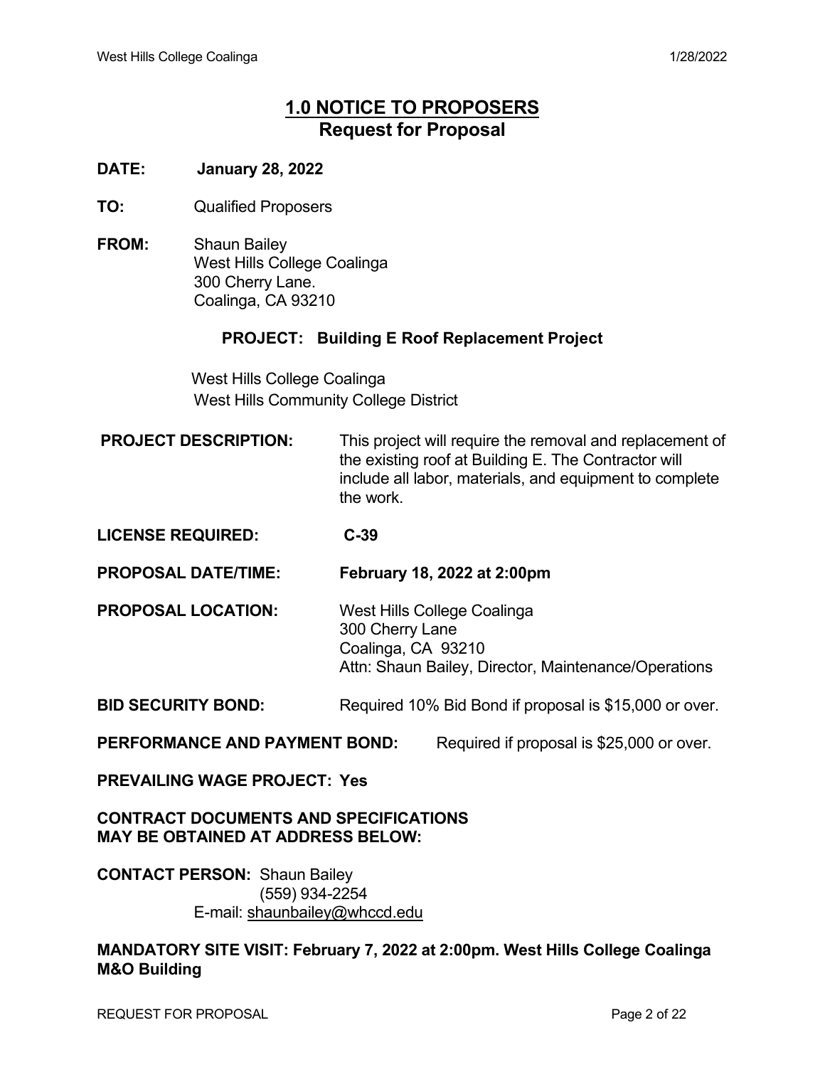## 1.0 NOTICE TO PROPOSERS
## Request for Proposal

**DATE:** **January 28, 2022**

**TO:** Qualified Proposers

**FROM:** Shaun Bailey
West Hills College Coalinga
300 Cherry Lane.
Coalinga, CA 93210

**PROJECT: Building E Roof Replacement Project**

West Hills College Coalinga
West Hills Community College District

**PROJECT DESCRIPTION:** This project will require the removal and replacement of the existing roof at Building E. The Contractor will include all labor, materials, and equipment to complete the work.

**LICENSE REQUIRED:** **C-39**

**PROPOSAL DATE/TIME:** **February 18, 2022 at 2:00pm**

**PROPOSAL LOCATION:** West Hills College Coalinga
300 Cherry Lane
Coalinga, CA 93210
Attn: Shaun Bailey, Director, Maintenance/Operations

**BID SECURITY BOND:** Required 10% Bid Bond if proposal is $15,000 or over.

**PERFORMANCE AND PAYMENT BOND:** Required if proposal is $25,000 or over.

**PREVAILING WAGE PROJECT: Yes**

**CONTRACT DOCUMENTS AND SPECIFICATIONS MAY BE OBTAINED AT ADDRESS BELOW:**

**CONTACT PERSON:** Shaun Bailey
(559) 934-2254
E-mail: shaunbailey@whccd.edu

**MANDATORY SITE VISIT: February 7, 2022 at 2:00pm. West Hills College Coalinga M&O Building**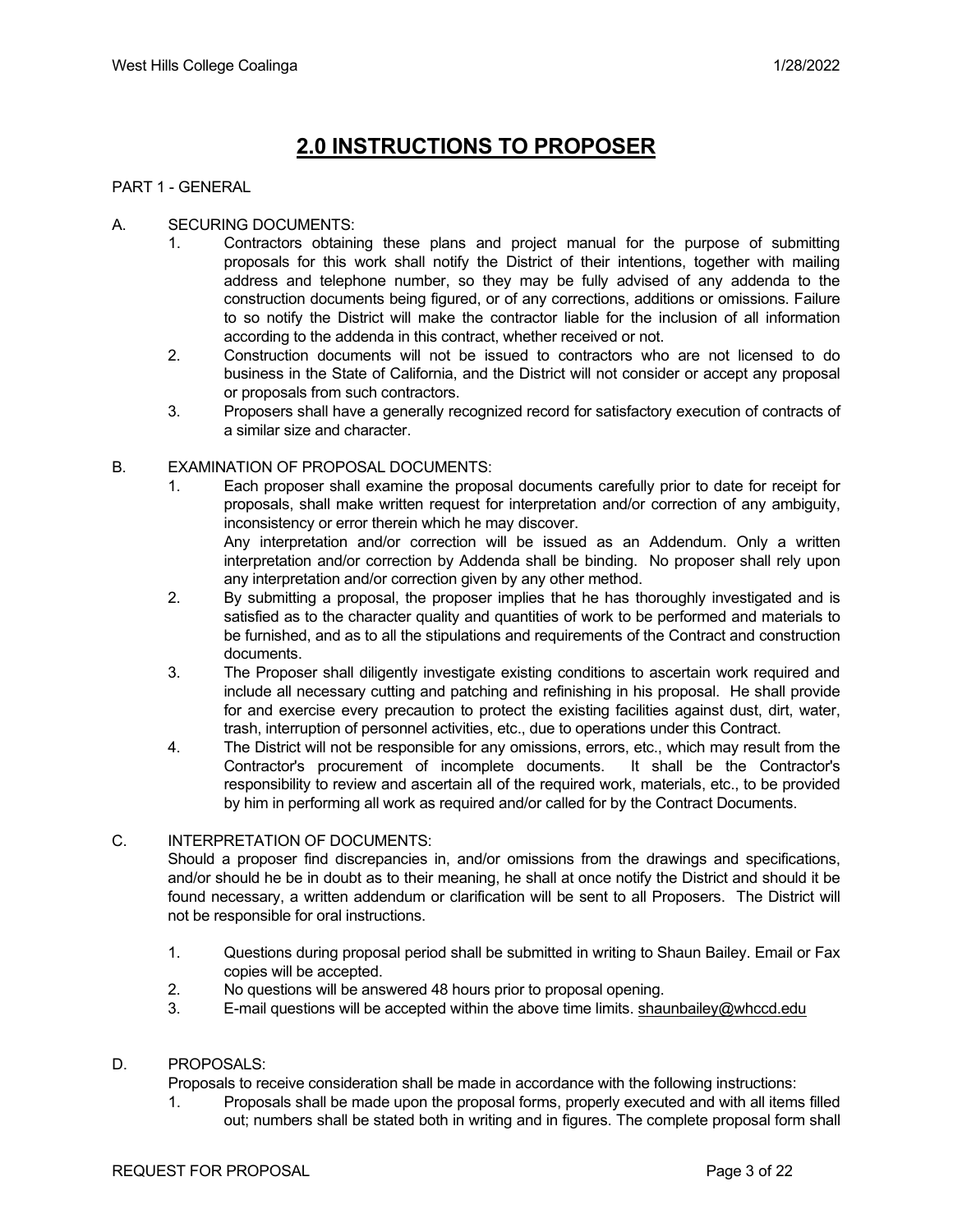# 2.0 INSTRUCTIONS TO PROPOSER

PART 1 - GENERAL

A. SECURING DOCUMENTS:

1. Contractors obtaining these plans and project manual for the purpose of submitting proposals for this work shall notify the District of their intentions, together with mailing address and telephone number, so they may be fully advised of any addenda to the construction documents being figured, or of any corrections, additions or omissions. Failure to so notify the District will make the contractor liable for the inclusion of all information according to the addenda in this contract, whether received or not.
2. Construction documents will not be issued to contractors who are not licensed to do business in the State of California, and the District will not consider or accept any proposal or proposals from such contractors.
3. Proposers shall have a generally recognized record for satisfactory execution of contracts of a similar size and character.

B. EXAMINATION OF PROPOSAL DOCUMENTS:

1. Each proposer shall examine the proposal documents carefully prior to date for receipt for proposals, shall make written request for interpretation and/or correction of any ambiguity, inconsistency or error therein which he may discover.
   Any interpretation and/or correction will be issued as an Addendum. Only a written interpretation and/or correction by Addenda shall be binding. No proposer shall rely upon any interpretation and/or correction given by any other method.
2. By submitting a proposal, the proposer implies that he has thoroughly investigated and is satisfied as to the character quality and quantities of work to be performed and materials to be furnished, and as to all the stipulations and requirements of the Contract and construction documents.
3. The Proposer shall diligently investigate existing conditions to ascertain work required and include all necessary cutting and patching and refinishing in his proposal. He shall provide for and exercise every precaution to protect the existing facilities against dust, dirt, water, trash, interruption of personnel activities, etc., due to operations under this Contract.
4. The District will not be responsible for any omissions, errors, etc., which may result from the Contractor's procurement of incomplete documents. It shall be the Contractor's responsibility to review and ascertain all of the required work, materials, etc., to be provided by him in performing all work as required and/or called for by the Contract Documents.

C. INTERPRETATION OF DOCUMENTS:

Should a proposer find discrepancies in, and/or omissions from the drawings and specifications, and/or should he be in doubt as to their meaning, he shall at once notify the District and should it be found necessary, a written addendum or clarification will be sent to all Proposers. The District will not be responsible for oral instructions.

1. Questions during proposal period shall be submitted in writing to Shaun Bailey. Email or Fax copies will be accepted.
2. No questions will be answered 48 hours prior to proposal opening.
3. E-mail questions will be accepted within the above time limits. shaunbailey@whccd.edu

D. PROPOSALS:

Proposals to receive consideration shall be made in accordance with the following instructions:

1. Proposals shall be made upon the proposal forms, properly executed and with all items filled out; numbers shall be stated both in writing and in figures. The complete proposal form shall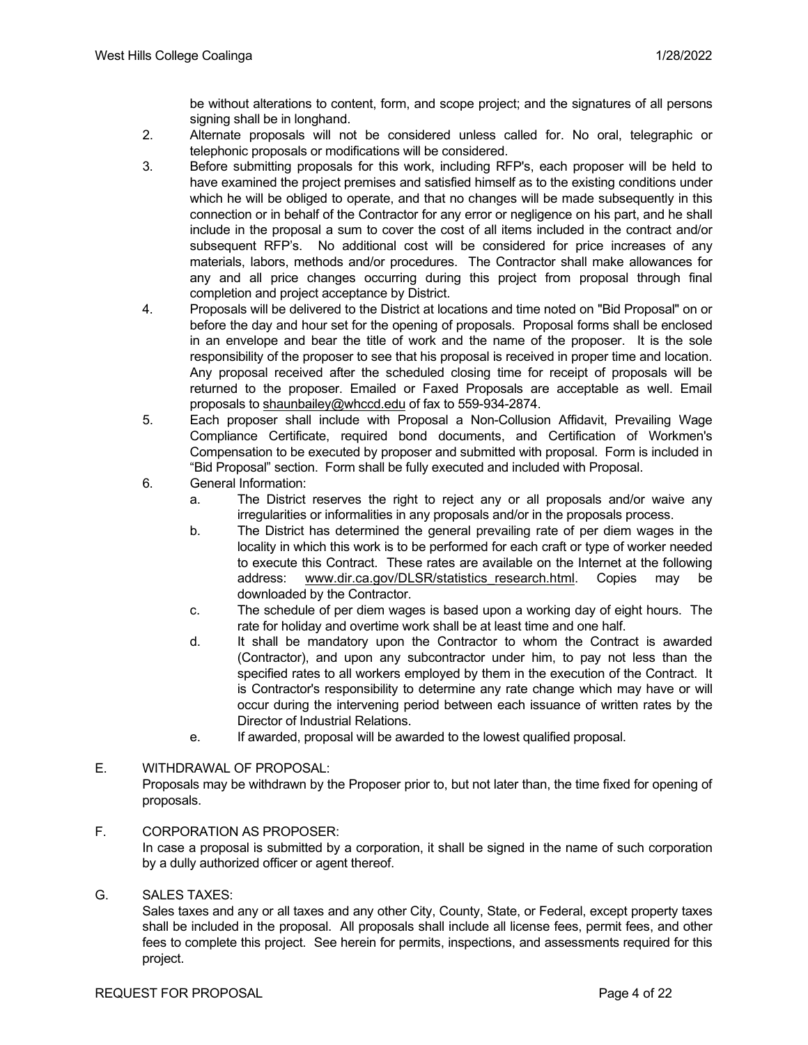be without alterations to content, form, and scope project; and the signatures of all persons signing shall be in longhand.

2. Alternate proposals will not be considered unless called for. No oral, telegraphic or telephonic proposals or modifications will be considered.
3. Before submitting proposals for this work, including RFP's, each proposer will be held to have examined the project premises and satisfied himself as to the existing conditions under which he will be obliged to operate, and that no changes will be made subsequently in this connection or in behalf of the Contractor for any error or negligence on his part, and he shall include in the proposal a sum to cover the cost of all items included in the contract and/or subsequent RFP's. No additional cost will be considered for price increases of any materials, labors, methods and/or procedures. The Contractor shall make allowances for any and all price changes occurring during this project from proposal through final completion and project acceptance by District.
4. Proposals will be delivered to the District at locations and time noted on "Bid Proposal" on or before the day and hour set for the opening of proposals. Proposal forms shall be enclosed in an envelope and bear the title of work and the name of the proposer. It is the sole responsibility of the proposer to see that his proposal is received in proper time and location. Any proposal received after the scheduled closing time for receipt of proposals will be returned to the proposer. Emailed or Faxed Proposals are acceptable as well. Email proposals to shaunbailey@whccd.edu of fax to 559-934-2874.
5. Each proposer shall include with Proposal a Non-Collusion Affidavit, Prevailing Wage Compliance Certificate, required bond documents, and Certification of Workmen's Compensation to be executed by proposer and submitted with proposal. Form is included in "Bid Proposal" section. Form shall be fully executed and included with Proposal.
6. General Information:
   a. The District reserves the right to reject any or all proposals and/or waive any irregularities or informalities in any proposals and/or in the proposals process.
   b. The District has determined the general prevailing rate of per diem wages in the locality in which this work is to be performed for each craft or type of worker needed to execute this Contract. These rates are available on the Internet at the following address: www.dir.ca.gov/DLSR/statistics_research.html. Copies may be downloaded by the Contractor.
   c. The schedule of per diem wages is based upon a working day of eight hours. The rate for holiday and overtime work shall be at least time and one half.
   d. It shall be mandatory upon the Contractor to whom the Contract is awarded (Contractor), and upon any subcontractor under him, to pay not less than the specified rates to all workers employed by them in the execution of the Contract. It is Contractor's responsibility to determine any rate change which may have or will occur during the intervening period between each issuance of written rates by the Director of Industrial Relations.
   e. If awarded, proposal will be awarded to the lowest qualified proposal.

E. WITHDRAWAL OF PROPOSAL:

Proposals may be withdrawn by the Proposer prior to, but not later than, the time fixed for opening of proposals.

F. CORPORATION AS PROPOSER:

In case a proposal is submitted by a corporation, it shall be signed in the name of such corporation by a dully authorized officer or agent thereof.

G. SALES TAXES:

Sales taxes and any or all taxes and any other City, County, State, or Federal, except property taxes shall be included in the proposal. All proposals shall include all license fees, permit fees, and other fees to complete this project. See herein for permits, inspections, and assessments required for this project.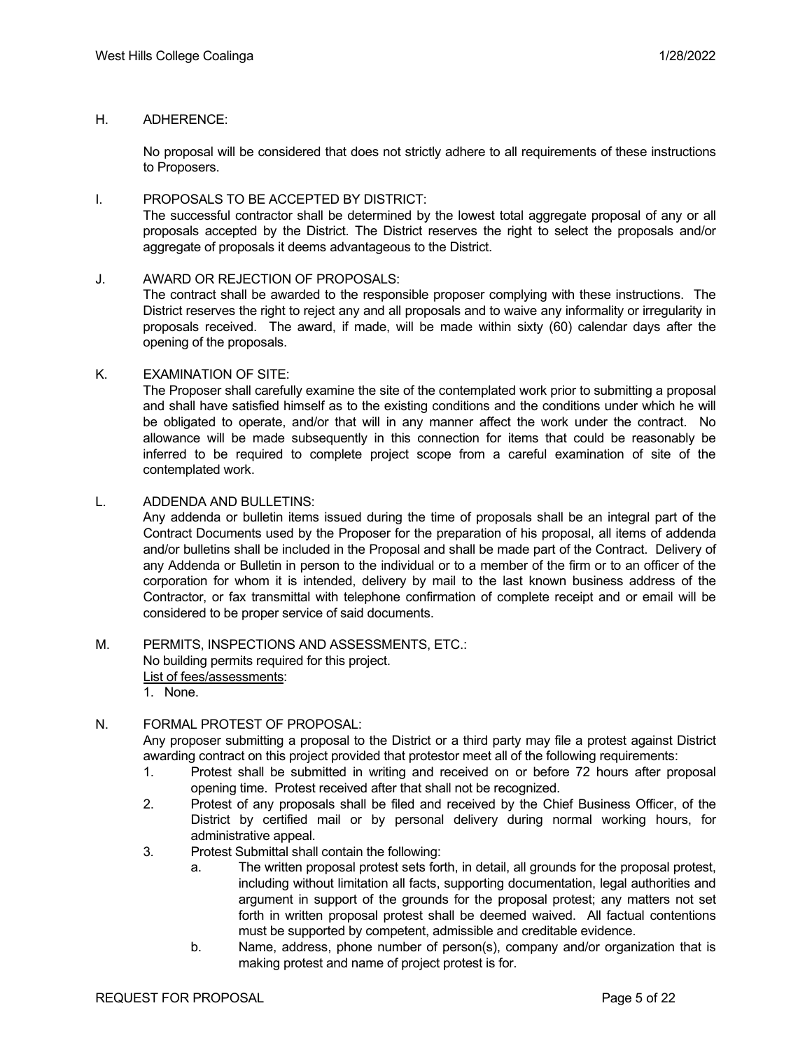## H. ADHERENCE:

No proposal will be considered that does not strictly adhere to all requirements of these instructions to Proposers.

## I. PROPOSALS TO BE ACCEPTED BY DISTRICT:

The successful contractor shall be determined by the lowest total aggregate proposal of any or all proposals accepted by the District. The District reserves the right to select the proposals and/or aggregate of proposals it deems advantageous to the District.

## J. AWARD OR REJECTION OF PROPOSALS:

The contract shall be awarded to the responsible proposer complying with these instructions. The District reserves the right to reject any and all proposals and to waive any informality or irregularity in proposals received. The award, if made, will be made within sixty (60) calendar days after the opening of the proposals.

## K. EXAMINATION OF SITE:

The Proposer shall carefully examine the site of the contemplated work prior to submitting a proposal and shall have satisfied himself as to the existing conditions and the conditions under which he will be obligated to operate, and/or that will in any manner affect the work under the contract. No allowance will be made subsequently in this connection for items that could be reasonably be inferred to be required to complete project scope from a careful examination of site of the contemplated work.

## L. ADDENDA AND BULLETINS:

Any addenda or bulletin items issued during the time of proposals shall be an integral part of the Contract Documents used by the Proposer for the preparation of his proposal, all items of addenda and/or bulletins shall be included in the Proposal and shall be made part of the Contract. Delivery of any Addenda or Bulletin in person to the individual or to a member of the firm or to an officer of the corporation for whom it is intended, delivery by mail to the last known business address of the Contractor, or fax transmittal with telephone confirmation of complete receipt and or email will be considered to be proper service of said documents.

## M. PERMITS, INSPECTIONS AND ASSESSMENTS, ETC.:

No building permits required for this project.

List of fees/assessments:

1. None.

## N. FORMAL PROTEST OF PROPOSAL:

Any proposer submitting a proposal to the District or a third party may file a protest against District awarding contract on this project provided that protestor meet all of the following requirements:

1. Protest shall be submitted in writing and received on or before 72 hours after proposal opening time. Protest received after that shall not be recognized.
2. Protest of any proposals shall be filed and received by the Chief Business Officer, of the District by certified mail or by personal delivery during normal working hours, for administrative appeal.
3. Protest Submittal shall contain the following:
   a. The written proposal protest sets forth, in detail, all grounds for the proposal protest, including without limitation all facts, supporting documentation, legal authorities and argument in support of the grounds for the proposal protest; any matters not set forth in written proposal protest shall be deemed waived. All factual contentions must be supported by competent, admissible and creditable evidence.
   b. Name, address, phone number of person(s), company and/or organization that is making protest and name of project protest is for.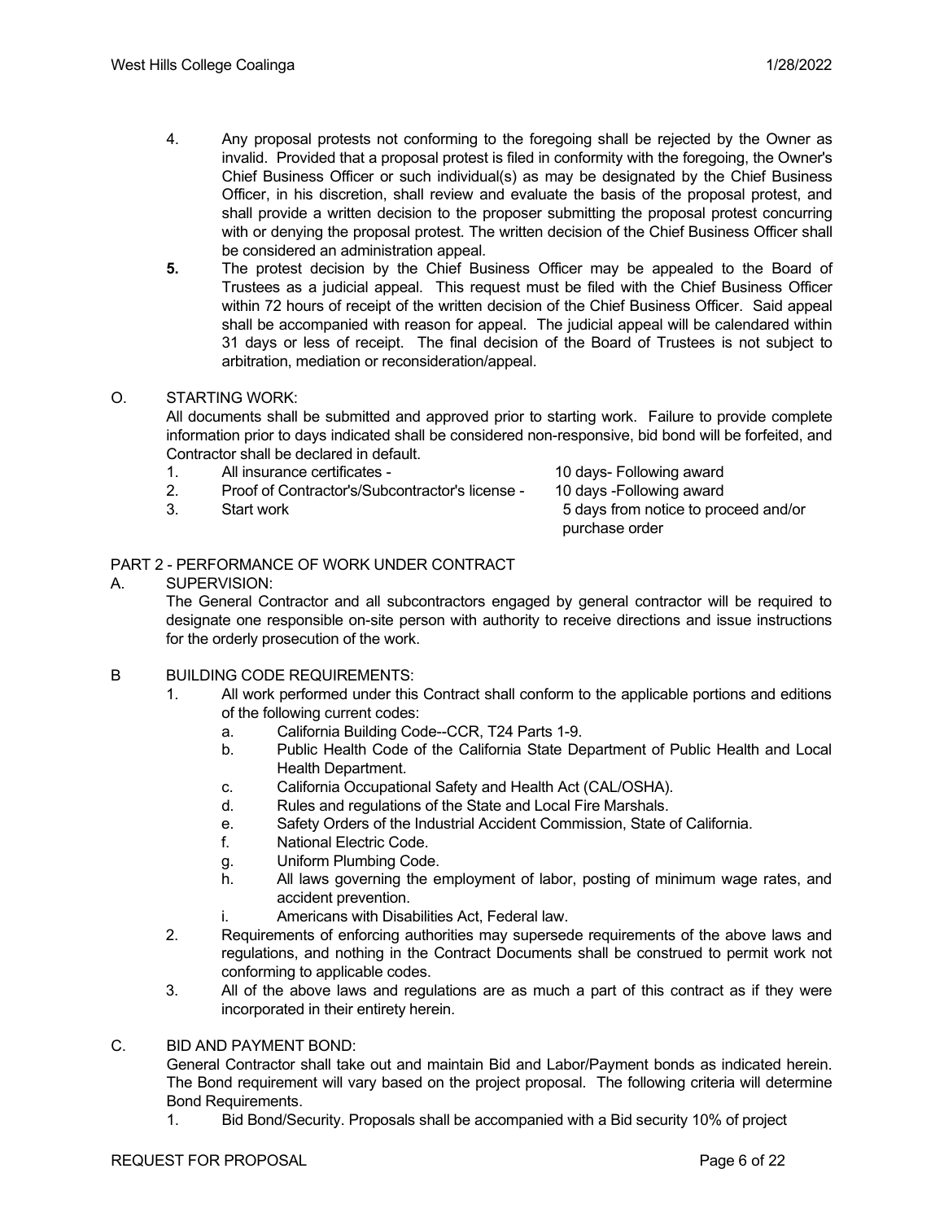4. Any proposal protests not conforming to the foregoing shall be rejected by the Owner as invalid. Provided that a proposal protest is filed in conformity with the foregoing, the Owner's Chief Business Officer or such individual(s) as may be designated by the Chief Business Officer, in his discretion, shall review and evaluate the basis of the proposal protest, and shall provide a written decision to the proposer submitting the proposal protest concurring with or denying the proposal protest. The written decision of the Chief Business Officer shall be considered an administration appeal.
5. The protest decision by the Chief Business Officer may be appealed to the Board of Trustees as a judicial appeal. This request must be filed with the Chief Business Officer within 72 hours of receipt of the written decision of the Chief Business Officer. Said appeal shall be accompanied with reason for appeal. The judicial appeal will be calendared within 31 days or less of receipt. The final decision of the Board of Trustees is not subject to arbitration, mediation or reconsideration/appeal.

O. STARTING WORK:

All documents shall be submitted and approved prior to starting work. Failure to provide complete information prior to days indicated shall be considered non-responsive, bid bond will be forfeited, and Contractor shall be declared in default.

1. All insurance certificates - 10 days- Following award
2. Proof of Contractor's/Subcontractor's license - 10 days -Following award
3. Start work 5 days from notice to proceed and/or purchase order

PART 2 - PERFORMANCE OF WORK UNDER CONTRACT

A. SUPERVISION:

The General Contractor and all subcontractors engaged by general contractor will be required to designate one responsible on-site person with authority to receive directions and issue instructions for the orderly prosecution of the work.

B BUILDING CODE REQUIREMENTS:

1. All work performed under this Contract shall conform to the applicable portions and editions of the following current codes:
   a. California Building Code--CCR, T24 Parts 1-9.
   b. Public Health Code of the California State Department of Public Health and Local Health Department.
   c. California Occupational Safety and Health Act (CAL/OSHA).
   d. Rules and regulations of the State and Local Fire Marshals.
   e. Safety Orders of the Industrial Accident Commission, State of California.
   f. National Electric Code.
   g. Uniform Plumbing Code.
   h. All laws governing the employment of labor, posting of minimum wage rates, and accident prevention.
   i. Americans with Disabilities Act, Federal law.
2. Requirements of enforcing authorities may supersede requirements of the above laws and regulations, and nothing in the Contract Documents shall be construed to permit work not conforming to applicable codes.
3. All of the above laws and regulations are as much a part of this contract as if they were incorporated in their entirety herein.

C. BID AND PAYMENT BOND:

General Contractor shall take out and maintain Bid and Labor/Payment bonds as indicated herein. The Bond requirement will vary based on the project proposal. The following criteria will determine Bond Requirements.

1. Bid Bond/Security. Proposals shall be accompanied with a Bid security 10% of project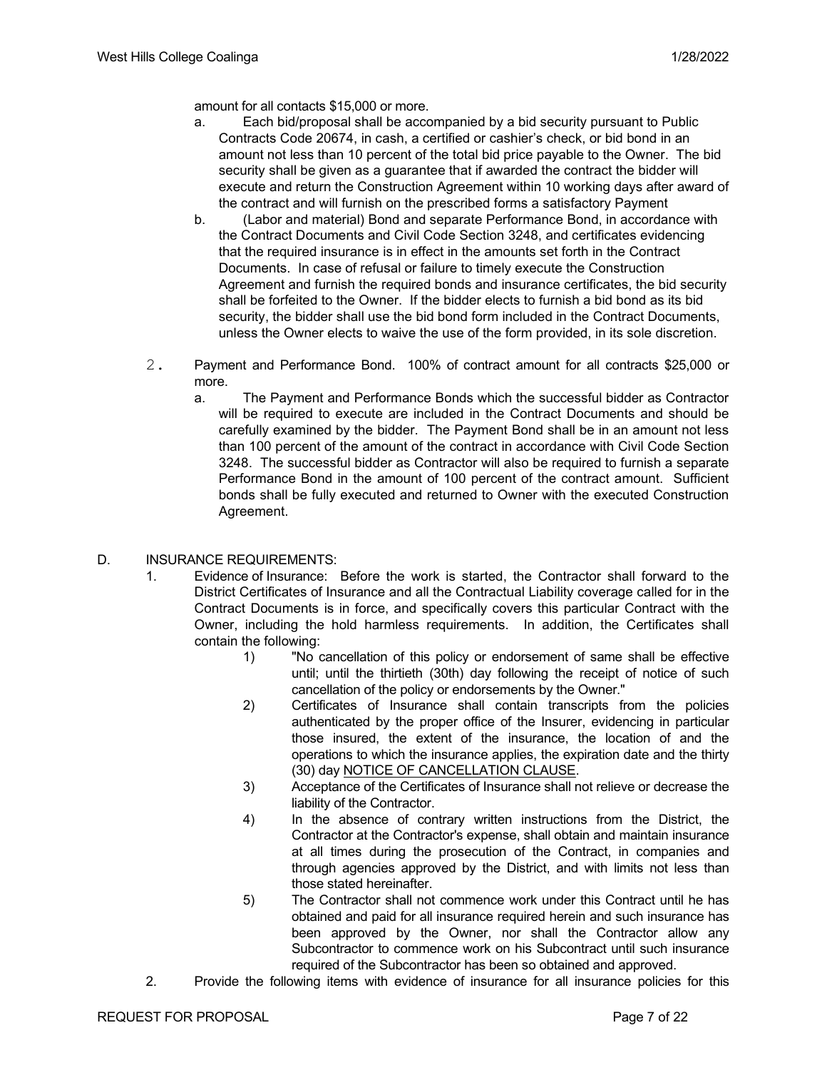amount for all contacts $15,000 or more.

a. Each bid/proposal shall be accompanied by a bid security pursuant to Public Contracts Code 20674, in cash, a certified or cashier's check, or bid bond in an amount not less than 10 percent of the total bid price payable to the Owner. The bid security shall be given as a guarantee that if awarded the contract the bidder will execute and return the Construction Agreement within 10 working days after award of the contract and will furnish on the prescribed forms a satisfactory Payment

b. (Labor and material) Bond and separate Performance Bond, in accordance with the Contract Documents and Civil Code Section 3248, and certificates evidencing that the required insurance is in effect in the amounts set forth in the Contract Documents. In case of refusal or failure to timely execute the Construction Agreement and furnish the required bonds and insurance certificates, the bid security shall be forfeited to the Owner. If the bidder elects to furnish a bid bond as its bid security, the bidder shall use the bid bond form included in the Contract Documents, unless the Owner elects to waive the use of the form provided, in its sole discretion.

2. Payment and Performance Bond. 100% of contract amount for all contracts $25,000 or more.

   a. The Payment and Performance Bonds which the successful bidder as Contractor will be required to execute are included in the Contract Documents and should be carefully examined by the bidder. The Payment Bond shall be in an amount not less than 100 percent of the amount of the contract in accordance with Civil Code Section 3248. The successful bidder as Contractor will also be required to furnish a separate Performance Bond in the amount of 100 percent of the contract amount. Sufficient bonds shall be fully executed and returned to Owner with the executed Construction Agreement.

D. INSURANCE REQUIREMENTS:

1. Evidence of Insurance: Before the work is started, the Contractor shall forward to the District Certificates of Insurance and all the Contractual Liability coverage called for in the Contract Documents is in force, and specifically covers this particular Contract with the Owner, including the hold harmless requirements. In addition, the Certificates shall contain the following:

   1) "No cancellation of this policy or endorsement of same shall be effective until; until the thirtieth (30th) day following the receipt of notice of such cancellation of the policy or endorsements by the Owner."
   2) Certificates of Insurance shall contain transcripts from the policies authenticated by the proper office of the Insurer, evidencing in particular those insured, the extent of the insurance, the location of and the operations to which the insurance applies, the expiration date and the thirty (30) day <u>NOTICE OF CANCELLATION CLAUSE</u>.
   3) Acceptance of the Certificates of Insurance shall not relieve or decrease the liability of the Contractor.
   4) In the absence of contrary written instructions from the District, the Contractor at the Contractor's expense, shall obtain and maintain insurance at all times during the prosecution of the Contract, in companies and through agencies approved by the District, and with limits not less than those stated hereinafter.
   5) The Contractor shall not commence work under this Contract until he has obtained and paid for all insurance required herein and such insurance has been approved by the Owner, nor shall the Contractor allow any Subcontractor to commence work on his Subcontract until such insurance required of the Subcontractor has been so obtained and approved.

2. Provide the following items with evidence of insurance for all insurance policies for this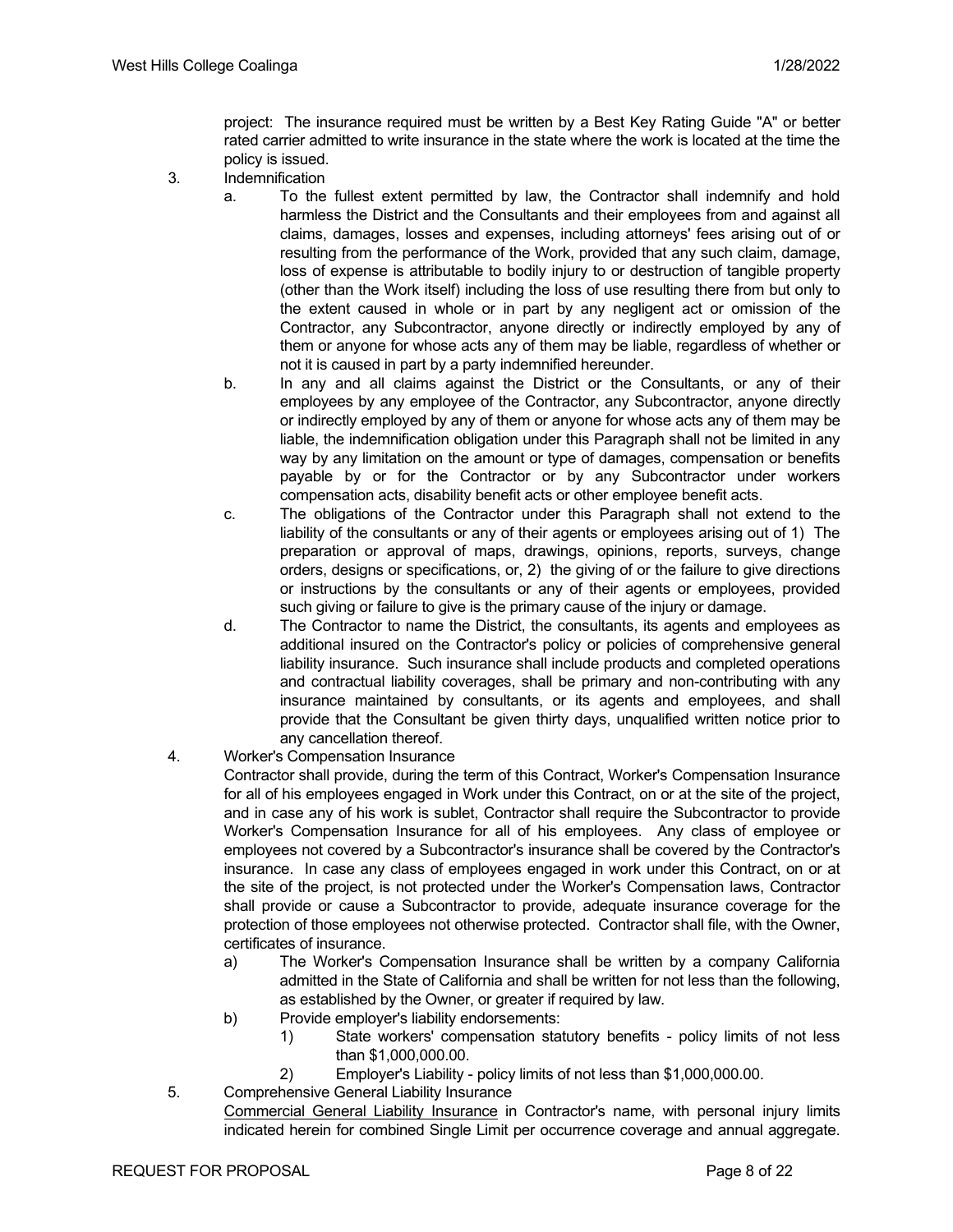project: The insurance required must be written by a Best Key Rating Guide "A" or better rated carrier admitted to write insurance in the state where the work is located at the time the policy is issued.

3. Indemnification
   a. To the fullest extent permitted by law, the Contractor shall indemnify and hold harmless the District and the Consultants and their employees from and against all claims, damages, losses and expenses, including attorneys' fees arising out of or resulting from the performance of the Work, provided that any such claim, damage, loss of expense is attributable to bodily injury to or destruction of tangible property (other than the Work itself) including the loss of use resulting there from but only to the extent caused in whole or in part by any negligent act or omission of the Contractor, any Subcontractor, anyone directly or indirectly employed by any of them or anyone for whose acts any of them may be liable, regardless of whether or not it is caused in part by a party indemnified hereunder.
   b. In any and all claims against the District or the Consultants, or any of their employees by any employee of the Contractor, any Subcontractor, anyone directly or indirectly employed by any of them or anyone for whose acts any of them may be liable, the indemnification obligation under this Paragraph shall not be limited in any way by any limitation on the amount or type of damages, compensation or benefits payable by or for the Contractor or by any Subcontractor under workers compensation acts, disability benefit acts or other employee benefit acts.
   c. The obligations of the Contractor under this Paragraph shall not extend to the liability of the consultants or any of their agents or employees arising out of 1) The preparation or approval of maps, drawings, opinions, reports, surveys, change orders, designs or specifications, or, 2) the giving of or the failure to give directions or instructions by the consultants or any of their agents or employees, provided such giving or failure to give is the primary cause of the injury or damage.
   d. The Contractor to name the District, the consultants, its agents and employees as additional insured on the Contractor's policy or policies of comprehensive general liability insurance. Such insurance shall include products and completed operations and contractual liability coverages, shall be primary and non-contributing with any insurance maintained by consultants, or its agents and employees, and shall provide that the Consultant be given thirty days, unqualified written notice prior to any cancellation thereof.

4. Worker's Compensation Insurance

   Contractor shall provide, during the term of this Contract, Worker's Compensation Insurance for all of his employees engaged in Work under this Contract, on or at the site of the project, and in case any of his work is sublet, Contractor shall require the Subcontractor to provide Worker's Compensation Insurance for all of his employees. Any class of employee or employees not covered by a Subcontractor's insurance shall be covered by the Contractor's insurance. In case any class of employees engaged in work under this Contract, on or at the site of the project, is not protected under the Worker's Compensation laws, Contractor shall provide or cause a Subcontractor to provide, adequate insurance coverage for the protection of those employees not otherwise protected. Contractor shall file, with the Owner, certificates of insurance.
   a) The Worker's Compensation Insurance shall be written by a company California admitted in the State of California and shall be written for not less than the following, as established by the Owner, or greater if required by law.
   b) Provide employer's liability endorsements:
      1) State workers' compensation statutory benefits - policy limits of not less than $1,000,000.00.
      2) Employer's Liability - policy limits of not less than $1,000,000.00.

5. Comprehensive General Liability Insurance

   Commercial General Liability Insurance in Contractor's name, with personal injury limits indicated herein for combined Single Limit per occurrence coverage and annual aggregate.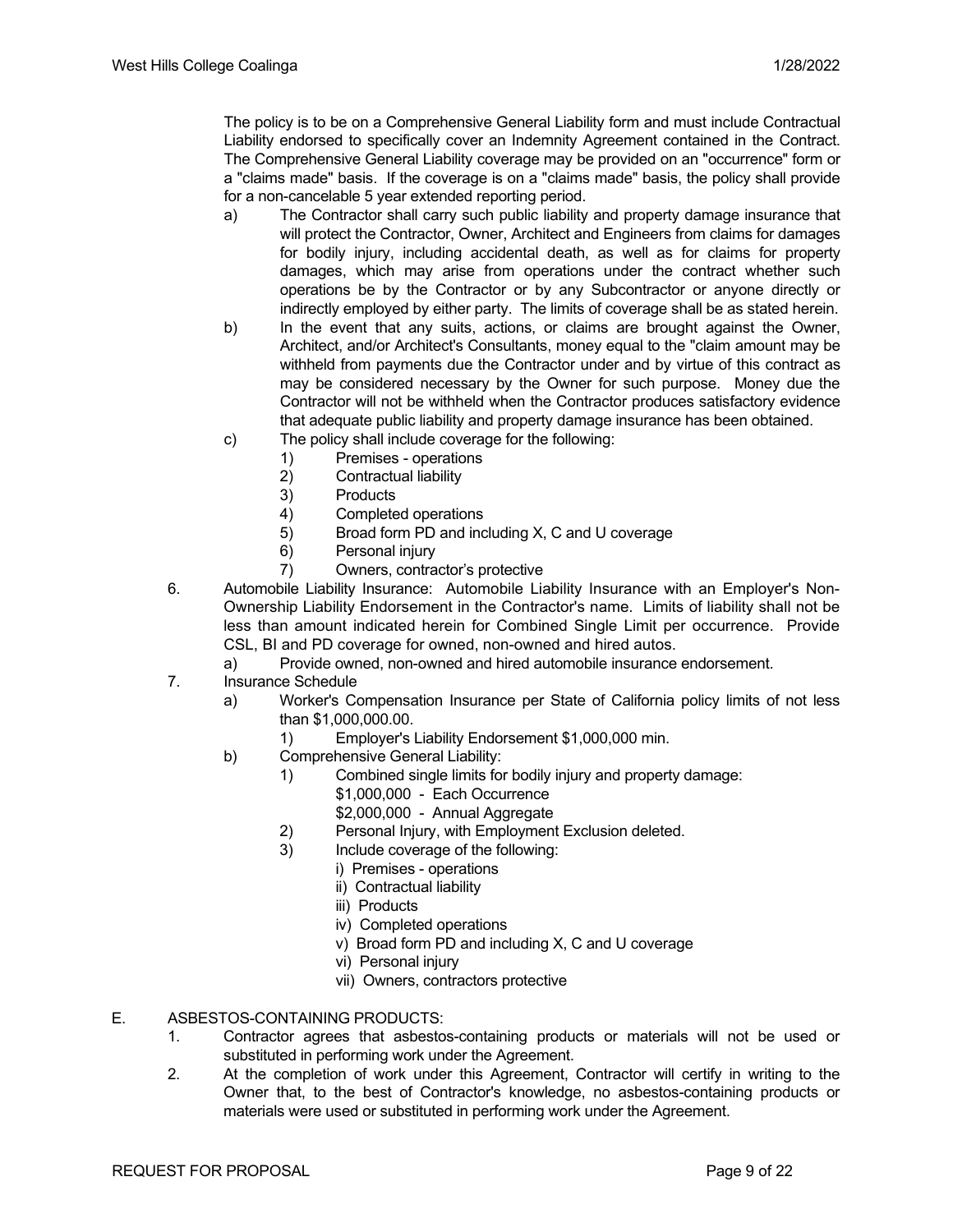The policy is to be on a Comprehensive General Liability form and must include Contractual Liability endorsed to specifically cover an Indemnity Agreement contained in the Contract. The Comprehensive General Liability coverage may be provided on an "occurrence" form or a "claims made" basis. If the coverage is on a "claims made" basis, the policy shall provide for a non-cancelable 5 year extended reporting period.

a) The Contractor shall carry such public liability and property damage insurance that will protect the Contractor, Owner, Architect and Engineers from claims for damages for bodily injury, including accidental death, as well as for claims for property damages, which may arise from operations under the contract whether such operations be by the Contractor or by any Subcontractor or anyone directly or indirectly employed by either party. The limits of coverage shall be as stated herein.

b) In the event that any suits, actions, or claims are brought against the Owner, Architect, and/or Architect's Consultants, money equal to the "claim amount may be withheld from payments due the Contractor under and by virtue of this contract as may be considered necessary by the Owner for such purpose. Money due the Contractor will not be withheld when the Contractor produces satisfactory evidence that adequate public liability and property damage insurance has been obtained.

c) The policy shall include coverage for the following:
   1) Premises - operations
   2) Contractual liability
   3) Products
   4) Completed operations
   5) Broad form PD and including X, C and U coverage
   6) Personal injury
   7) Owners, contractor's protective

6. Automobile Liability Insurance: Automobile Liability Insurance with an Employer's Non-Ownership Liability Endorsement in the Contractor's name. Limits of liability shall not be less than amount indicated herein for Combined Single Limit per occurrence. Provide CSL, BI and PD coverage for owned, non-owned and hired autos.
   a) Provide owned, non-owned and hired automobile insurance endorsement.

7. Insurance Schedule
   a) Worker's Compensation Insurance per State of California policy limits of not less than $1,000,000.00.
      1) Employer's Liability Endorsement $1,000,000 min.
   b) Comprehensive General Liability:
      1) Combined single limits for bodily injury and property damage:
         $1,000,000 - Each Occurrence
         $2,000,000 - Annual Aggregate
      2) Personal Injury, with Employment Exclusion deleted.
      3) Include coverage of the following:
         i) Premises - operations
         ii) Contractual liability
         iii) Products
         iv) Completed operations
         v) Broad form PD and including X, C and U coverage
         vi) Personal injury
         vii) Owners, contractors protective

E. ASBESTOS-CONTAINING PRODUCTS:

1. Contractor agrees that asbestos-containing products or materials will not be used or substituted in performing work under the Agreement.
2. At the completion of work under this Agreement, Contractor will certify in writing to the Owner that, to the best of Contractor's knowledge, no asbestos-containing products or materials were used or substituted in performing work under the Agreement.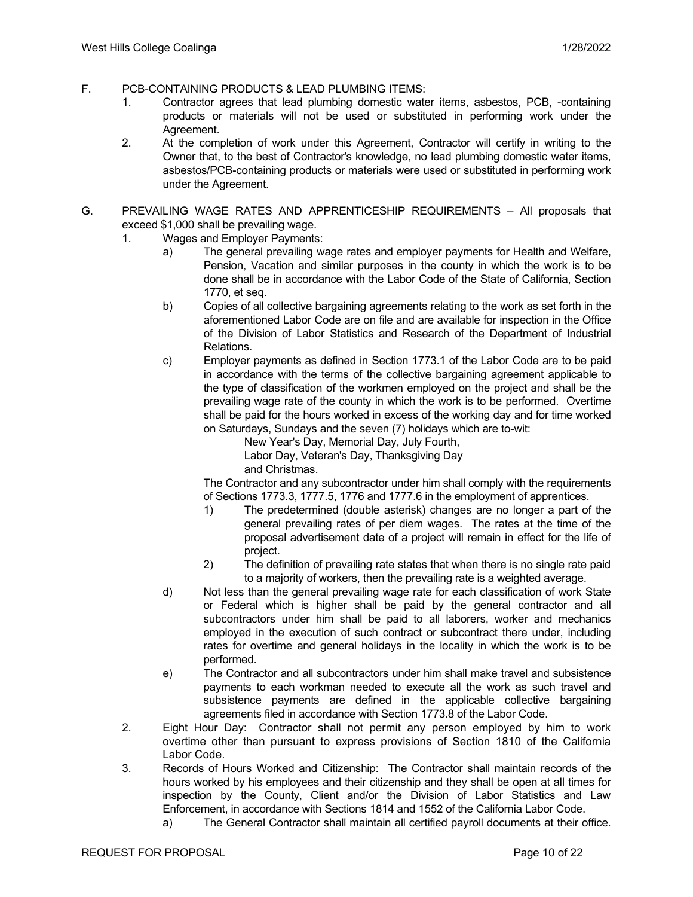F. PCB-CONTAINING PRODUCTS & LEAD PLUMBING ITEMS:

1. Contractor agrees that lead plumbing domestic water items, asbestos, PCB, -containing products or materials will not be used or substituted in performing work under the Agreement.
2. At the completion of work under this Agreement, Contractor will certify in writing to the Owner that, to the best of Contractor's knowledge, no lead plumbing domestic water items, asbestos/PCB-containing products or materials were used or substituted in performing work under the Agreement.

G. PREVAILING WAGE RATES AND APPRENTICESHIP REQUIREMENTS – All proposals that exceed $1,000 shall be prevailing wage.

1. Wages and Employer Payments:
   - a) The general prevailing wage rates and employer payments for Health and Welfare, Pension, Vacation and similar purposes in the county in which the work is to be done shall be in accordance with the Labor Code of the State of California, Section 1770, et seq.
   - b) Copies of all collective bargaining agreements relating to the work as set forth in the aforementioned Labor Code are on file and are available for inspection in the Office of the Division of Labor Statistics and Research of the Department of Industrial Relations.
   - c) Employer payments as defined in Section 1773.1 of the Labor Code are to be paid in accordance with the terms of the collective bargaining agreement applicable to the type of classification of the workmen employed on the project and shall be the prevailing wage rate of the county in which the work is to be performed. Overtime shall be paid for the hours worked in excess of the working day and for time worked on Saturdays, Sundays and the seven (7) holidays which are to-wit:

     New Year's Day, Memorial Day, July Fourth,
     Labor Day, Veteran's Day, Thanksgiving Day
     and Christmas.

     The Contractor and any subcontractor under him shall comply with the requirements of Sections 1773.3, 1777.5, 1776 and 1777.6 in the employment of apprentices.
     1) The predetermined (double asterisk) changes are no longer a part of the general prevailing rates of per diem wages. The rates at the time of the proposal advertisement date of a project will remain in effect for the life of project.
     2) The definition of prevailing rate states that when there is no single rate paid to a majority of workers, then the prevailing rate is a weighted average.
   - d) Not less than the general prevailing wage rate for each classification of work State or Federal which is higher shall be paid by the general contractor and all subcontractors under him shall be paid to all laborers, worker and mechanics employed in the execution of such contract or subcontract there under, including rates for overtime and general holidays in the locality in which the work is to be performed.
   - e) The Contractor and all subcontractors under him shall make travel and subsistence payments to each workman needed to execute all the work as such travel and subsistence payments are defined in the applicable collective bargaining agreements filed in accordance with Section 1773.8 of the Labor Code.
2. Eight Hour Day: Contractor shall not permit any person employed by him to work overtime other than pursuant to express provisions of Section 1810 of the California Labor Code.
3. Records of Hours Worked and Citizenship: The Contractor shall maintain records of the hours worked by his employees and their citizenship and they shall be open at all times for inspection by the County, Client and/or the Division of Labor Statistics and Law Enforcement, in accordance with Sections 1814 and 1552 of the California Labor Code.
   - a) The General Contractor shall maintain all certified payroll documents at their office.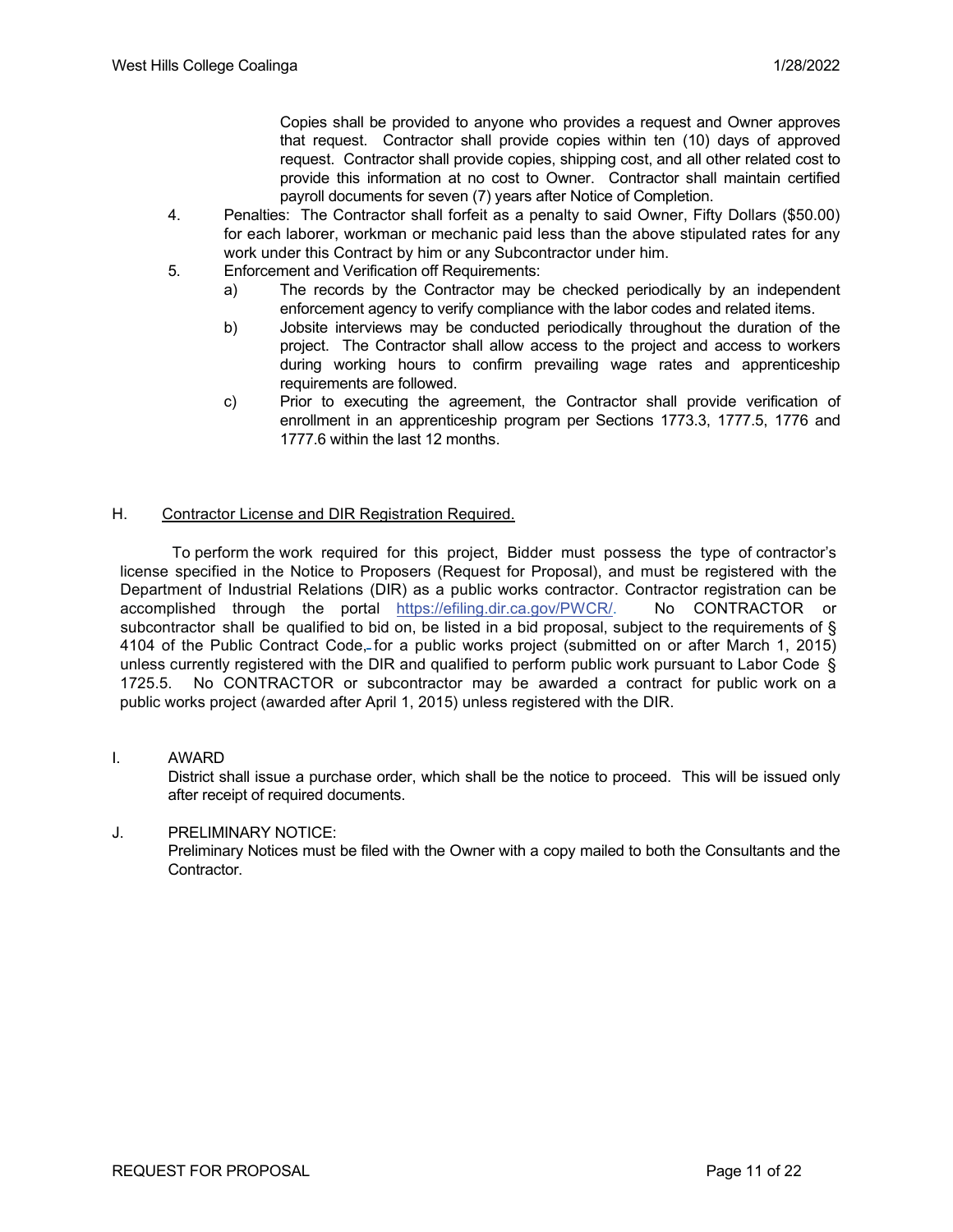Copies shall be provided to anyone who provides a request and Owner approves that request. Contractor shall provide copies within ten (10) days of approved request. Contractor shall provide copies, shipping cost, and all other related cost to provide this information at no cost to Owner. Contractor shall maintain certified payroll documents for seven (7) years after Notice of Completion.

4. Penalties: The Contractor shall forfeit as a penalty to said Owner, Fifty Dollars ($50.00) for each laborer, workman or mechanic paid less than the above stipulated rates for any work under this Contract by him or any Subcontractor under him.
5. Enforcement and Verification off Requirements:
   a) The records by the Contractor may be checked periodically by an independent enforcement agency to verify compliance with the labor codes and related items.
   b) Jobsite interviews may be conducted periodically throughout the duration of the project. The Contractor shall allow access to the project and access to workers during working hours to confirm prevailing wage rates and apprenticeship requirements are followed.
   c) Prior to executing the agreement, the Contractor shall provide verification of enrollment in an apprenticeship program per Sections 1773.3, 1777.5, 1776 and 1777.6 within the last 12 months.

H. Contractor License and DIR Registration Required.

To perform the work required for this project, Bidder must possess the type of contractor's license specified in the Notice to Proposers (Request for Proposal), and must be registered with the Department of Industrial Relations (DIR) as a public works contractor. Contractor registration can be accomplished through the portal https://efiling.dir.ca.gov/PWCR/. No CONTRACTOR or subcontractor shall be qualified to bid on, be listed in a bid proposal, subject to the requirements of § 4104 of the Public Contract Code, for a public works project (submitted on or after March 1, 2015) unless currently registered with the DIR and qualified to perform public work pursuant to Labor Code § 1725.5. No CONTRACTOR or subcontractor may be awarded a contract for public work on a public works project (awarded after April 1, 2015) unless registered with the DIR.

I. AWARD

District shall issue a purchase order, which shall be the notice to proceed. This will be issued only after receipt of required documents.

J. PRELIMINARY NOTICE:

Preliminary Notices must be filed with the Owner with a copy mailed to both the Consultants and the Contractor.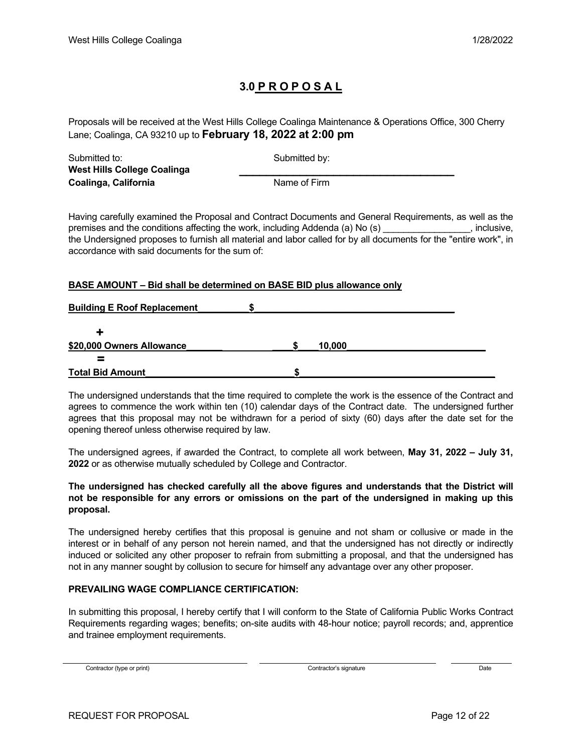# 3.0 P R O P O S A L

Proposals will be received at the West Hills College Coalinga Maintenance & Operations Office, 300 Cherry Lane; Coalinga, CA 93210 up to **February 18, 2022 at 2:00 pm**

| Submitted to: | Submitted by: |
|---|---|
| **West Hills College Coalinga** | ________________________________________ |
| **Coalinga, California** | Name of Firm |

Having carefully examined the Proposal and Contract Documents and General Requirements, as well as the premises and the conditions affecting the work, including Addenda (a) No (s) _________________, inclusive, the Undersigned proposes to furnish all material and labor called for by all documents for the "entire work", in accordance with said documents for the sum of:

**BASE AMOUNT – Bid shall be determined on BASE BID plus allowance only**

**Building E Roof Replacement** __________ $ ____________________________________

**+**

**$20,000 Owners Allowance** __________ $ 10,000 __________________________

**=**

**Total Bid Amount** ____________________________ $ ____________________________________

The undersigned understands that the time required to complete the work is the essence of the Contract and agrees to commence the work within ten (10) calendar days of the Contract date. The undersigned further agrees that this proposal may not be withdrawn for a period of sixty (60) days after the date set for the opening thereof unless otherwise required by law.

The undersigned agrees, if awarded the Contract, to complete all work between, **May 31, 2022 – July 31, 2022** or as otherwise mutually scheduled by College and Contractor.

**The undersigned has checked carefully all the above figures and understands that the District will not be responsible for any errors or omissions on the part of the undersigned in making up this proposal.**

The undersigned hereby certifies that this proposal is genuine and not sham or collusive or made in the interest or in behalf of any person not herein named, and that the undersigned has not directly or indirectly induced or solicited any other proposer to refrain from submitting a proposal, and that the undersigned has not in any manner sought by collusion to secure for himself any advantage over any other proposer.

**PREVAILING WAGE COMPLIANCE CERTIFICATION:**

In submitting this proposal, I hereby certify that I will conform to the State of California Public Works Contract Requirements regarding wages; benefits; on-site audits with 48-hour notice; payroll records; and, apprentice and trainee employment requirements.

| ______________________________ | ______________________________ | ____________ |
|---|---|---|
| Contractor (type or print) | Contractor's signature | Date |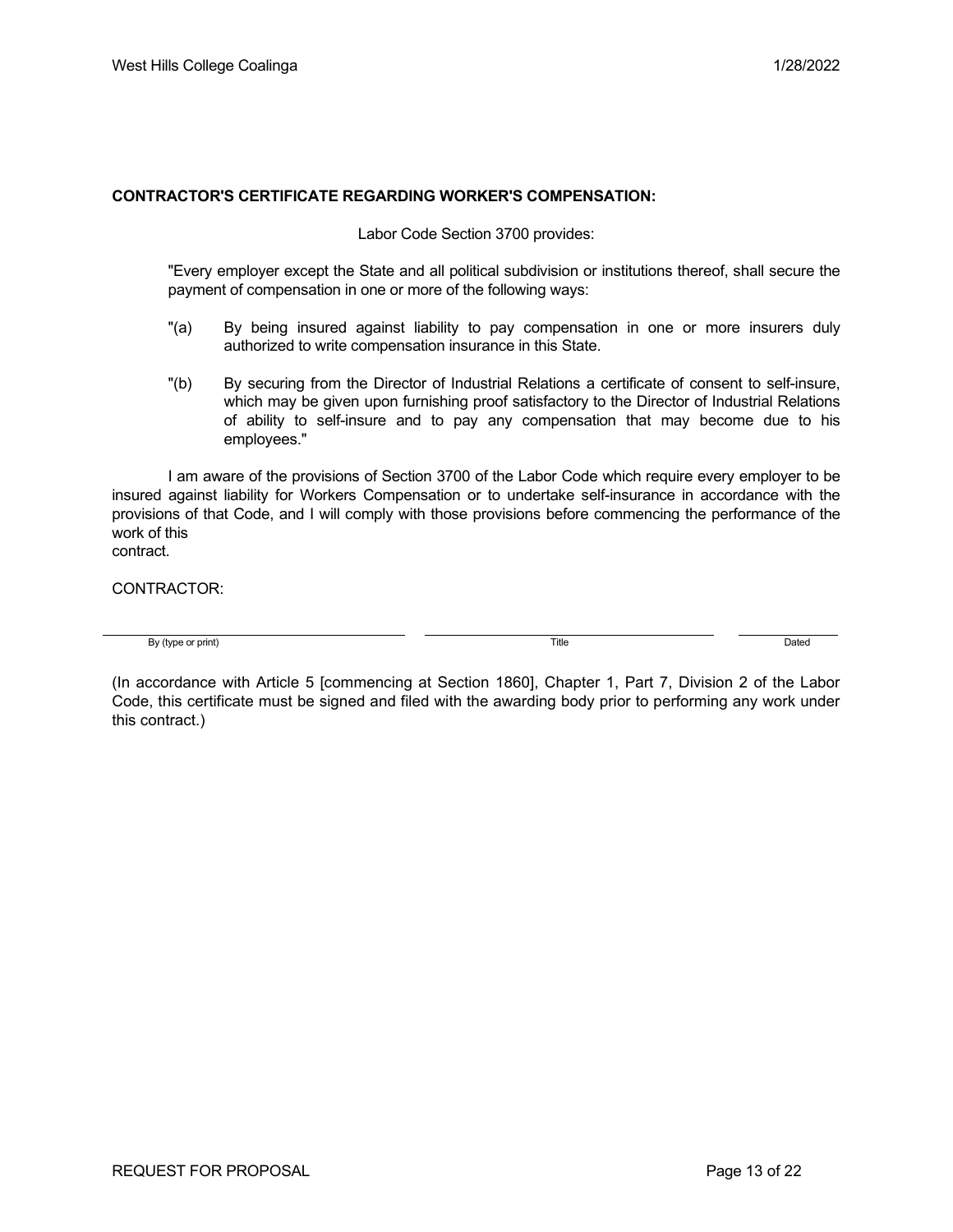**CONTRACTOR'S CERTIFICATE REGARDING WORKER'S COMPENSATION:**

Labor Code Section 3700 provides:

"Every employer except the State and all political subdivision or institutions thereof, shall secure the payment of compensation in one or more of the following ways:

"(a) By being insured against liability to pay compensation in one or more insurers duly authorized to write compensation insurance in this State.

"(b) By securing from the Director of Industrial Relations a certificate of consent to self-insure, which may be given upon furnishing proof satisfactory to the Director of Industrial Relations of ability to self-insure and to pay any compensation that may become due to his employees."

I am aware of the provisions of Section 3700 of the Labor Code which require every employer to be insured against liability for Workers Compensation or to undertake self-insurance in accordance with the provisions of that Code, and I will comply with those provisions before commencing the performance of the work of this contract.

CONTRACTOR:

| ______________________________ | ______________________________ | __________ |
|---|---|---|
| By (type or print) | Title | Dated |

(In accordance with Article 5 [commencing at Section 1860], Chapter 1, Part 7, Division 2 of the Labor Code, this certificate must be signed and filed with the awarding body prior to performing any work under this contract.)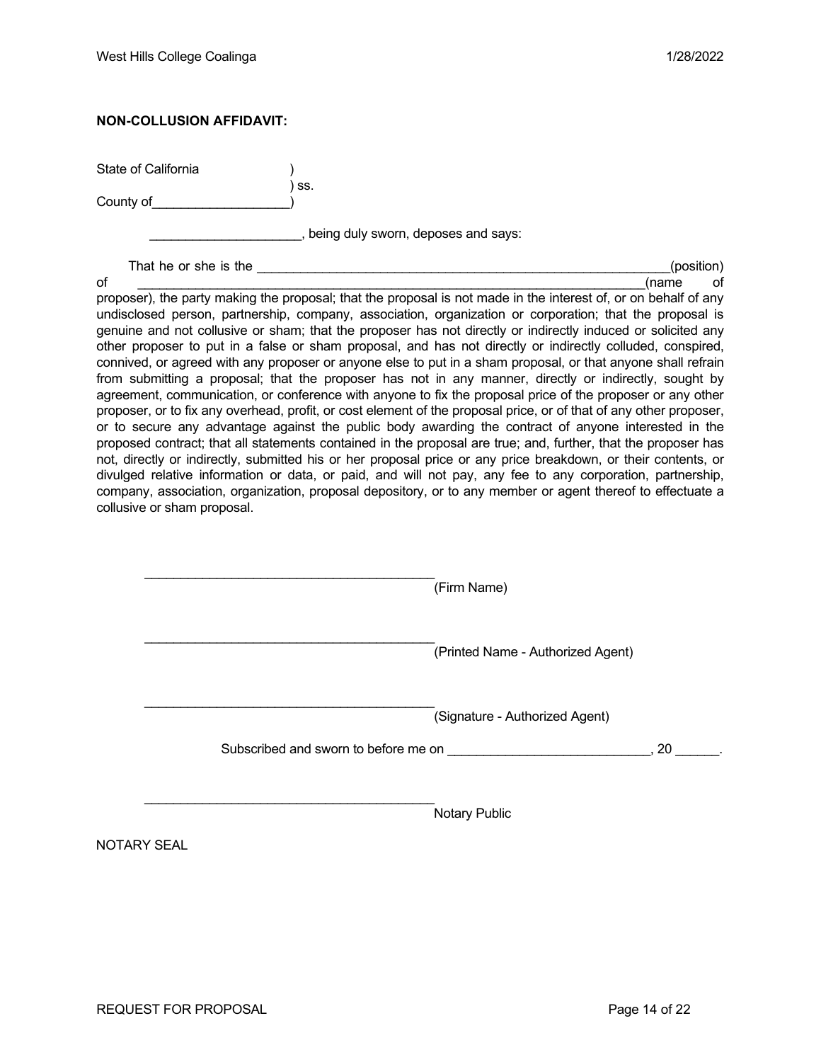**NON-COLLUSION AFFIDAVIT:**

State of California )
) ss.
County of___________________)

_____________________, being duly sworn, deposes and says:

That he or she is the ____________________________________________________________(position) of ________________________________________________________________________(name of proposer), the party making the proposal; that the proposal is not made in the interest of, or on behalf of any undisclosed person, partnership, company, association, organization or corporation; that the proposal is genuine and not collusive or sham; that the proposer has not directly or indirectly induced or solicited any other proposer to put in a false or sham proposal, and has not directly or indirectly colluded, conspired, connived, or agreed with any proposer or anyone else to put in a sham proposal, or that anyone shall refrain from submitting a proposal; that the proposer has not in any manner, directly or indirectly, sought by agreement, communication, or conference with anyone to fix the proposal price of the proposer or any other proposer, or to fix any overhead, profit, or cost element of the proposal price, or of that of any other proposer, or to secure any advantage against the public body awarding the contract of anyone interested in the proposed contract; that all statements contained in the proposal are true; and, further, that the proposer has not, directly or indirectly, submitted his or her proposal price or any price breakdown, or their contents, or divulged relative information or data, or paid, and will not pay, any fee to any corporation, partnership, company, association, organization, proposal depository, or to any member or agent thereof to effectuate a collusive or sham proposal.

__________________________________________
(Firm Name)

__________________________________________
(Printed Name - Authorized Agent)

__________________________________________
(Signature - Authorized Agent)

Subscribed and sworn to before me on ____________________________, 20 ______.

__________________________________________
Notary Public

NOTARY SEAL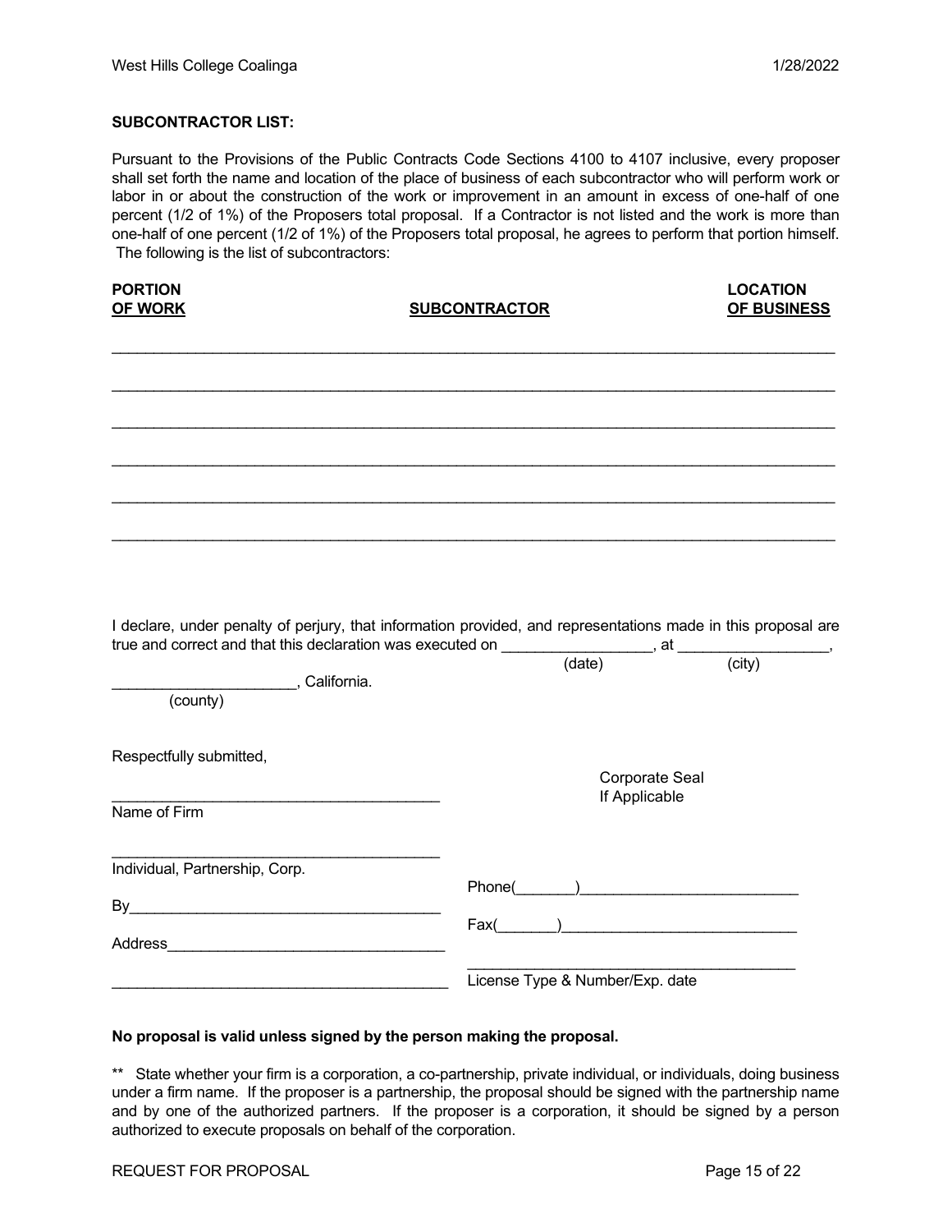**SUBCONTRACTOR LIST:**

Pursuant to the Provisions of the Public Contracts Code Sections 4100 to 4107 inclusive, every proposer shall set forth the name and location of the place of business of each subcontractor who will perform work or labor in or about the construction of the work or improvement in an amount in excess of one-half of one percent (1/2 of 1%) of the Proposers total proposal. If a Contractor is not listed and the work is more than one-half of one percent (1/2 of 1%) of the Proposers total proposal, he agrees to perform that portion himself. The following is the list of subcontractors:

| PORTION OF WORK | SUBCONTRACTOR | LOCATION OF BUSINESS |
|---|---|---|
| | | |
| | | |
| | | |
| | | |
| | | |
| | | |

I declare, under penalty of perjury, that information provided, and representations made in this proposal are true and correct and that this declaration was executed on __________________ (date), at __________________ (city), ______________________ (county), California.

Respectfully submitted,

_______________________________________
Name of Firm

_______________________________________
Individual, Partnership, Corp.

By_____________________________________

Address________________________________

_______________________________________

Corporate Seal
If Applicable

Phone(_______)__________________________

Fax(_______)____________________________

_______________________________________
License Type & Number/Exp. date

**No proposal is valid unless signed by the person making the proposal.**

** State whether your firm is a corporation, a co-partnership, private individual, or individuals, doing business under a firm name. If the proposer is a partnership, the proposal should be signed with the partnership name and by one of the authorized partners. If the proposer is a corporation, it should be signed by a person authorized to execute proposals on behalf of the corporation.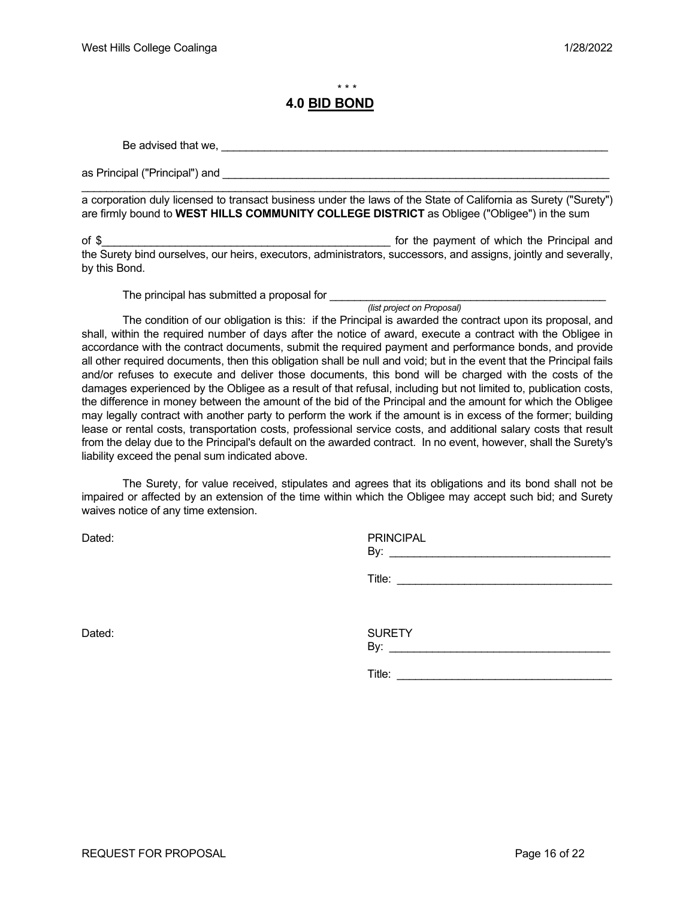\* \* \*

# 4.0 BID BOND

Be advised that we, ____________________________________________________________________

as Principal ("Principal") and ____________________________________________________________________

____________________________________________________________________________________________

a corporation duly licensed to transact business under the laws of the State of California as Surety ("Surety") are firmly bound to **WEST HILLS COMMUNITY COLLEGE DISTRICT** as Obligee ("Obligee") in the sum

of $_______________________________________________ for the payment of which the Principal and the Surety bind ourselves, our heirs, executors, administrators, successors, and assigns, jointly and severally, by this Bond.

The principal has submitted a proposal for ______________________________________________
*(list project on Proposal)*

The condition of our obligation is this: if the Principal is awarded the contract upon its proposal, and shall, within the required number of days after the notice of award, execute a contract with the Obligee in accordance with the contract documents, submit the required payment and performance bonds, and provide all other required documents, then this obligation shall be null and void; but in the event that the Principal fails and/or refuses to execute and deliver those documents, this bond will be charged with the costs of the damages experienced by the Obligee as a result of that refusal, including but not limited to, publication costs, the difference in money between the amount of the bid of the Principal and the amount for which the Obligee may legally contract with another party to perform the work if the amount is in excess of the former; building lease or rental costs, transportation costs, professional service costs, and additional salary costs that result from the delay due to the Principal's default on the awarded contract. In no event, however, shall the Surety's liability exceed the penal sum indicated above.

The Surety, for value received, stipulates and agrees that its obligations and its bond shall not be impaired or affected by an extension of the time within which the Obligee may accept such bid; and Surety waives notice of any time extension.

Dated:

PRINCIPAL
By: ____________________________________

Title: ___________________________________

Dated:

SURETY
By: ____________________________________

Title: ___________________________________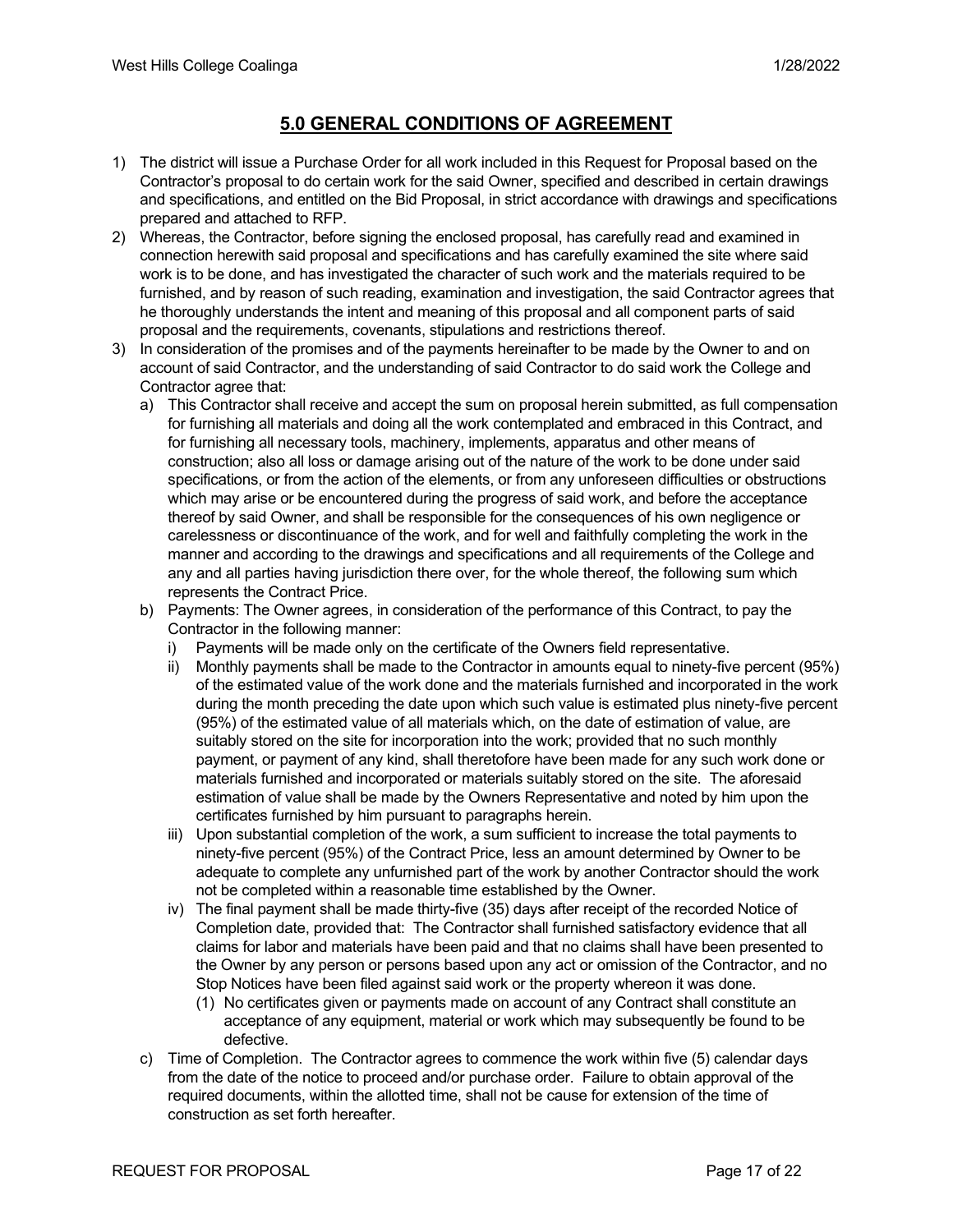## 5.0 GENERAL CONDITIONS OF AGREEMENT

1) The district will issue a Purchase Order for all work included in this Request for Proposal based on the Contractor's proposal to do certain work for the said Owner, specified and described in certain drawings and specifications, and entitled on the Bid Proposal, in strict accordance with drawings and specifications prepared and attached to RFP.
2) Whereas, the Contractor, before signing the enclosed proposal, has carefully read and examined in connection herewith said proposal and specifications and has carefully examined the site where said work is to be done, and has investigated the character of such work and the materials required to be furnished, and by reason of such reading, examination and investigation, the said Contractor agrees that he thoroughly understands the intent and meaning of this proposal and all component parts of said proposal and the requirements, covenants, stipulations and restrictions thereof.
3) In consideration of the promises and of the payments hereinafter to be made by the Owner to and on account of said Contractor, and the understanding of said Contractor to do said work the College and Contractor agree that:
   a) This Contractor shall receive and accept the sum on proposal herein submitted, as full compensation for furnishing all materials and doing all the work contemplated and embraced in this Contract, and for furnishing all necessary tools, machinery, implements, apparatus and other means of construction; also all loss or damage arising out of the nature of the work to be done under said specifications, or from the action of the elements, or from any unforeseen difficulties or obstructions which may arise or be encountered during the progress of said work, and before the acceptance thereof by said Owner, and shall be responsible for the consequences of his own negligence or carelessness or discontinuance of the work, and for well and faithfully completing the work in the manner and according to the drawings and specifications and all requirements of the College and any and all parties having jurisdiction there over, for the whole thereof, the following sum which represents the Contract Price.
   b) Payments: The Owner agrees, in consideration of the performance of this Contract, to pay the Contractor in the following manner:
      i) Payments will be made only on the certificate of the Owners field representative.
      ii) Monthly payments shall be made to the Contractor in amounts equal to ninety-five percent (95%) of the estimated value of the work done and the materials furnished and incorporated in the work during the month preceding the date upon which such value is estimated plus ninety-five percent (95%) of the estimated value of all materials which, on the date of estimation of value, are suitably stored on the site for incorporation into the work; provided that no such monthly payment, or payment of any kind, shall theretofore have been made for any such work done or materials furnished and incorporated or materials suitably stored on the site. The aforesaid estimation of value shall be made by the Owners Representative and noted by him upon the certificates furnished by him pursuant to paragraphs herein.
      iii) Upon substantial completion of the work, a sum sufficient to increase the total payments to ninety-five percent (95%) of the Contract Price, less an amount determined by Owner to be adequate to complete any unfurnished part of the work by another Contractor should the work not be completed within a reasonable time established by the Owner.
      iv) The final payment shall be made thirty-five (35) days after receipt of the recorded Notice of Completion date, provided that: The Contractor shall furnished satisfactory evidence that all claims for labor and materials have been paid and that no claims shall have been presented to the Owner by any person or persons based upon any act or omission of the Contractor, and no Stop Notices have been filed against said work or the property whereon it was done.
         (1) No certificates given or payments made on account of any Contract shall constitute an acceptance of any equipment, material or work which may subsequently be found to be defective.
   c) Time of Completion. The Contractor agrees to commence the work within five (5) calendar days from the date of the notice to proceed and/or purchase order. Failure to obtain approval of the required documents, within the allotted time, shall not be cause for extension of the time of construction as set forth hereafter.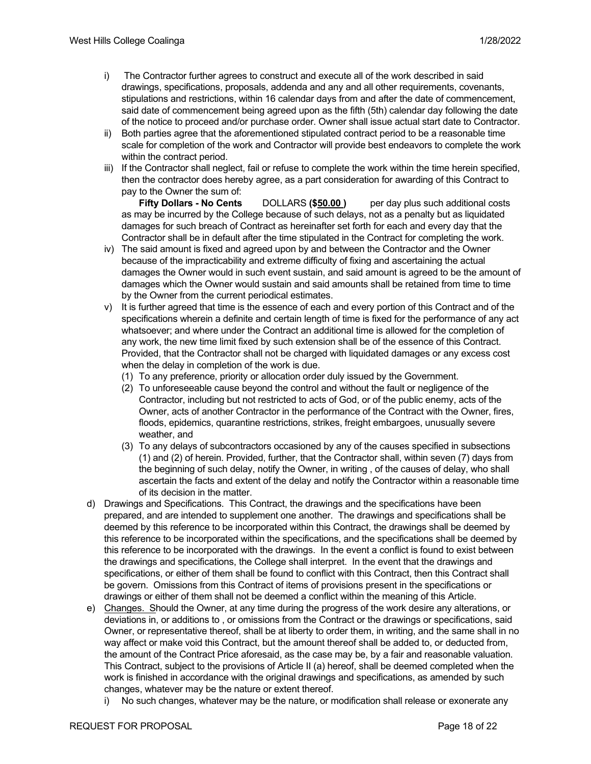- i) The Contractor further agrees to construct and execute all of the work described in said drawings, specifications, proposals, addenda and any and all other requirements, covenants, stipulations and restrictions, within 16 calendar days from and after the date of commencement, said date of commencement being agreed upon as the fifth (5th) calendar day following the date of the notice to proceed and/or purchase order. Owner shall issue actual start date to Contractor.
- ii) Both parties agree that the aforementioned stipulated contract period to be a reasonable time scale for completion of the work and Contractor will provide best endeavors to complete the work within the contract period.
- iii) If the Contractor shall neglect, fail or refuse to complete the work within the time herein specified, then the contractor does hereby agree, as a part consideration for awarding of this Contract to pay to the Owner the sum of:
  **Fifty Dollars - No Cents** DOLLARS **($<u>50.00</u>)** per day plus such additional costs as may be incurred by the College because of such delays, not as a penalty but as liquidated damages for such breach of Contract as hereinafter set forth for each and every day that the Contractor shall be in default after the time stipulated in the Contract for completing the work.
- iv) The said amount is fixed and agreed upon by and between the Contractor and the Owner because of the impracticability and extreme difficulty of fixing and ascertaining the actual damages the Owner would in such event sustain, and said amount is agreed to be the amount of damages which the Owner would sustain and said amounts shall be retained from time to time by the Owner from the current periodical estimates.
- v) It is further agreed that time is the essence of each and every portion of this Contract and of the specifications wherein a definite and certain length of time is fixed for the performance of any act whatsoever; and where under the Contract an additional time is allowed for the completion of any work, the new time limit fixed by such extension shall be of the essence of this Contract. Provided, that the Contractor shall not be charged with liquidated damages or any excess cost when the delay in completion of the work is due.
  - (1) To any preference, priority or allocation order duly issued by the Government.
  - (2) To unforeseeable cause beyond the control and without the fault or negligence of the Contractor, including but not restricted to acts of God, or of the public enemy, acts of the Owner, acts of another Contractor in the performance of the Contract with the Owner, fires, floods, epidemics, quarantine restrictions, strikes, freight embargoes, unusually severe weather, and
  - (3) To any delays of subcontractors occasioned by any of the causes specified in subsections (1) and (2) of herein. Provided, further, that the Contractor shall, within seven (7) days from the beginning of such delay, notify the Owner, in writing , of the causes of delay, who shall ascertain the facts and extent of the delay and notify the Contractor within a reasonable time of its decision in the matter.

d) Drawings and Specifications. This Contract, the drawings and the specifications have been prepared, and are intended to supplement one another. The drawings and specifications shall be deemed by this reference to be incorporated within this Contract, the drawings shall be deemed by this reference to be incorporated within the specifications, and the specifications shall be deemed by this reference to be incorporated with the drawings. In the event a conflict is found to exist between the drawings and specifications, the College shall interpret. In the event that the drawings and specifications, or either of them shall be found to conflict with this Contract, then this Contract shall be govern. Omissions from this Contract of items of provisions present in the specifications or drawings or either of them shall not be deemed a conflict within the meaning of this Article.

e) <u>Changes.</u> Should the Owner, at any time during the progress of the work desire any alterations, or deviations in, or additions to , or omissions from the Contract or the drawings or specifications, said Owner, or representative thereof, shall be at liberty to order them, in writing, and the same shall in no way affect or make void this Contract, but the amount thereof shall be added to, or deducted from, the amount of the Contract Price aforesaid, as the case may be, by a fair and reasonable valuation. This Contract, subject to the provisions of Article II (a) hereof, shall be deemed completed when the work is finished in accordance with the original drawings and specifications, as amended by such changes, whatever may be the nature or extent thereof.

- i) No such changes, whatever may be the nature, or modification shall release or exonerate any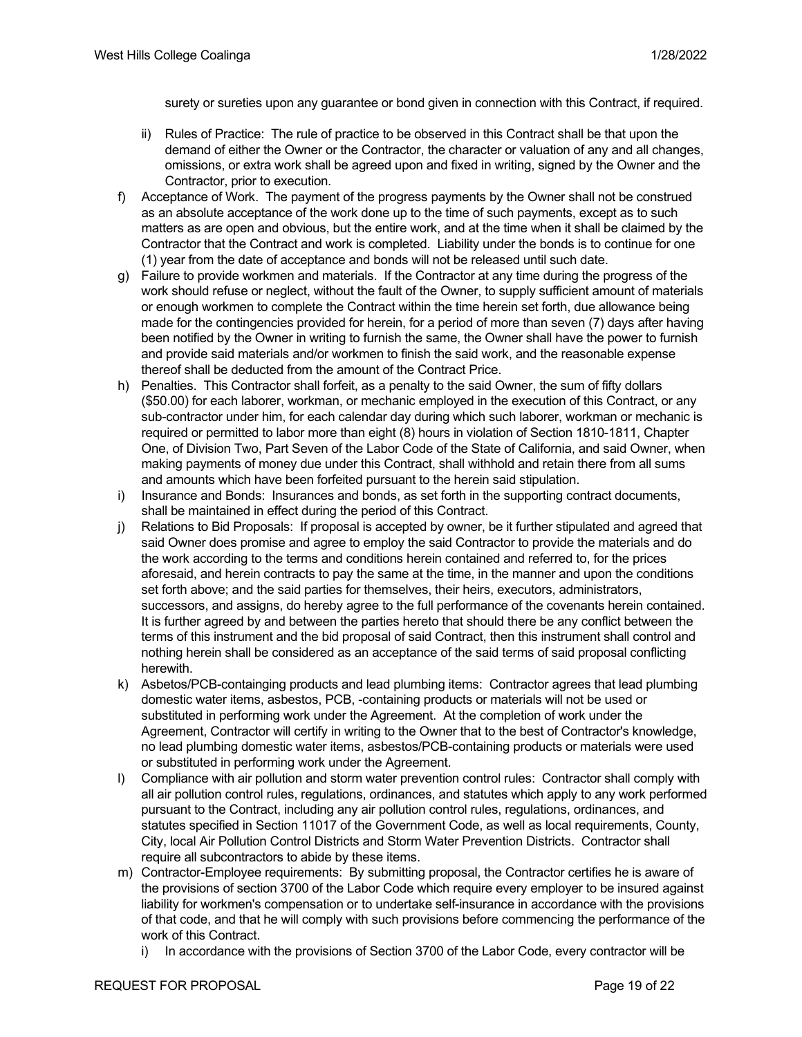surety or sureties upon any guarantee or bond given in connection with this Contract, if required.

   ii) Rules of Practice: The rule of practice to be observed in this Contract shall be that upon the demand of either the Owner or the Contractor, the character or valuation of any and all changes, omissions, or extra work shall be agreed upon and fixed in writing, signed by the Owner and the Contractor, prior to execution.

f) Acceptance of Work. The payment of the progress payments by the Owner shall not be construed as an absolute acceptance of the work done up to the time of such payments, except as to such matters as are open and obvious, but the entire work, and at the time when it shall be claimed by the Contractor that the Contract and work is completed. Liability under the bonds is to continue for one (1) year from the date of acceptance and bonds will not be released until such date.

g) Failure to provide workmen and materials. If the Contractor at any time during the progress of the work should refuse or neglect, without the fault of the Owner, to supply sufficient amount of materials or enough workmen to complete the Contract within the time herein set forth, due allowance being made for the contingencies provided for herein, for a period of more than seven (7) days after having been notified by the Owner in writing to furnish the same, the Owner shall have the power to furnish and provide said materials and/or workmen to finish the said work, and the reasonable expense thereof shall be deducted from the amount of the Contract Price.

h) Penalties. This Contractor shall forfeit, as a penalty to the said Owner, the sum of fifty dollars ($50.00) for each laborer, workman, or mechanic employed in the execution of this Contract, or any sub-contractor under him, for each calendar day during which such laborer, workman or mechanic is required or permitted to labor more than eight (8) hours in violation of Section 1810-1811, Chapter One, of Division Two, Part Seven of the Labor Code of the State of California, and said Owner, when making payments of money due under this Contract, shall withhold and retain there from all sums and amounts which have been forfeited pursuant to the herein said stipulation.

i) Insurance and Bonds: Insurances and bonds, as set forth in the supporting contract documents, shall be maintained in effect during the period of this Contract.

j) Relations to Bid Proposals: If proposal is accepted by owner, be it further stipulated and agreed that said Owner does promise and agree to employ the said Contractor to provide the materials and do the work according to the terms and conditions herein contained and referred to, for the prices aforesaid, and herein contracts to pay the same at the time, in the manner and upon the conditions set forth above; and the said parties for themselves, their heirs, executors, administrators, successors, and assigns, do hereby agree to the full performance of the covenants herein contained. It is further agreed by and between the parties hereto that should there be any conflict between the terms of this instrument and the bid proposal of said Contract, then this instrument shall control and nothing herein shall be considered as an acceptance of the said terms of said proposal conflicting herewith.

k) Asbetos/PCB-containging products and lead plumbing items: Contractor agrees that lead plumbing domestic water items, asbestos, PCB, -containing products or materials will not be used or substituted in performing work under the Agreement. At the completion of work under the Agreement, Contractor will certify in writing to the Owner that to the best of Contractor's knowledge, no lead plumbing domestic water items, asbestos/PCB-containing products or materials were used or substituted in performing work under the Agreement.

l) Compliance with air pollution and storm water prevention control rules: Contractor shall comply with all air pollution control rules, regulations, ordinances, and statutes which apply to any work performed pursuant to the Contract, including any air pollution control rules, regulations, ordinances, and statutes specified in Section 11017 of the Government Code, as well as local requirements, County, City, local Air Pollution Control Districts and Storm Water Prevention Districts. Contractor shall require all subcontractors to abide by these items.

m) Contractor-Employee requirements: By submitting proposal, the Contractor certifies he is aware of the provisions of section 3700 of the Labor Code which require every employer to be insured against liability for workmen's compensation or to undertake self-insurance in accordance with the provisions of that code, and that he will comply with such provisions before commencing the performance of the work of this Contract.

   i) In accordance with the provisions of Section 3700 of the Labor Code, every contractor will be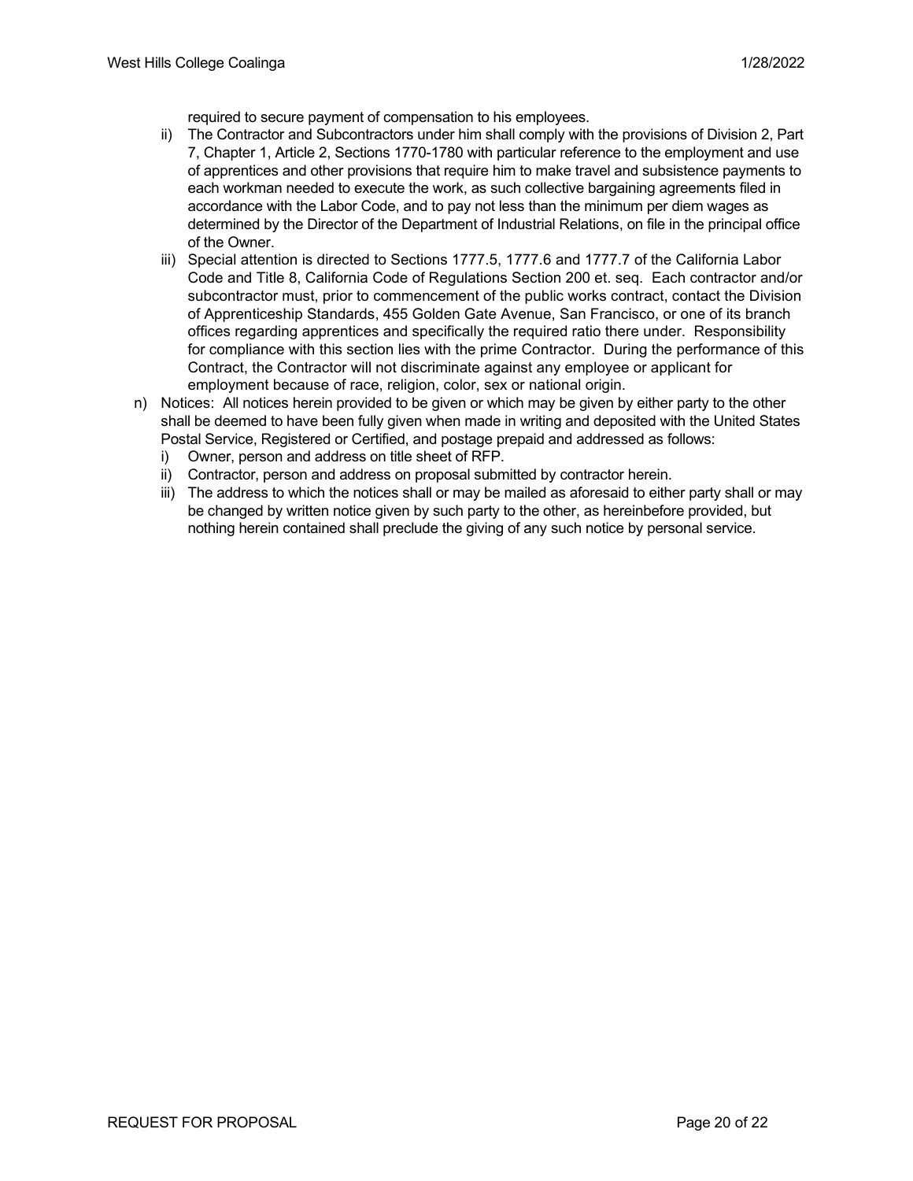required to secure payment of compensation to his employees.

ii) The Contractor and Subcontractors under him shall comply with the provisions of Division 2, Part 7, Chapter 1, Article 2, Sections 1770-1780 with particular reference to the employment and use of apprentices and other provisions that require him to make travel and subsistence payments to each workman needed to execute the work, as such collective bargaining agreements filed in accordance with the Labor Code, and to pay not less than the minimum per diem wages as determined by the Director of the Department of Industrial Relations, on file in the principal office of the Owner.

iii) Special attention is directed to Sections 1777.5, 1777.6 and 1777.7 of the California Labor Code and Title 8, California Code of Regulations Section 200 et. seq. Each contractor and/or subcontractor must, prior to commencement of the public works contract, contact the Division of Apprenticeship Standards, 455 Golden Gate Avenue, San Francisco, or one of its branch offices regarding apprentices and specifically the required ratio there under. Responsibility for compliance with this section lies with the prime Contractor. During the performance of this Contract, the Contractor will not discriminate against any employee or applicant for employment because of race, religion, color, sex or national origin.

n) Notices: All notices herein provided to be given or which may be given by either party to the other shall be deemed to have been fully given when made in writing and deposited with the United States Postal Service, Registered or Certified, and postage prepaid and addressed as follows:

   i) Owner, person and address on title sheet of RFP.
   ii) Contractor, person and address on proposal submitted by contractor herein.
   iii) The address to which the notices shall or may be mailed as aforesaid to either party shall or may be changed by written notice given by such party to the other, as hereinbefore provided, but nothing herein contained shall preclude the giving of any such notice by personal service.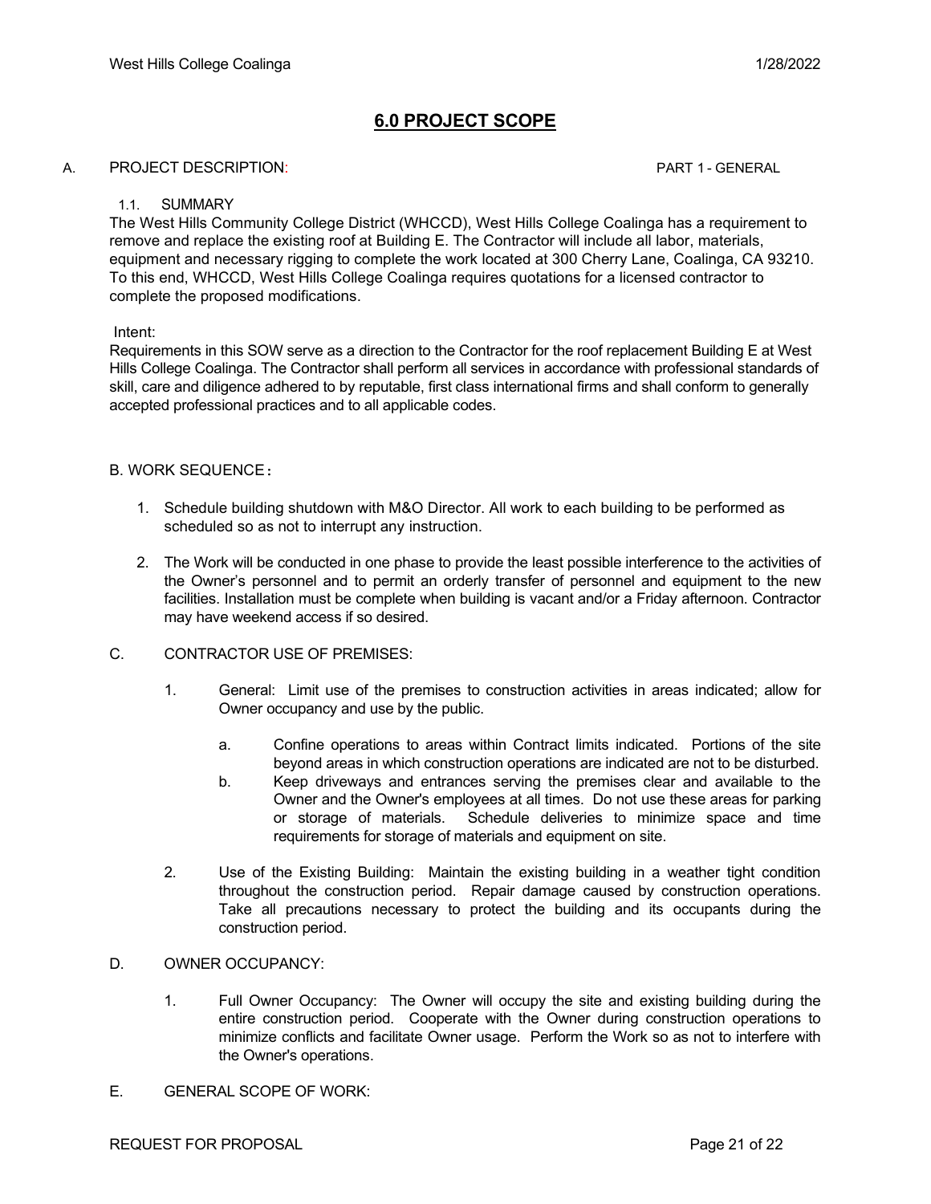## 6.0 PROJECT SCOPE

A. PROJECT DESCRIPTION: PART 1 - GENERAL

1.1. SUMMARY

The West Hills Community College District (WHCCD), West Hills College Coalinga has a requirement to remove and replace the existing roof at Building E. The Contractor will include all labor, materials, equipment and necessary rigging to complete the work located at 300 Cherry Lane, Coalinga, CA 93210. To this end, WHCCD, West Hills College Coalinga requires quotations for a licensed contractor to complete the proposed modifications.

Intent:

Requirements in this SOW serve as a direction to the Contractor for the roof replacement Building E at West Hills College Coalinga. The Contractor shall perform all services in accordance with professional standards of skill, care and diligence adhered to by reputable, first class international firms and shall conform to generally accepted professional practices and to all applicable codes.

B. WORK SEQUENCE：

1. Schedule building shutdown with M&O Director. All work to each building to be performed as scheduled so as not to interrupt any instruction.
2. The Work will be conducted in one phase to provide the least possible interference to the activities of the Owner's personnel and to permit an orderly transfer of personnel and equipment to the new facilities. Installation must be complete when building is vacant and/or a Friday afternoon. Contractor may have weekend access if so desired.

C. CONTRACTOR USE OF PREMISES:

1. General: Limit use of the premises to construction activities in areas indicated; allow for Owner occupancy and use by the public.
   a. Confine operations to areas within Contract limits indicated. Portions of the site beyond areas in which construction operations are indicated are not to be disturbed.
   b. Keep driveways and entrances serving the premises clear and available to the Owner and the Owner's employees at all times. Do not use these areas for parking or storage of materials. Schedule deliveries to minimize space and time requirements for storage of materials and equipment on site.
2. Use of the Existing Building: Maintain the existing building in a weather tight condition throughout the construction period. Repair damage caused by construction operations. Take all precautions necessary to protect the building and its occupants during the construction period.

D. OWNER OCCUPANCY:

1. Full Owner Occupancy: The Owner will occupy the site and existing building during the entire construction period. Cooperate with the Owner during construction operations to minimize conflicts and facilitate Owner usage. Perform the Work so as not to interfere with the Owner's operations.

E. GENERAL SCOPE OF WORK: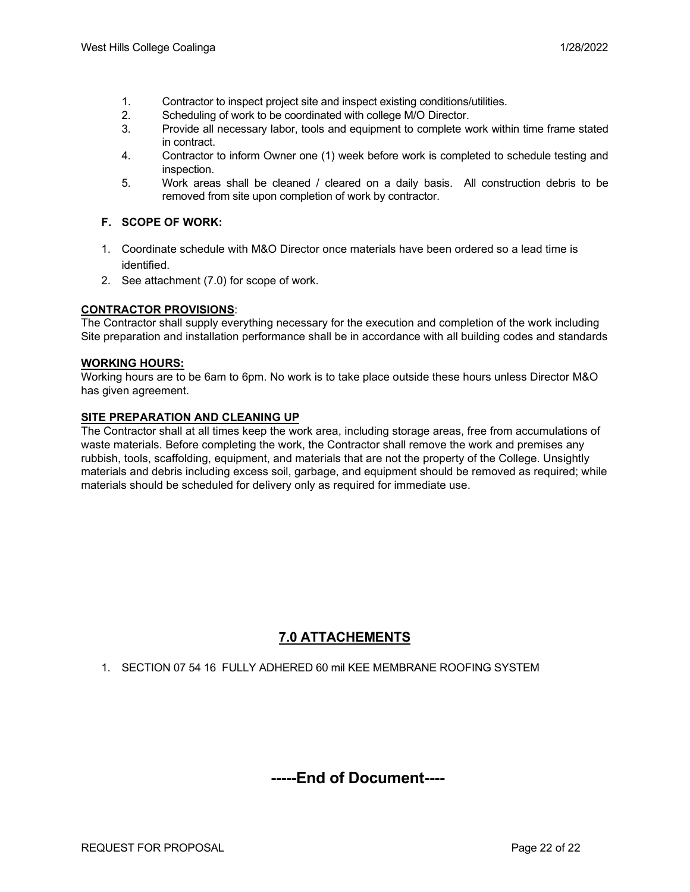1. Contractor to inspect project site and inspect existing conditions/utilities.
2. Scheduling of work to be coordinated with college M/O Director.
3. Provide all necessary labor, tools and equipment to complete work within time frame stated in contract.
4. Contractor to inform Owner one (1) week before work is completed to schedule testing and inspection.
5. Work areas shall be cleaned / cleared on a daily basis. All construction debris to be removed from site upon completion of work by contractor.

### F. SCOPE OF WORK:

1. Coordinate schedule with M&O Director once materials have been ordered so a lead time is identified.
2. See attachment (7.0) for scope of work.

**CONTRACTOR PROVISIONS**:
The Contractor shall supply everything necessary for the execution and completion of the work including Site preparation and installation performance shall be in accordance with all building codes and standards

**WORKING HOURS:**
Working hours are to be 6am to 6pm. No work is to take place outside these hours unless Director M&O has given agreement.

**SITE PREPARATION AND CLEANING UP**
The Contractor shall at all times keep the work area, including storage areas, free from accumulations of waste materials. Before completing the work, the Contractor shall remove the work and premises any rubbish, tools, scaffolding, equipment, and materials that are not the property of the College. Unsightly materials and debris including excess soil, garbage, and equipment should be removed as required; while materials should be scheduled for delivery only as required for immediate use.

## 7.0 ATTACHEMENTS

1. SECTION 07 54 16 FULLY ADHERED 60 mil KEE MEMBRANE ROOFING SYSTEM

## -----End of Document----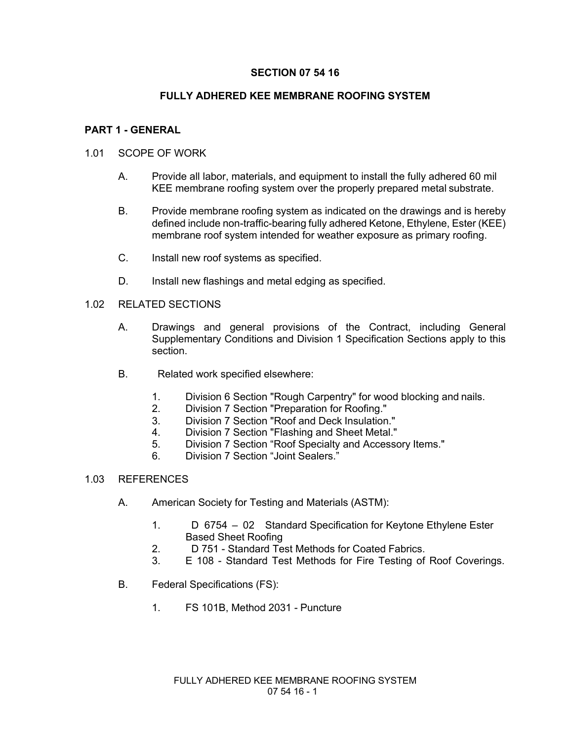# SECTION 07 54 16

# FULLY ADHERED KEE MEMBRANE ROOFING SYSTEM

## PART 1 - GENERAL

### 1.01 SCOPE OF WORK

A. Provide all labor, materials, and equipment to install the fully adhered 60 mil KEE membrane roofing system over the properly prepared metal substrate.

B. Provide membrane roofing system as indicated on the drawings and is hereby defined include non-traffic-bearing fully adhered Ketone, Ethylene, Ester (KEE) membrane roof system intended for weather exposure as primary roofing.

C. Install new roof systems as specified.

D. Install new flashings and metal edging as specified.

### 1.02 RELATED SECTIONS

A. Drawings and general provisions of the Contract, including General Supplementary Conditions and Division 1 Specification Sections apply to this section.

B. Related work specified elsewhere:

1. Division 6 Section "Rough Carpentry" for wood blocking and nails.
2. Division 7 Section "Preparation for Roofing."
3. Division 7 Section "Roof and Deck Insulation."
4. Division 7 Section "Flashing and Sheet Metal."
5. Division 7 Section “Roof Specialty and Accessory Items."
6. Division 7 Section “Joint Sealers.”

### 1.03 REFERENCES

A. American Society for Testing and Materials (ASTM):

1. D 6754 – 02 Standard Specification for Keytone Ethylene Ester Based Sheet Roofing
2. D 751 - Standard Test Methods for Coated Fabrics.
3. E 108 - Standard Test Methods for Fire Testing of Roof Coverings.

B. Federal Specifications (FS):

1. FS 101B, Method 2031 - Puncture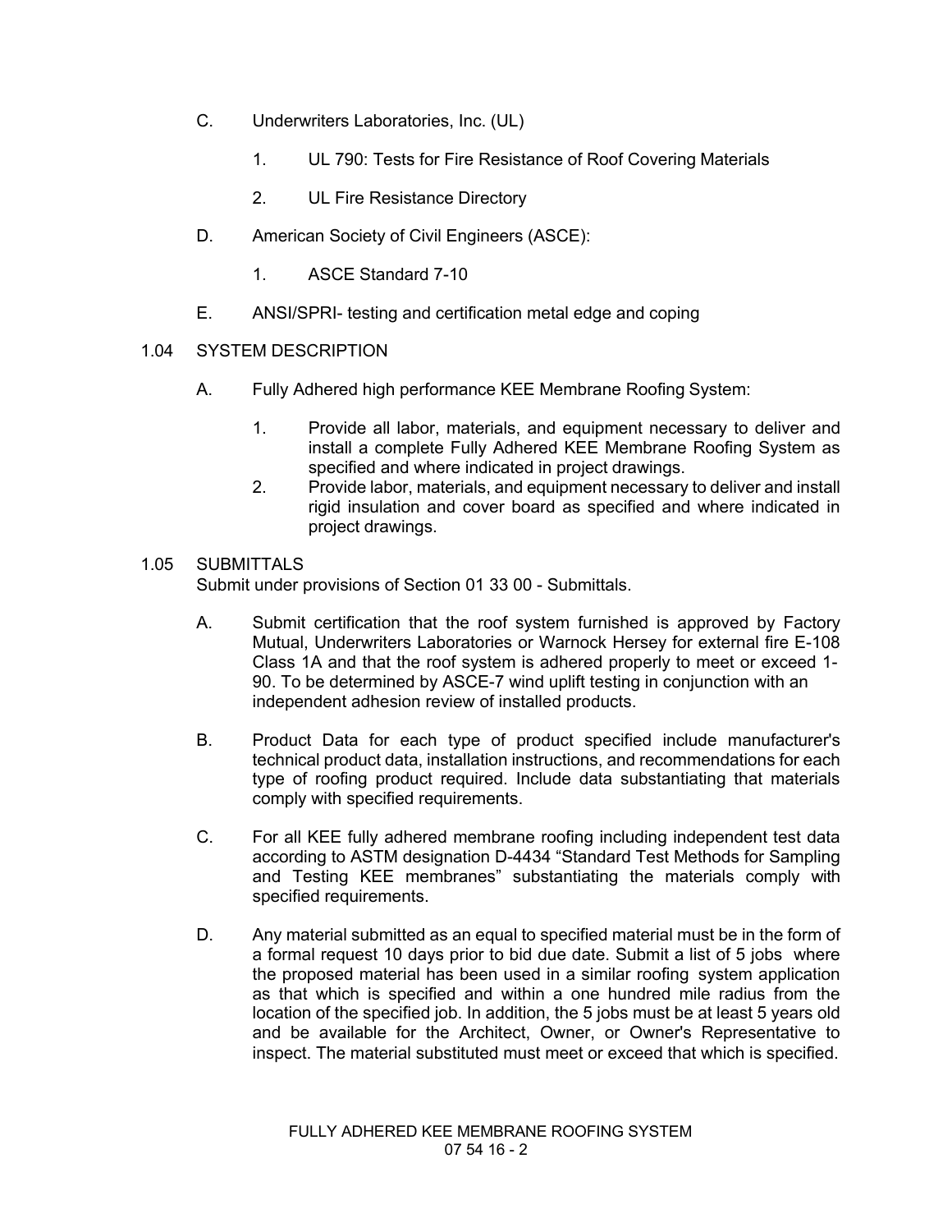C. Underwriters Laboratories, Inc. (UL)

1. UL 790: Tests for Fire Resistance of Roof Covering Materials

2. UL Fire Resistance Directory

D. American Society of Civil Engineers (ASCE):

1. ASCE Standard 7-10

E. ANSI/SPRI- testing and certification metal edge and coping

## 1.04 SYSTEM DESCRIPTION

A. Fully Adhered high performance KEE Membrane Roofing System:

1. Provide all labor, materials, and equipment necessary to deliver and install a complete Fully Adhered KEE Membrane Roofing System as specified and where indicated in project drawings.
2. Provide labor, materials, and equipment necessary to deliver and install rigid insulation and cover board as specified and where indicated in project drawings.

## 1.05 SUBMITTALS

Submit under provisions of Section 01 33 00 - Submittals.

A. Submit certification that the roof system furnished is approved by Factory Mutual, Underwriters Laboratories or Warnock Hersey for external fire E-108 Class 1A and that the roof system is adhered properly to meet or exceed 1-90. To be determined by ASCE-7 wind uplift testing in conjunction with an independent adhesion review of installed products.

B. Product Data for each type of product specified include manufacturer's technical product data, installation instructions, and recommendations for each type of roofing product required. Include data substantiating that materials comply with specified requirements.

C. For all KEE fully adhered membrane roofing including independent test data according to ASTM designation D-4434 "Standard Test Methods for Sampling and Testing KEE membranes" substantiating the materials comply with specified requirements.

D. Any material submitted as an equal to specified material must be in the form of a formal request 10 days prior to bid due date. Submit a list of 5 jobs where the proposed material has been used in a similar roofing system application as that which is specified and within a one hundred mile radius from the location of the specified job. In addition, the 5 jobs must be at least 5 years old and be available for the Architect, Owner, or Owner's Representative to inspect. The material substituted must meet or exceed that which is specified.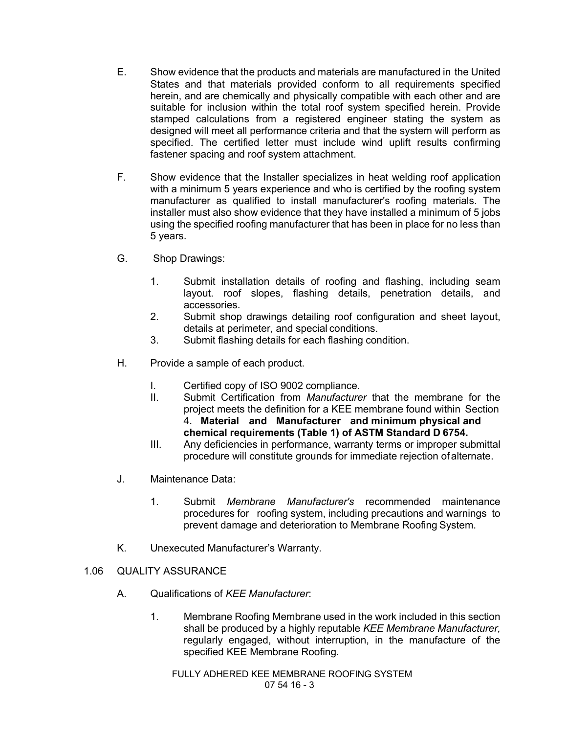E. Show evidence that the products and materials are manufactured in the United States and that materials provided conform to all requirements specified herein, and are chemically and physically compatible with each other and are suitable for inclusion within the total roof system specified herein. Provide stamped calculations from a registered engineer stating the system as designed will meet all performance criteria and that the system will perform as specified. The certified letter must include wind uplift results confirming fastener spacing and roof system attachment.

F. Show evidence that the Installer specializes in heat welding roof application with a minimum 5 years experience and who is certified by the roofing system manufacturer as qualified to install manufacturer's roofing materials. The installer must also show evidence that they have installed a minimum of 5 jobs using the specified roofing manufacturer that has been in place for no less than 5 years.

G. Shop Drawings:

1. Submit installation details of roofing and flashing, including seam layout. roof slopes, flashing details, penetration details, and accessories.
2. Submit shop drawings detailing roof configuration and sheet layout, details at perimeter, and special conditions.
3. Submit flashing details for each flashing condition.

H. Provide a sample of each product.

I. Certified copy of ISO 9002 compliance.
II. Submit Certification from *Manufacturer* that the membrane for the project meets the definition for a KEE membrane found within Section 4. **Material and Manufacturer and minimum physical and chemical requirements (Table 1) of ASTM Standard D 6754.**
III. Any deficiencies in performance, warranty terms or improper submittal procedure will constitute grounds for immediate rejection of alternate.

J. Maintenance Data:

1. Submit *Membrane Manufacturer's* recommended maintenance procedures for roofing system, including precautions and warnings to prevent damage and deterioration to Membrane Roofing System.

K. Unexecuted Manufacturer's Warranty.

## 1.06 QUALITY ASSURANCE

A. Qualifications of *KEE Manufacturer*:

1. Membrane Roofing Membrane used in the work included in this section shall be produced by a highly reputable *KEE Membrane Manufacturer,* regularly engaged, without interruption, in the manufacture of the specified KEE Membrane Roofing.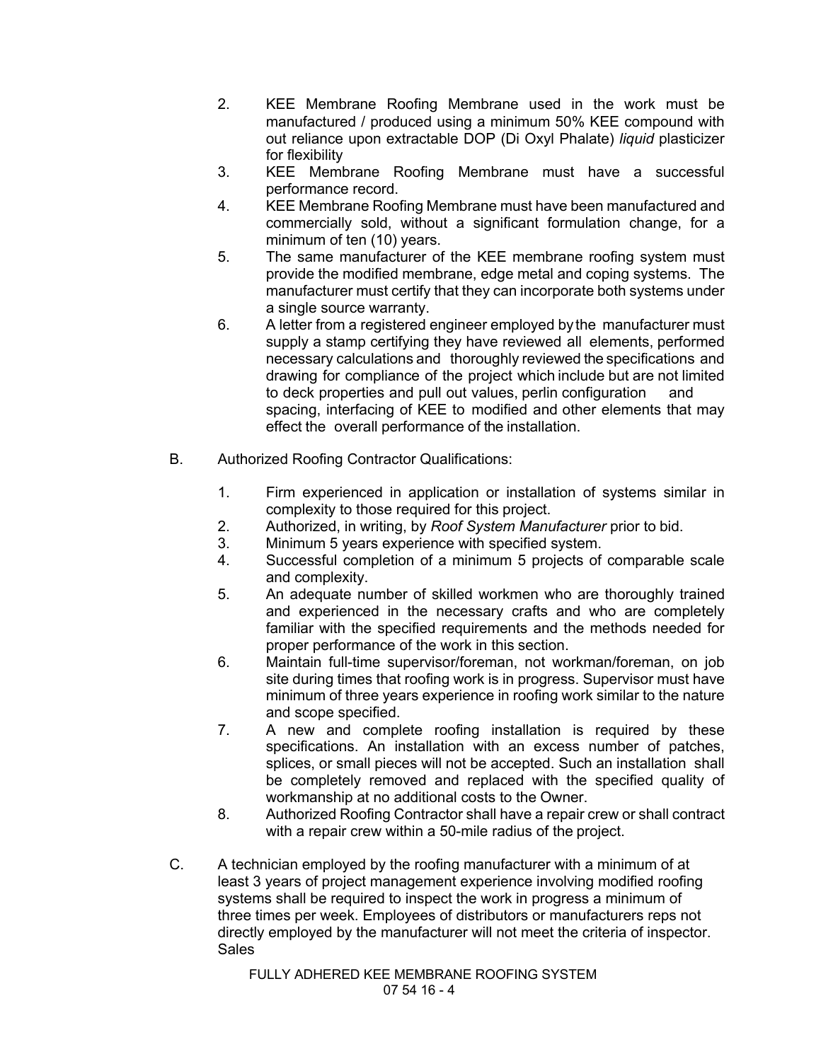2. KEE Membrane Roofing Membrane used in the work must be manufactured / produced using a minimum 50% KEE compound with out reliance upon extractable DOP (Di Oxyl Phalate) *liquid* plasticizer for flexibility
3. KEE Membrane Roofing Membrane must have a successful performance record.
4. KEE Membrane Roofing Membrane must have been manufactured and commercially sold, without a significant formulation change, for a minimum of ten (10) years.
5. The same manufacturer of the KEE membrane roofing system must provide the modified membrane, edge metal and coping systems. The manufacturer must certify that they can incorporate both systems under a single source warranty.
6. A letter from a registered engineer employed by the manufacturer must supply a stamp certifying they have reviewed all elements, performed necessary calculations and thoroughly reviewed the specifications and drawing for compliance of the project which include but are not limited to deck properties and pull out values, perlin configuration and spacing, interfacing of KEE to modified and other elements that may effect the overall performance of the installation.

B. Authorized Roofing Contractor Qualifications:

1. Firm experienced in application or installation of systems similar in complexity to those required for this project.
2. Authorized, in writing, by *Roof System Manufacturer* prior to bid.
3. Minimum 5 years experience with specified system.
4. Successful completion of a minimum 5 projects of comparable scale and complexity.
5. An adequate number of skilled workmen who are thoroughly trained and experienced in the necessary crafts and who are completely familiar with the specified requirements and the methods needed for proper performance of the work in this section.
6. Maintain full-time supervisor/foreman, not workman/foreman, on job site during times that roofing work is in progress. Supervisor must have minimum of three years experience in roofing work similar to the nature and scope specified.
7. A new and complete roofing installation is required by these specifications. An installation with an excess number of patches, splices, or small pieces will not be accepted. Such an installation shall be completely removed and replaced with the specified quality of workmanship at no additional costs to the Owner.
8. Authorized Roofing Contractor shall have a repair crew or shall contract with a repair crew within a 50-mile radius of the project.

C. A technician employed by the roofing manufacturer with a minimum of at least 3 years of project management experience involving modified roofing systems shall be required to inspect the work in progress a minimum of three times per week. Employees of distributors or manufacturers reps not directly employed by the manufacturer will not meet the criteria of inspector. Sales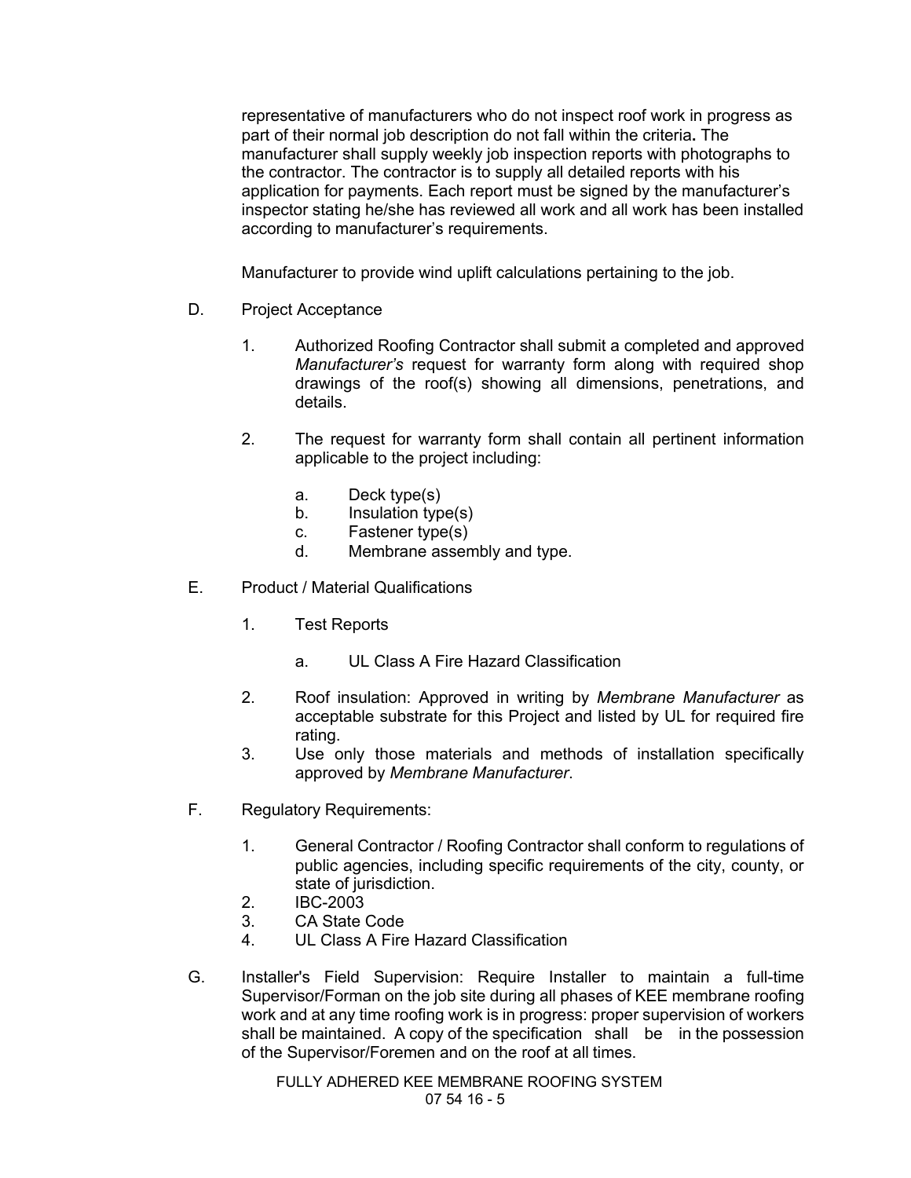representative of manufacturers who do not inspect roof work in progress as part of their normal job description do not fall within the criteria**.** The manufacturer shall supply weekly job inspection reports with photographs to the contractor. The contractor is to supply all detailed reports with his application for payments. Each report must be signed by the manufacturer's inspector stating he/she has reviewed all work and all work has been installed according to manufacturer's requirements.

Manufacturer to provide wind uplift calculations pertaining to the job.

D. Project Acceptance

1. Authorized Roofing Contractor shall submit a completed and approved *Manufacturer's* request for warranty form along with required shop drawings of the roof(s) showing all dimensions, penetrations, and details.

2. The request for warranty form shall contain all pertinent information applicable to the project including:

   a. Deck type(s)
   b. Insulation type(s)
   c. Fastener type(s)
   d. Membrane assembly and type.

E. Product / Material Qualifications

1. Test Reports

   a. UL Class A Fire Hazard Classification

2. Roof insulation: Approved in writing by *Membrane Manufacturer* as acceptable substrate for this Project and listed by UL for required fire rating.
3. Use only those materials and methods of installation specifically approved by *Membrane Manufacturer*.

F. Regulatory Requirements:

1. General Contractor / Roofing Contractor shall conform to regulations of public agencies, including specific requirements of the city, county, or state of jurisdiction.
2. IBC-2003
3. CA State Code
4. UL Class A Fire Hazard Classification

G. Installer's Field Supervision: Require Installer to maintain a full-time Supervisor/Forman on the job site during all phases of KEE membrane roofing work and at any time roofing work is in progress: proper supervision of workers shall be maintained. A copy of the specification shall be in the possession of the Supervisor/Foremen and on the roof at all times.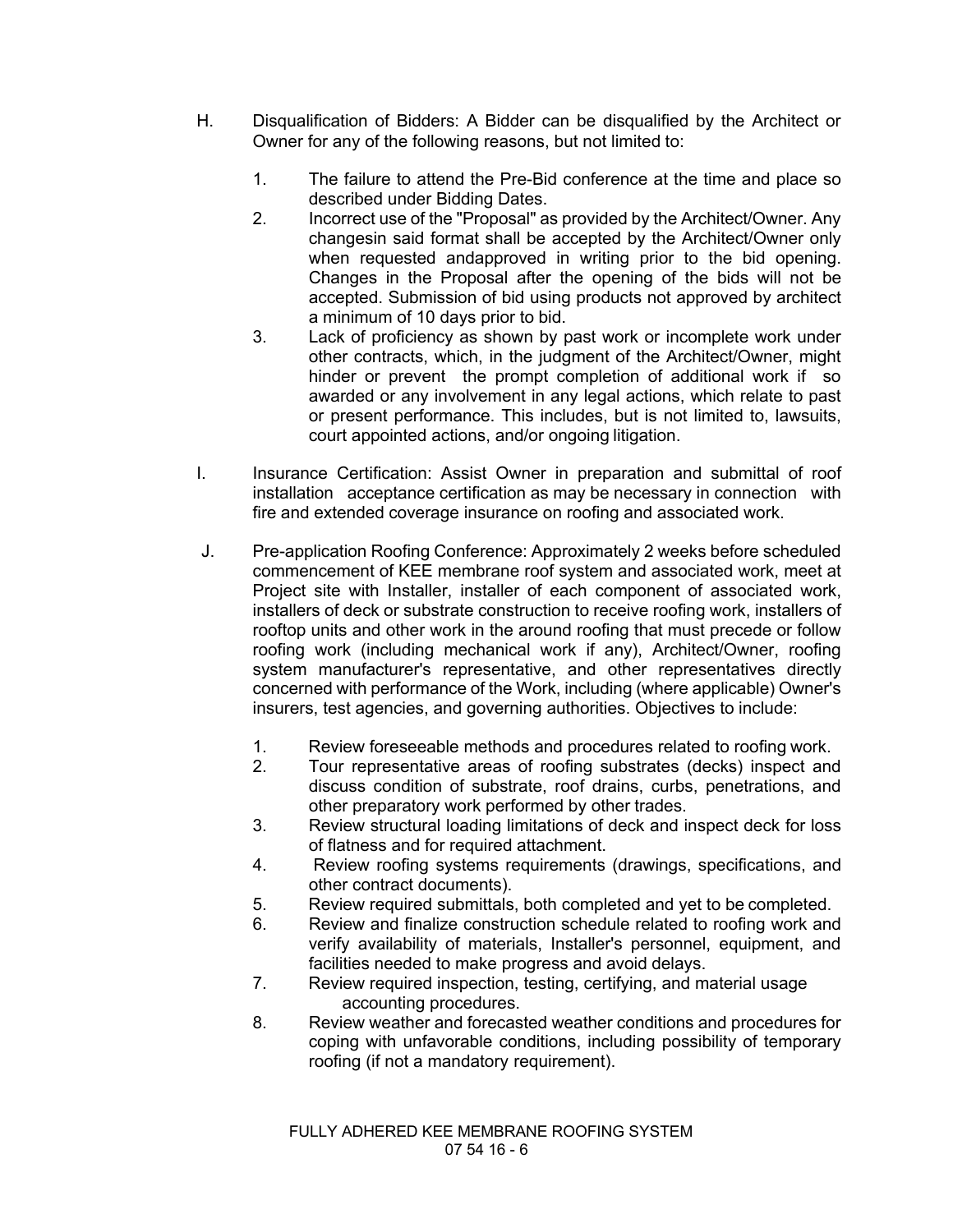H. Disqualification of Bidders: A Bidder can be disqualified by the Architect or Owner for any of the following reasons, but not limited to:

1. The failure to attend the Pre-Bid conference at the time and place so described under Bidding Dates.
2. Incorrect use of the "Proposal" as provided by the Architect/Owner. Any changesin said format shall be accepted by the Architect/Owner only when requested andapproved in writing prior to the bid opening. Changes in the Proposal after the opening of the bids will not be accepted. Submission of bid using products not approved by architect a minimum of 10 days prior to bid.
3. Lack of proficiency as shown by past work or incomplete work under other contracts, which, in the judgment of the Architect/Owner, might hinder or prevent the prompt completion of additional work if so awarded or any involvement in any legal actions, which relate to past or present performance. This includes, but is not limited to, lawsuits, court appointed actions, and/or ongoing litigation.

I. Insurance Certification: Assist Owner in preparation and submittal of roof installation acceptance certification as may be necessary in connection with fire and extended coverage insurance on roofing and associated work.

J. Pre-application Roofing Conference: Approximately 2 weeks before scheduled commencement of KEE membrane roof system and associated work, meet at Project site with Installer, installer of each component of associated work, installers of deck or substrate construction to receive roofing work, installers of rooftop units and other work in the around roofing that must precede or follow roofing work (including mechanical work if any), Architect/Owner, roofing system manufacturer's representative, and other representatives directly concerned with performance of the Work, including (where applicable) Owner's insurers, test agencies, and governing authorities. Objectives to include:

1. Review foreseeable methods and procedures related to roofing work.
2. Tour representative areas of roofing substrates (decks) inspect and discuss condition of substrate, roof drains, curbs, penetrations, and other preparatory work performed by other trades.
3. Review structural loading limitations of deck and inspect deck for loss of flatness and for required attachment.
4. Review roofing systems requirements (drawings, specifications, and other contract documents).
5. Review required submittals, both completed and yet to be completed.
6. Review and finalize construction schedule related to roofing work and verify availability of materials, Installer's personnel, equipment, and facilities needed to make progress and avoid delays.
7. Review required inspection, testing, certifying, and material usage accounting procedures.
8. Review weather and forecasted weather conditions and procedures for coping with unfavorable conditions, including possibility of temporary roofing (if not a mandatory requirement).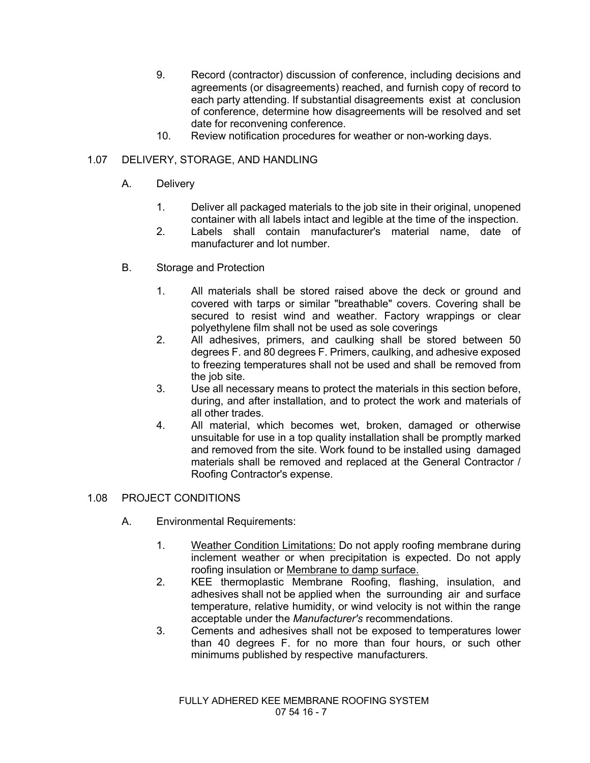9. Record (contractor) discussion of conference, including decisions and agreements (or disagreements) reached, and furnish copy of record to each party attending. If substantial disagreements exist at conclusion of conference, determine how disagreements will be resolved and set date for reconvening conference.
10. Review notification procedures for weather or non-working days.

## 1.07 DELIVERY, STORAGE, AND HANDLING

A. Delivery

1. Deliver all packaged materials to the job site in their original, unopened container with all labels intact and legible at the time of the inspection.
2. Labels shall contain manufacturer's material name, date of manufacturer and lot number.

B. Storage and Protection

1. All materials shall be stored raised above the deck or ground and covered with tarps or similar "breathable" covers. Covering shall be secured to resist wind and weather. Factory wrappings or clear polyethylene film shall not be used as sole coverings
2. All adhesives, primers, and caulking shall be stored between 50 degrees F. and 80 degrees F. Primers, caulking, and adhesive exposed to freezing temperatures shall not be used and shall be removed from the job site.
3. Use all necessary means to protect the materials in this section before, during, and after installation, and to protect the work and materials of all other trades.
4. All material, which becomes wet, broken, damaged or otherwise unsuitable for use in a top quality installation shall be promptly marked and removed from the site. Work found to be installed using damaged materials shall be removed and replaced at the General Contractor / Roofing Contractor's expense.

## 1.08 PROJECT CONDITIONS

A. Environmental Requirements:

1. Weather Condition Limitations: Do not apply roofing membrane during inclement weather or when precipitation is expected. Do not apply roofing insulation or Membrane to damp surface.
2. KEE thermoplastic Membrane Roofing, flashing, insulation, and adhesives shall not be applied when the surrounding air and surface temperature, relative humidity, or wind velocity is not within the range acceptable under the *Manufacturer's* recommendations.
3. Cements and adhesives shall not be exposed to temperatures lower than 40 degrees F. for no more than four hours, or such other minimums published by respective manufacturers.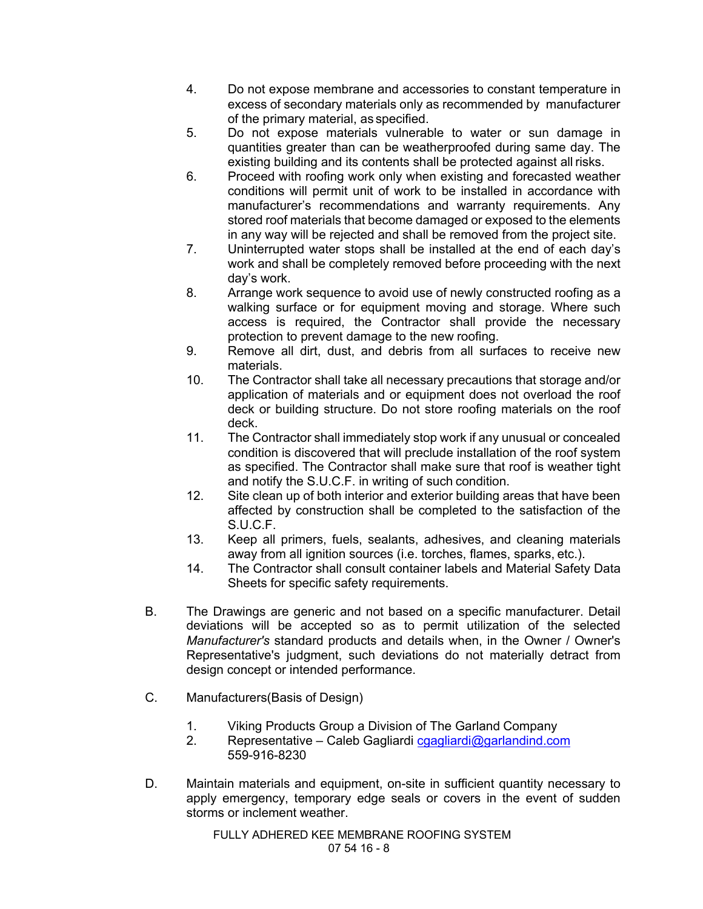4. Do not expose membrane and accessories to constant temperature in excess of secondary materials only as recommended by manufacturer of the primary material, as specified.
5. Do not expose materials vulnerable to water or sun damage in quantities greater than can be weatherproofed during same day. The existing building and its contents shall be protected against all risks.
6. Proceed with roofing work only when existing and forecasted weather conditions will permit unit of work to be installed in accordance with manufacturer's recommendations and warranty requirements. Any stored roof materials that become damaged or exposed to the elements in any way will be rejected and shall be removed from the project site.
7. Uninterrupted water stops shall be installed at the end of each day's work and shall be completely removed before proceeding with the next day's work.
8. Arrange work sequence to avoid use of newly constructed roofing as a walking surface or for equipment moving and storage. Where such access is required, the Contractor shall provide the necessary protection to prevent damage to the new roofing.
9. Remove all dirt, dust, and debris from all surfaces to receive new materials.
10. The Contractor shall take all necessary precautions that storage and/or application of materials and or equipment does not overload the roof deck or building structure. Do not store roofing materials on the roof deck.
11. The Contractor shall immediately stop work if any unusual or concealed condition is discovered that will preclude installation of the roof system as specified. The Contractor shall make sure that roof is weather tight and notify the S.U.C.F. in writing of such condition.
12. Site clean up of both interior and exterior building areas that have been affected by construction shall be completed to the satisfaction of the S.U.C.F.
13. Keep all primers, fuels, sealants, adhesives, and cleaning materials away from all ignition sources (i.e. torches, flames, sparks, etc.).
14. The Contractor shall consult container labels and Material Safety Data Sheets for specific safety requirements.

B. The Drawings are generic and not based on a specific manufacturer. Detail deviations will be accepted so as to permit utilization of the selected *Manufacturer's* standard products and details when, in the Owner / Owner's Representative's judgment, such deviations do not materially detract from design concept or intended performance.

C. Manufacturers(Basis of Design)

1. Viking Products Group a Division of The Garland Company
2. Representative – Caleb Gagliardi cgagliardi@garlandind.com 559-916-8230

D. Maintain materials and equipment, on-site in sufficient quantity necessary to apply emergency, temporary edge seals or covers in the event of sudden storms or inclement weather.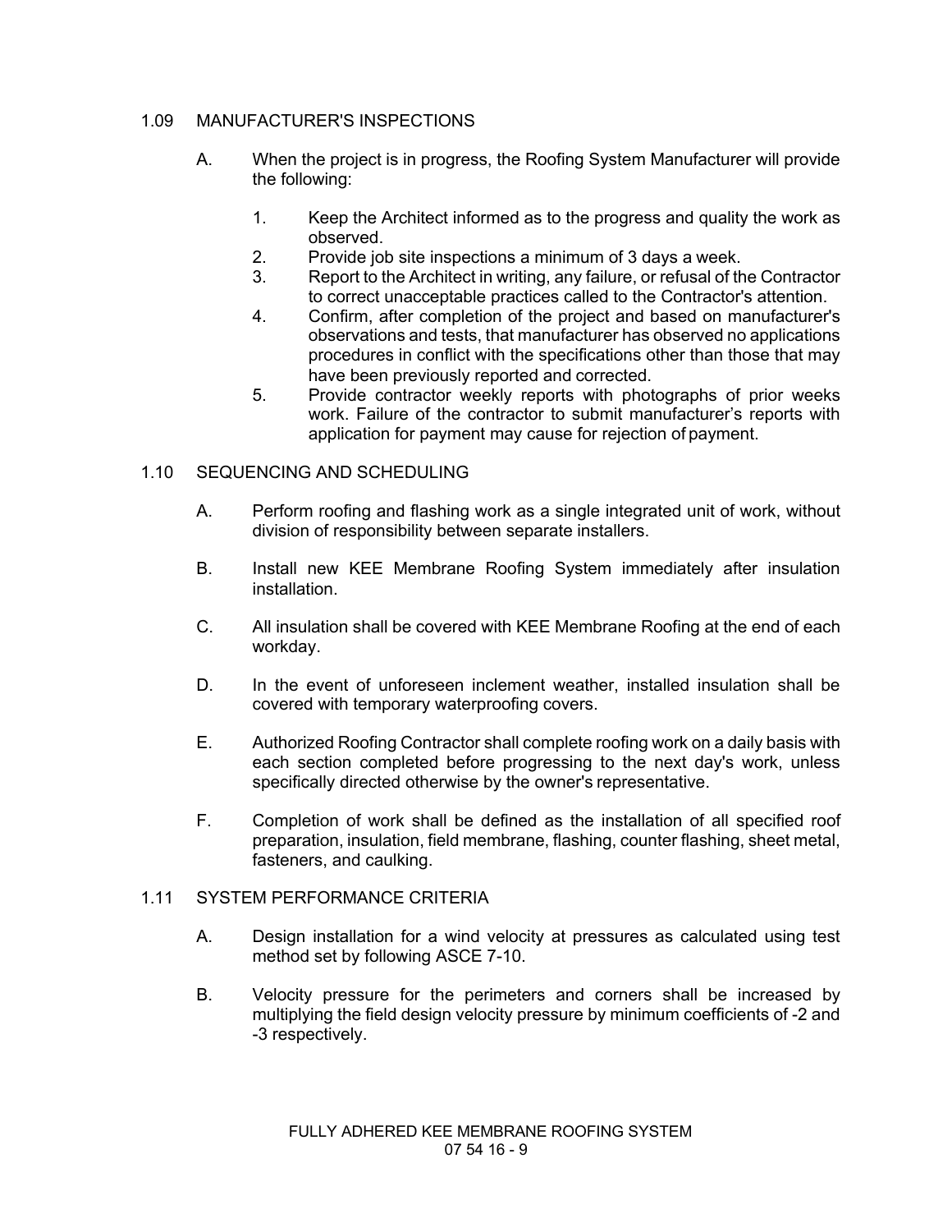## 1.09 MANUFACTURER'S INSPECTIONS

A. When the project is in progress, the Roofing System Manufacturer will provide the following:

1. Keep the Architect informed as to the progress and quality the work as observed.
2. Provide job site inspections a minimum of 3 days a week.
3. Report to the Architect in writing, any failure, or refusal of the Contractor to correct unacceptable practices called to the Contractor's attention.
4. Confirm, after completion of the project and based on manufacturer's observations and tests, that manufacturer has observed no applications procedures in conflict with the specifications other than those that may have been previously reported and corrected.
5. Provide contractor weekly reports with photographs of prior weeks work. Failure of the contractor to submit manufacturer's reports with application for payment may cause for rejection of payment.

## 1.10 SEQUENCING AND SCHEDULING

A. Perform roofing and flashing work as a single integrated unit of work, without division of responsibility between separate installers.

B. Install new KEE Membrane Roofing System immediately after insulation installation.

C. All insulation shall be covered with KEE Membrane Roofing at the end of each workday.

D. In the event of unforeseen inclement weather, installed insulation shall be covered with temporary waterproofing covers.

E. Authorized Roofing Contractor shall complete roofing work on a daily basis with each section completed before progressing to the next day's work, unless specifically directed otherwise by the owner's representative.

F. Completion of work shall be defined as the installation of all specified roof preparation, insulation, field membrane, flashing, counter flashing, sheet metal, fasteners, and caulking.

## 1.11 SYSTEM PERFORMANCE CRITERIA

A. Design installation for a wind velocity at pressures as calculated using test method set by following ASCE 7-10.

B. Velocity pressure for the perimeters and corners shall be increased by multiplying the field design velocity pressure by minimum coefficients of -2 and -3 respectively.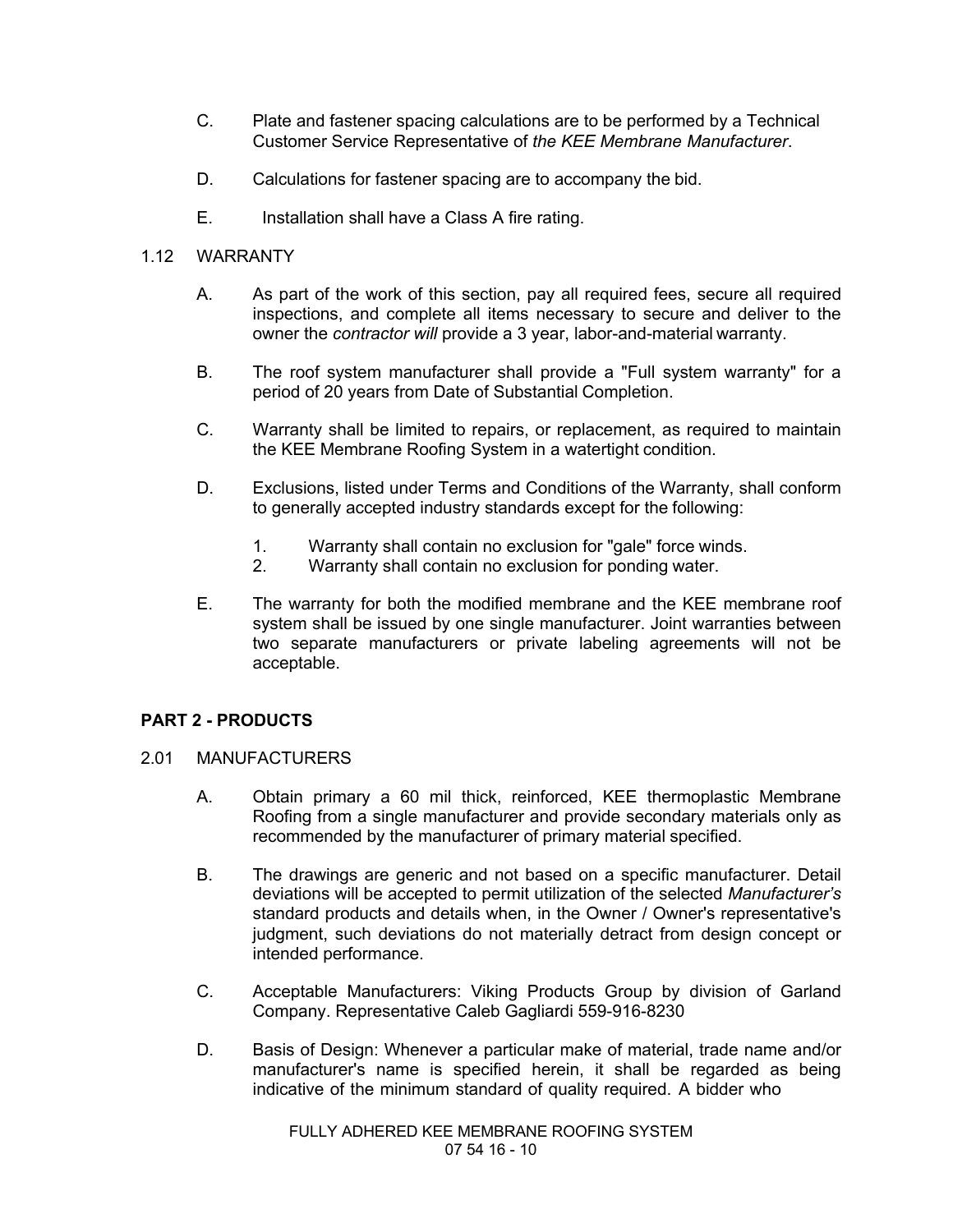C. Plate and fastener spacing calculations are to be performed by a Technical Customer Service Representative of *the KEE Membrane Manufacturer*.

D. Calculations for fastener spacing are to accompany the bid.

E. Installation shall have a Class A fire rating.

1.12 WARRANTY

A. As part of the work of this section, pay all required fees, secure all required inspections, and complete all items necessary to secure and deliver to the owner the *contractor will* provide a 3 year, labor-and-material warranty.

B. The roof system manufacturer shall provide a "Full system warranty" for a period of 20 years from Date of Substantial Completion.

C. Warranty shall be limited to repairs, or replacement, as required to maintain the KEE Membrane Roofing System in a watertight condition.

D. Exclusions, listed under Terms and Conditions of the Warranty, shall conform to generally accepted industry standards except for the following:

1. Warranty shall contain no exclusion for "gale" force winds.
2. Warranty shall contain no exclusion for ponding water.

E. The warranty for both the modified membrane and the KEE membrane roof system shall be issued by one single manufacturer. Joint warranties between two separate manufacturers or private labeling agreements will not be acceptable.

## PART 2 - PRODUCTS

2.01 MANUFACTURERS

A. Obtain primary a 60 mil thick, reinforced, KEE thermoplastic Membrane Roofing from a single manufacturer and provide secondary materials only as recommended by the manufacturer of primary material specified.

B. The drawings are generic and not based on a specific manufacturer. Detail deviations will be accepted to permit utilization of the selected *Manufacturer's* standard products and details when, in the Owner / Owner's representative's judgment, such deviations do not materially detract from design concept or intended performance.

C. Acceptable Manufacturers: Viking Products Group by division of Garland Company. Representative Caleb Gagliardi 559-916-8230

D. Basis of Design: Whenever a particular make of material, trade name and/or manufacturer's name is specified herein, it shall be regarded as being indicative of the minimum standard of quality required. A bidder who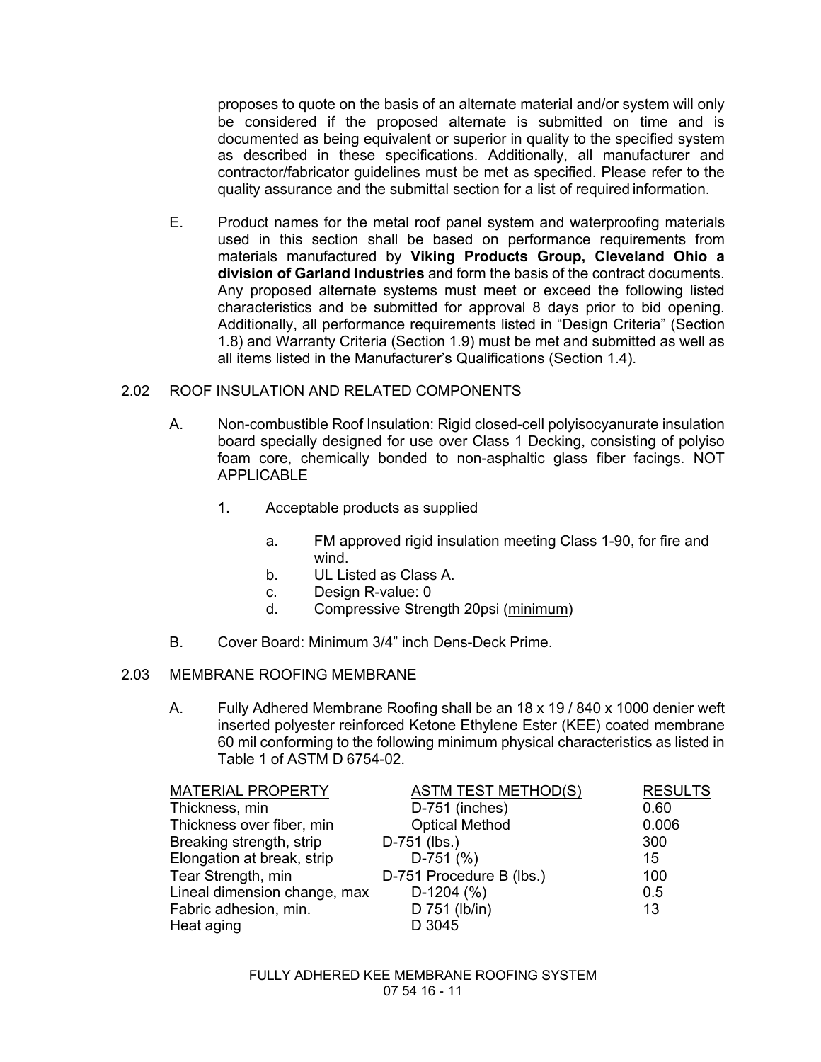proposes to quote on the basis of an alternate material and/or system will only be considered if the proposed alternate is submitted on time and is documented as being equivalent or superior in quality to the specified system as described in these specifications. Additionally, all manufacturer and contractor/fabricator guidelines must be met as specified. Please refer to the quality assurance and the submittal section for a list of required information.

E. Product names for the metal roof panel system and waterproofing materials used in this section shall be based on performance requirements from materials manufactured by **Viking Products Group, Cleveland Ohio a division of Garland Industries** and form the basis of the contract documents. Any proposed alternate systems must meet or exceed the following listed characteristics and be submitted for approval 8 days prior to bid opening. Additionally, all performance requirements listed in "Design Criteria" (Section 1.8) and Warranty Criteria (Section 1.9) must be met and submitted as well as all items listed in the Manufacturer's Qualifications (Section 1.4).

2.02 ROOF INSULATION AND RELATED COMPONENTS

A. Non-combustible Roof Insulation: Rigid closed-cell polyisocyanurate insulation board specially designed for use over Class 1 Decking, consisting of polyiso foam core, chemically bonded to non-asphaltic glass fiber facings. NOT APPLICABLE

1. Acceptable products as supplied

   a. FM approved rigid insulation meeting Class 1-90, for fire and wind.
   b. UL Listed as Class A.
   c. Design R-value: 0
   d. Compressive Strength 20psi (minimum)

B. Cover Board: Minimum 3/4" inch Dens-Deck Prime.

2.03 MEMBRANE ROOFING MEMBRANE

A. Fully Adhered Membrane Roofing shall be an 18 x 19 / 840 x 1000 denier weft inserted polyester reinforced Ketone Ethylene Ester (KEE) coated membrane 60 mil conforming to the following minimum physical characteristics as listed in Table 1 of ASTM D 6754-02.

| MATERIAL PROPERTY | ASTM TEST METHOD(S) | RESULTS |
|---|---|---|
| Thickness, min | D-751 (inches) | 0.60 |
| Thickness over fiber, min | Optical Method | 0.006 |
| Breaking strength, strip | D-751 (lbs.) | 300 |
| Elongation at break, strip | D-751 (%) | 15 |
| Tear Strength, min | D-751 Procedure B (lbs.) | 100 |
| Lineal dimension change, max | D-1204 (%) | 0.5 |
| Fabric adhesion, min. | D 751 (lb/in) | 13 |
| Heat aging | D 3045 | |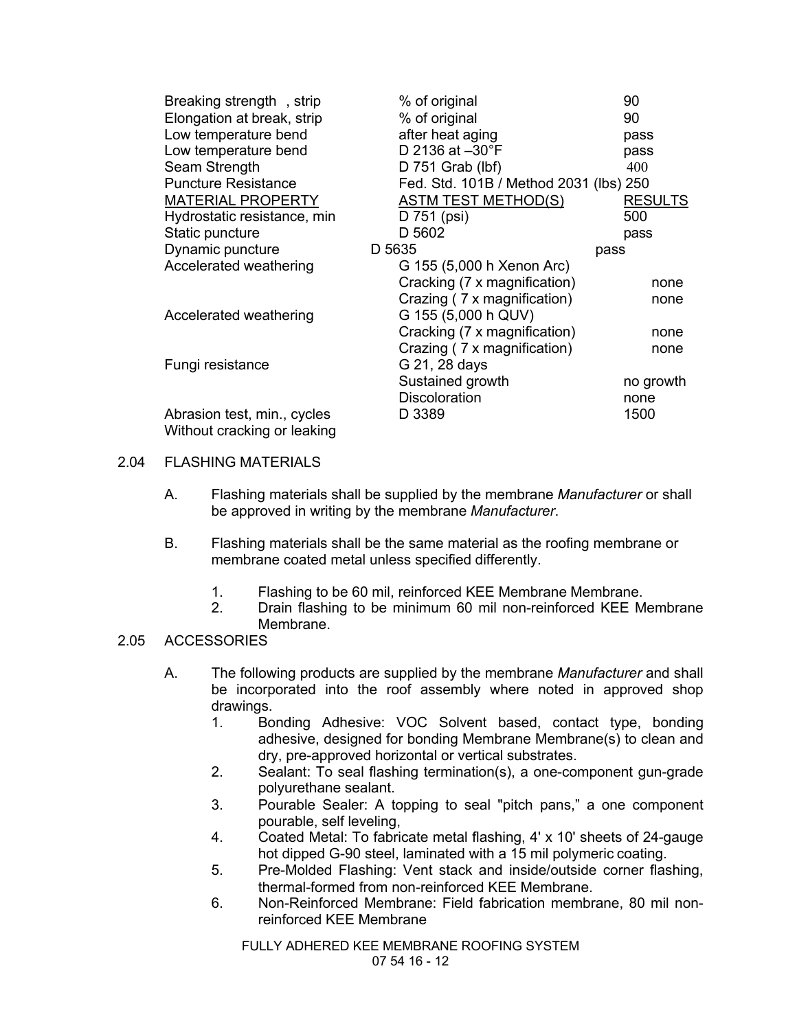| | | |
|---|---|---|
| Breaking strength , strip | % of original | 90 |
| Elongation at break, strip | % of original | 90 |
| Low temperature bend | after heat aging | pass |
| Low temperature bend | D 2136 at –30°F | pass |
| Seam Strength | D 751 Grab (lbf) | 400 |
| Puncture Resistance | Fed. Std. 101B / Method 2031 (lbs) | 250 |
| MATERIAL PROPERTY | ASTM TEST METHOD(S) | RESULTS |
| Hydrostatic resistance, min | D 751 (psi) | 500 |
| Static puncture | D 5602 | pass |
| Dynamic puncture | D 5635 | pass |
| Accelerated weathering | G 155 (5,000 h Xenon Arc) | |
| | Cracking (7 x magnification) | none |
| | Crazing ( 7 x magnification) | none |
| Accelerated weathering | G 155 (5,000 h QUV) | |
| | Cracking (7 x magnification) | none |
| | Crazing ( 7 x magnification) | none |
| Fungi resistance | G 21, 28 days | |
| | Sustained growth | no growth |
| | Discoloration | none |
| Abrasion test, min., cycles Without cracking or leaking | D 3389 | 1500 |

## 2.04 FLASHING MATERIALS

A. Flashing materials shall be supplied by the membrane *Manufacturer* or shall be approved in writing by the membrane *Manufacturer*.

B. Flashing materials shall be the same material as the roofing membrane or membrane coated metal unless specified differently.

1. Flashing to be 60 mil, reinforced KEE Membrane Membrane.
2. Drain flashing to be minimum 60 mil non-reinforced KEE Membrane Membrane.

## 2.05 ACCESSORIES

A. The following products are supplied by the membrane *Manufacturer* and shall be incorporated into the roof assembly where noted in approved shop drawings.

1. Bonding Adhesive: VOC Solvent based, contact type, bonding adhesive, designed for bonding Membrane Membrane(s) to clean and dry, pre-approved horizontal or vertical substrates.
2. Sealant: To seal flashing termination(s), a one-component gun-grade polyurethane sealant.
3. Pourable Sealer: A topping to seal "pitch pans," a one component pourable, self leveling,
4. Coated Metal: To fabricate metal flashing, 4' x 10' sheets of 24-gauge hot dipped G-90 steel, laminated with a 15 mil polymeric coating.
5. Pre-Molded Flashing: Vent stack and inside/outside corner flashing, thermal-formed from non-reinforced KEE Membrane.
6. Non-Reinforced Membrane: Field fabrication membrane, 80 mil non-reinforced KEE Membrane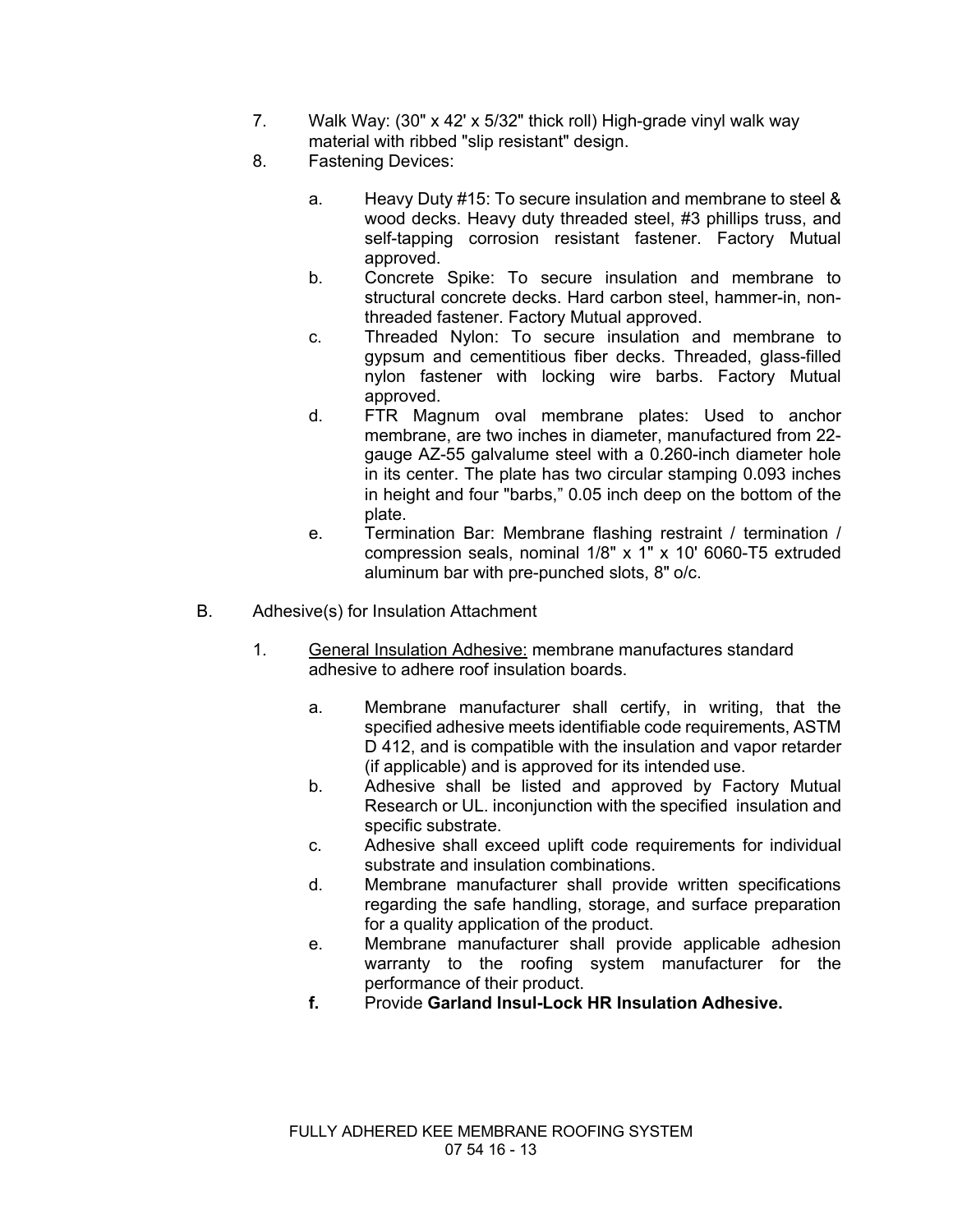7. Walk Way: (30" x 42' x 5/32" thick roll) High-grade vinyl walk way material with ribbed "slip resistant" design.

8. Fastening Devices:

   a. Heavy Duty #15: To secure insulation and membrane to steel & wood decks. Heavy duty threaded steel, #3 phillips truss, and self-tapping corrosion resistant fastener. Factory Mutual approved.

   b. Concrete Spike: To secure insulation and membrane to structural concrete decks. Hard carbon steel, hammer-in, non-threaded fastener. Factory Mutual approved.

   c. Threaded Nylon: To secure insulation and membrane to gypsum and cementitious fiber decks. Threaded, glass-filled nylon fastener with locking wire barbs. Factory Mutual approved.

   d. FTR Magnum oval membrane plates: Used to anchor membrane, are two inches in diameter, manufactured from 22-gauge AZ-55 galvalume steel with a 0.260-inch diameter hole in its center. The plate has two circular stamping 0.093 inches in height and four "barbs," 0.05 inch deep on the bottom of the plate.

   e. Termination Bar: Membrane flashing restraint / termination / compression seals, nominal 1/8" x 1" x 10' 6060-T5 extruded aluminum bar with pre-punched slots, 8" o/c.

B. Adhesive(s) for Insulation Attachment

1. General Insulation Adhesive: membrane manufactures standard adhesive to adhere roof insulation boards.

   a. Membrane manufacturer shall certify, in writing, that the specified adhesive meets identifiable code requirements, ASTM D 412, and is compatible with the insulation and vapor retarder (if applicable) and is approved for its intended use.

   b. Adhesive shall be listed and approved by Factory Mutual Research or UL. inconjunction with the specified insulation and specific substrate.

   c. Adhesive shall exceed uplift code requirements for individual substrate and insulation combinations.

   d. Membrane manufacturer shall provide written specifications regarding the safe handling, storage, and surface preparation for a quality application of the product.

   e. Membrane manufacturer shall provide applicable adhesion warranty to the roofing system manufacturer for the performance of their product.

   **f.** Provide **Garland Insul-Lock HR Insulation Adhesive.**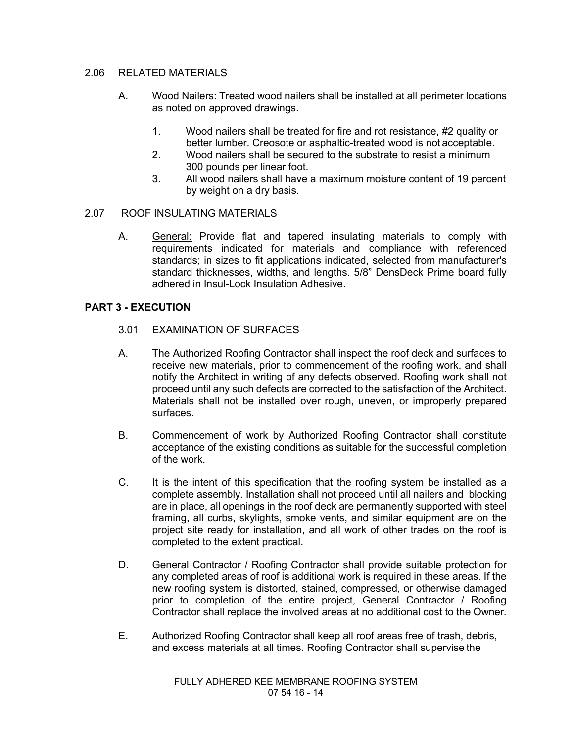## 2.06 RELATED MATERIALS

A. Wood Nailers: Treated wood nailers shall be installed at all perimeter locations as noted on approved drawings.

1. Wood nailers shall be treated for fire and rot resistance, #2 quality or better lumber. Creosote or asphaltic-treated wood is not acceptable.
2. Wood nailers shall be secured to the substrate to resist a minimum 300 pounds per linear foot.
3. All wood nailers shall have a maximum moisture content of 19 percent by weight on a dry basis.

## 2.07 ROOF INSULATING MATERIALS

A. <u>General:</u> Provide flat and tapered insulating materials to comply with requirements indicated for materials and compliance with referenced standards; in sizes to fit applications indicated, selected from manufacturer's standard thicknesses, widths, and lengths. 5/8" DensDeck Prime board fully adhered in Insul-Lock Insulation Adhesive.

# PART 3 - EXECUTION

## 3.01 EXAMINATION OF SURFACES

A. The Authorized Roofing Contractor shall inspect the roof deck and surfaces to receive new materials, prior to commencement of the roofing work, and shall notify the Architect in writing of any defects observed. Roofing work shall not proceed until any such defects are corrected to the satisfaction of the Architect. Materials shall not be installed over rough, uneven, or improperly prepared surfaces.

B. Commencement of work by Authorized Roofing Contractor shall constitute acceptance of the existing conditions as suitable for the successful completion of the work.

C. It is the intent of this specification that the roofing system be installed as a complete assembly. Installation shall not proceed until all nailers and blocking are in place, all openings in the roof deck are permanently supported with steel framing, all curbs, skylights, smoke vents, and similar equipment are on the project site ready for installation, and all work of other trades on the roof is completed to the extent practical.

D. General Contractor / Roofing Contractor shall provide suitable protection for any completed areas of roof is additional work is required in these areas. If the new roofing system is distorted, stained, compressed, or otherwise damaged prior to completion of the entire project, General Contractor / Roofing Contractor shall replace the involved areas at no additional cost to the Owner.

E. Authorized Roofing Contractor shall keep all roof areas free of trash, debris, and excess materials at all times. Roofing Contractor shall supervise the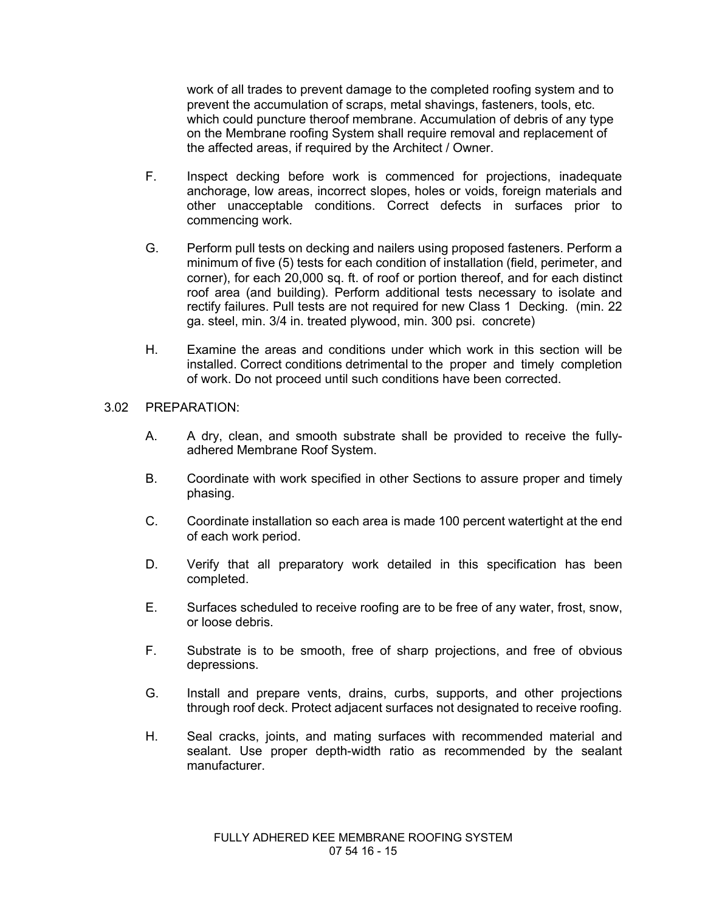work of all trades to prevent damage to the completed roofing system and to prevent the accumulation of scraps, metal shavings, fasteners, tools, etc. which could puncture theroof membrane. Accumulation of debris of any type on the Membrane roofing System shall require removal and replacement of the affected areas, if required by the Architect / Owner.

F. Inspect decking before work is commenced for projections, inadequate anchorage, low areas, incorrect slopes, holes or voids, foreign materials and other unacceptable conditions. Correct defects in surfaces prior to commencing work.

G. Perform pull tests on decking and nailers using proposed fasteners. Perform a minimum of five (5) tests for each condition of installation (field, perimeter, and corner), for each 20,000 sq. ft. of roof or portion thereof, and for each distinct roof area (and building). Perform additional tests necessary to isolate and rectify failures. Pull tests are not required for new Class 1 Decking. (min. 22 ga. steel, min. 3/4 in. treated plywood, min. 300 psi. concrete)

H. Examine the areas and conditions under which work in this section will be installed. Correct conditions detrimental to the proper and timely completion of work. Do not proceed until such conditions have been corrected.

3.02 PREPARATION:

A. A dry, clean, and smooth substrate shall be provided to receive the fully-adhered Membrane Roof System.

B. Coordinate with work specified in other Sections to assure proper and timely phasing.

C. Coordinate installation so each area is made 100 percent watertight at the end of each work period.

D. Verify that all preparatory work detailed in this specification has been completed.

E. Surfaces scheduled to receive roofing are to be free of any water, frost, snow, or loose debris.

F. Substrate is to be smooth, free of sharp projections, and free of obvious depressions.

G. Install and prepare vents, drains, curbs, supports, and other projections through roof deck. Protect adjacent surfaces not designated to receive roofing.

H. Seal cracks, joints, and mating surfaces with recommended material and sealant. Use proper depth-width ratio as recommended by the sealant manufacturer.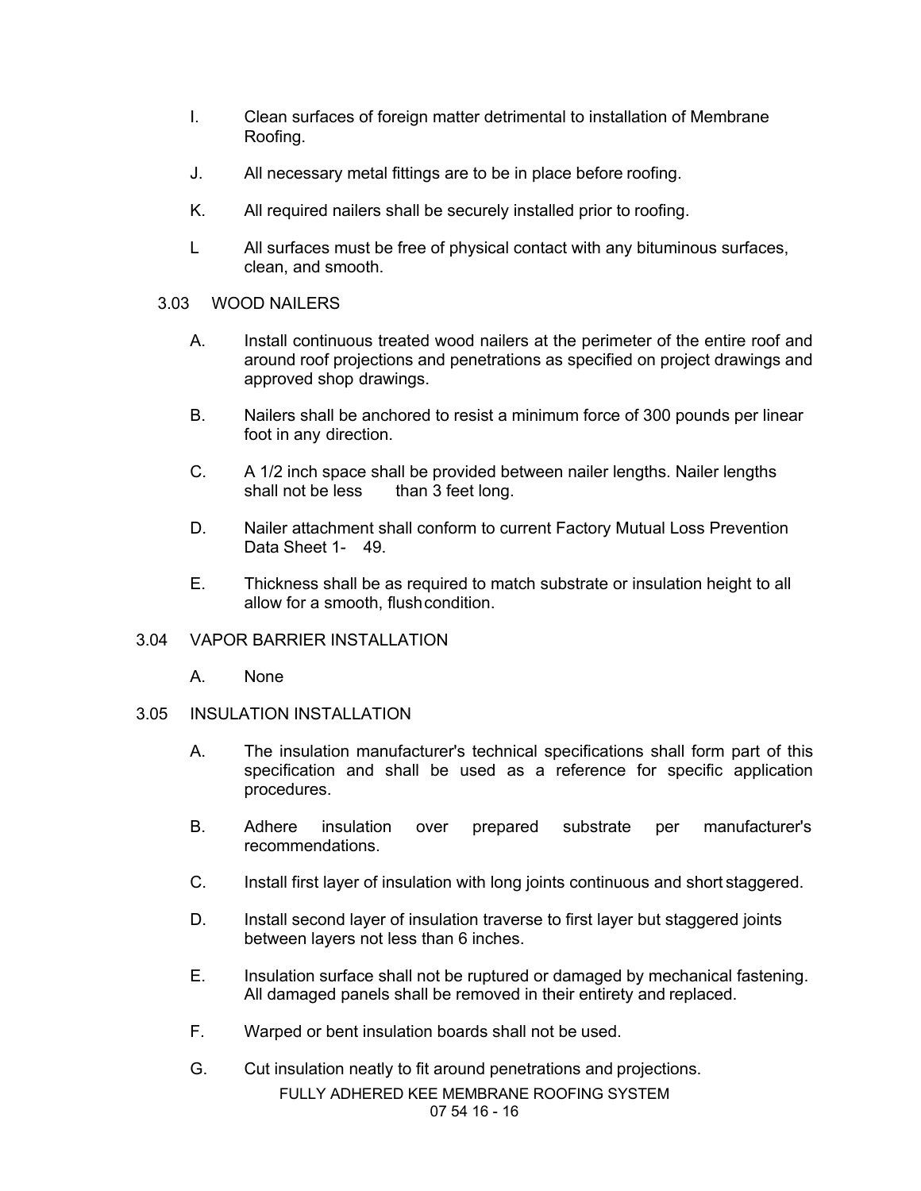I. Clean surfaces of foreign matter detrimental to installation of Membrane Roofing.

J. All necessary metal fittings are to be in place before roofing.

K. All required nailers shall be securely installed prior to roofing.

L All surfaces must be free of physical contact with any bituminous surfaces, clean, and smooth.

### 3.03 WOOD NAILERS

A. Install continuous treated wood nailers at the perimeter of the entire roof and around roof projections and penetrations as specified on project drawings and approved shop drawings.

B. Nailers shall be anchored to resist a minimum force of 300 pounds per linear foot in any direction.

C. A 1/2 inch space shall be provided between nailer lengths. Nailer lengths shall not be less than 3 feet long.

D. Nailer attachment shall conform to current Factory Mutual Loss Prevention Data Sheet 1- 49.

E. Thickness shall be as required to match substrate or insulation height to all allow for a smooth, flush condition.

## 3.04 VAPOR BARRIER INSTALLATION

A. None

## 3.05 INSULATION INSTALLATION

A. The insulation manufacturer's technical specifications shall form part of this specification and shall be used as a reference for specific application procedures.

B. Adhere insulation over prepared substrate per manufacturer's recommendations.

C. Install first layer of insulation with long joints continuous and short staggered.

D. Install second layer of insulation traverse to first layer but staggered joints between layers not less than 6 inches.

E. Insulation surface shall not be ruptured or damaged by mechanical fastening. All damaged panels shall be removed in their entirety and replaced.

F. Warped or bent insulation boards shall not be used.

G. Cut insulation neatly to fit around penetrations and projections.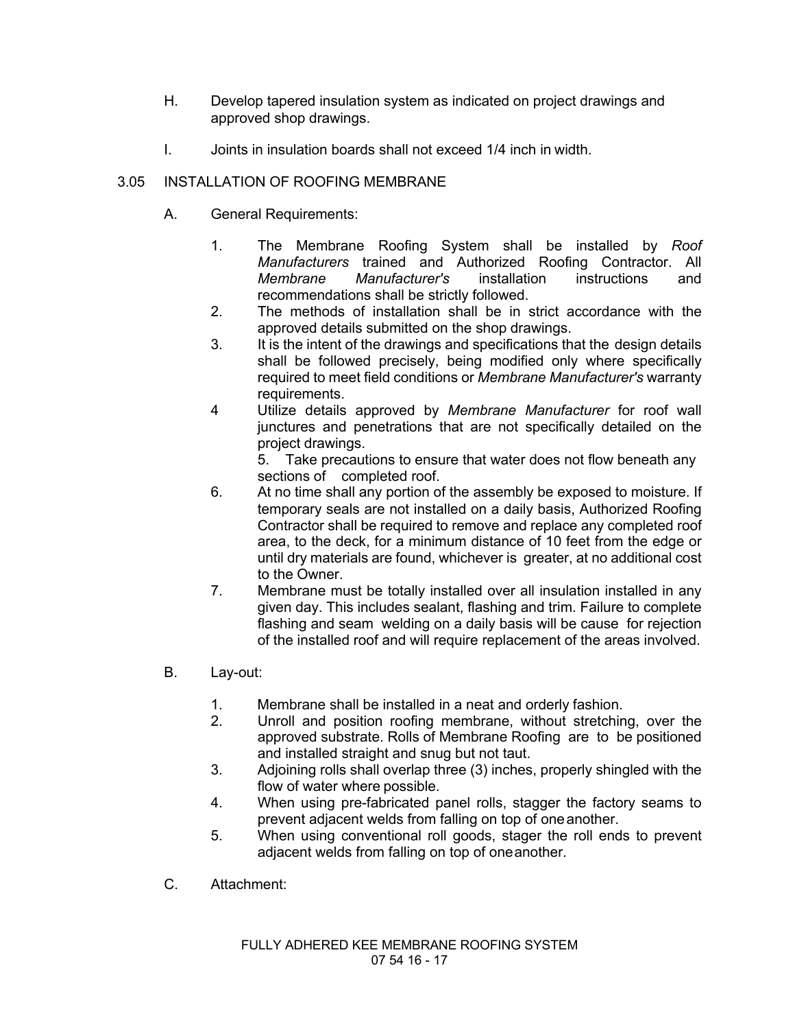H. Develop tapered insulation system as indicated on project drawings and approved shop drawings.

I. Joints in insulation boards shall not exceed 1/4 inch in width.

## 3.05 INSTALLATION OF ROOFING MEMBRANE

A. General Requirements:

1. The Membrane Roofing System shall be installed by *Roof Manufacturers* trained and Authorized Roofing Contractor. All *Membrane Manufacturer's* installation instructions and recommendations shall be strictly followed.
2. The methods of installation shall be in strict accordance with the approved details submitted on the shop drawings.
3. It is the intent of the drawings and specifications that the design details shall be followed precisely, being modified only where specifically required to meet field conditions or *Membrane Manufacturer's* warranty requirements.
4. Utilize details approved by *Membrane Manufacturer* for roof wall junctures and penetrations that are not specifically detailed on the project drawings.
5. Take precautions to ensure that water does not flow beneath any sections of completed roof.
6. At no time shall any portion of the assembly be exposed to moisture. If temporary seals are not installed on a daily basis, Authorized Roofing Contractor shall be required to remove and replace any completed roof area, to the deck, for a minimum distance of 10 feet from the edge or until dry materials are found, whichever is greater, at no additional cost to the Owner.
7. Membrane must be totally installed over all insulation installed in any given day. This includes sealant, flashing and trim. Failure to complete flashing and seam welding on a daily basis will be cause for rejection of the installed roof and will require replacement of the areas involved.

B. Lay-out:

1. Membrane shall be installed in a neat and orderly fashion.
2. Unroll and position roofing membrane, without stretching, over the approved substrate. Rolls of Membrane Roofing are to be positioned and installed straight and snug but not taut.
3. Adjoining rolls shall overlap three (3) inches, properly shingled with the flow of water where possible.
4. When using pre-fabricated panel rolls, stagger the factory seams to prevent adjacent welds from falling on top of one another.
5. When using conventional roll goods, stager the roll ends to prevent adjacent welds from falling on top of one another.

C. Attachment: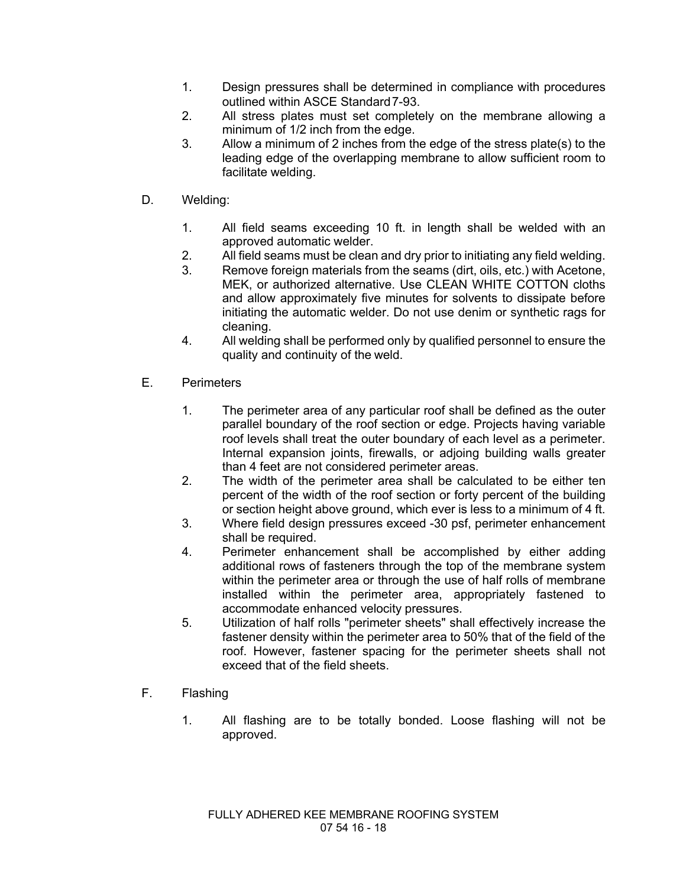1. Design pressures shall be determined in compliance with procedures outlined within ASCE Standard 7-93.
2. All stress plates must set completely on the membrane allowing a minimum of 1/2 inch from the edge.
3. Allow a minimum of 2 inches from the edge of the stress plate(s) to the leading edge of the overlapping membrane to allow sufficient room to facilitate welding.

D. Welding:

1. All field seams exceeding 10 ft. in length shall be welded with an approved automatic welder.
2. All field seams must be clean and dry prior to initiating any field welding.
3. Remove foreign materials from the seams (dirt, oils, etc.) with Acetone, MEK, or authorized alternative. Use CLEAN WHITE COTTON cloths and allow approximately five minutes for solvents to dissipate before initiating the automatic welder. Do not use denim or synthetic rags for cleaning.
4. All welding shall be performed only by qualified personnel to ensure the quality and continuity of the weld.

E. Perimeters

1. The perimeter area of any particular roof shall be defined as the outer parallel boundary of the roof section or edge. Projects having variable roof levels shall treat the outer boundary of each level as a perimeter. Internal expansion joints, firewalls, or adjoing building walls greater than 4 feet are not considered perimeter areas.
2. The width of the perimeter area shall be calculated to be either ten percent of the width of the roof section or forty percent of the building or section height above ground, which ever is less to a minimum of 4 ft.
3. Where field design pressures exceed -30 psf, perimeter enhancement shall be required.
4. Perimeter enhancement shall be accomplished by either adding additional rows of fasteners through the top of the membrane system within the perimeter area or through the use of half rolls of membrane installed within the perimeter area, appropriately fastened to accommodate enhanced velocity pressures.
5. Utilization of half rolls "perimeter sheets" shall effectively increase the fastener density within the perimeter area to 50% that of the field of the roof. However, fastener spacing for the perimeter sheets shall not exceed that of the field sheets.

F. Flashing

1. All flashing are to be totally bonded. Loose flashing will not be approved.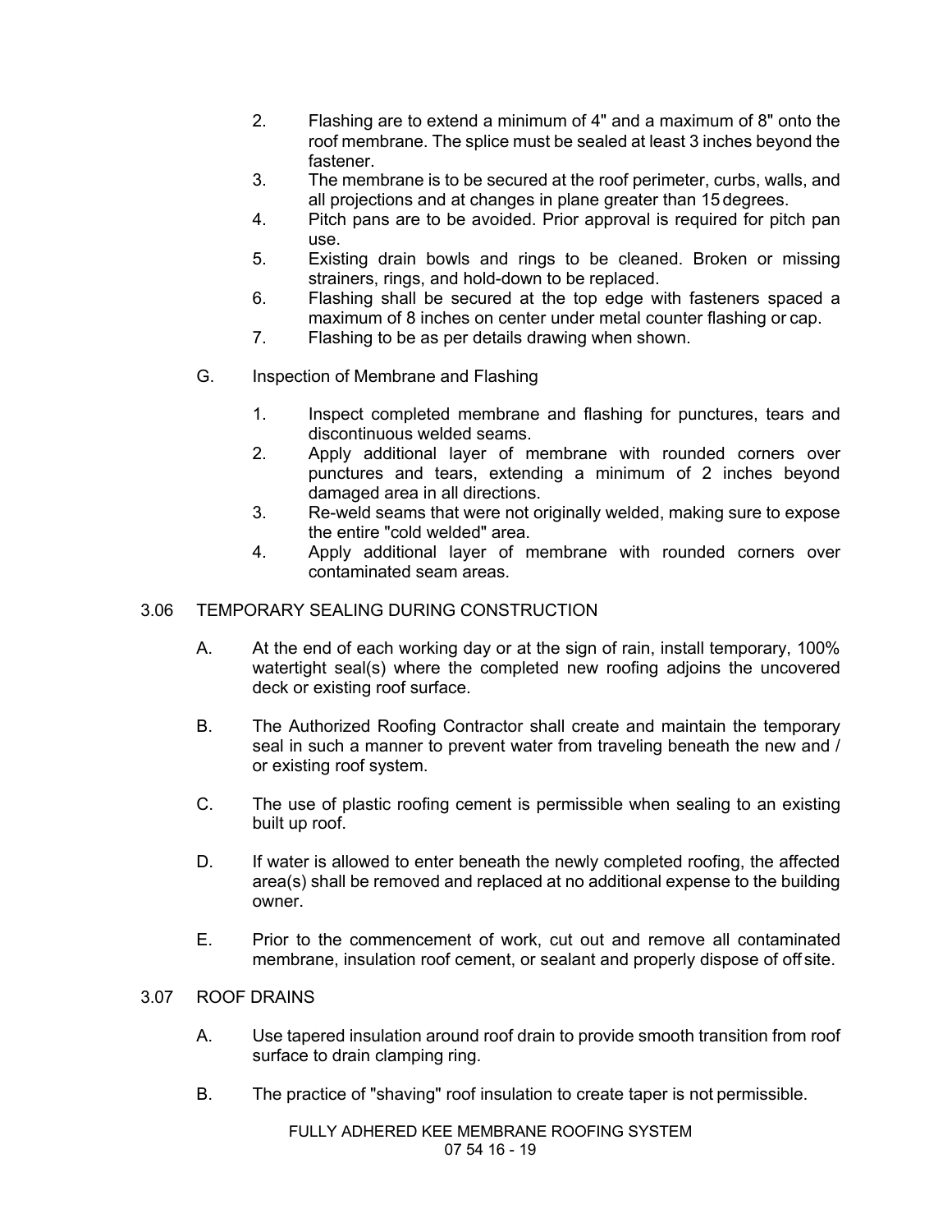2. Flashing are to extend a minimum of 4" and a maximum of 8" onto the roof membrane. The splice must be sealed at least 3 inches beyond the fastener.
3. The membrane is to be secured at the roof perimeter, curbs, walls, and all projections and at changes in plane greater than 15 degrees.
4. Pitch pans are to be avoided. Prior approval is required for pitch pan use.
5. Existing drain bowls and rings to be cleaned. Broken or missing strainers, rings, and hold-down to be replaced.
6. Flashing shall be secured at the top edge with fasteners spaced a maximum of 8 inches on center under metal counter flashing or cap.
7. Flashing to be as per details drawing when shown.

G. Inspection of Membrane and Flashing

1. Inspect completed membrane and flashing for punctures, tears and discontinuous welded seams.
2. Apply additional layer of membrane with rounded corners over punctures and tears, extending a minimum of 2 inches beyond damaged area in all directions.
3. Re-weld seams that were not originally welded, making sure to expose the entire "cold welded" area.
4. Apply additional layer of membrane with rounded corners over contaminated seam areas.

## 3.06 TEMPORARY SEALING DURING CONSTRUCTION

A. At the end of each working day or at the sign of rain, install temporary, 100% watertight seal(s) where the completed new roofing adjoins the uncovered deck or existing roof surface.

B. The Authorized Roofing Contractor shall create and maintain the temporary seal in such a manner to prevent water from traveling beneath the new and / or existing roof system.

C. The use of plastic roofing cement is permissible when sealing to an existing built up roof.

D. If water is allowed to enter beneath the newly completed roofing, the affected area(s) shall be removed and replaced at no additional expense to the building owner.

E. Prior to the commencement of work, cut out and remove all contaminated membrane, insulation roof cement, or sealant and properly dispose of off site.

## 3.07 ROOF DRAINS

A. Use tapered insulation around roof drain to provide smooth transition from roof surface to drain clamping ring.

B. The practice of "shaving" roof insulation to create taper is not permissible.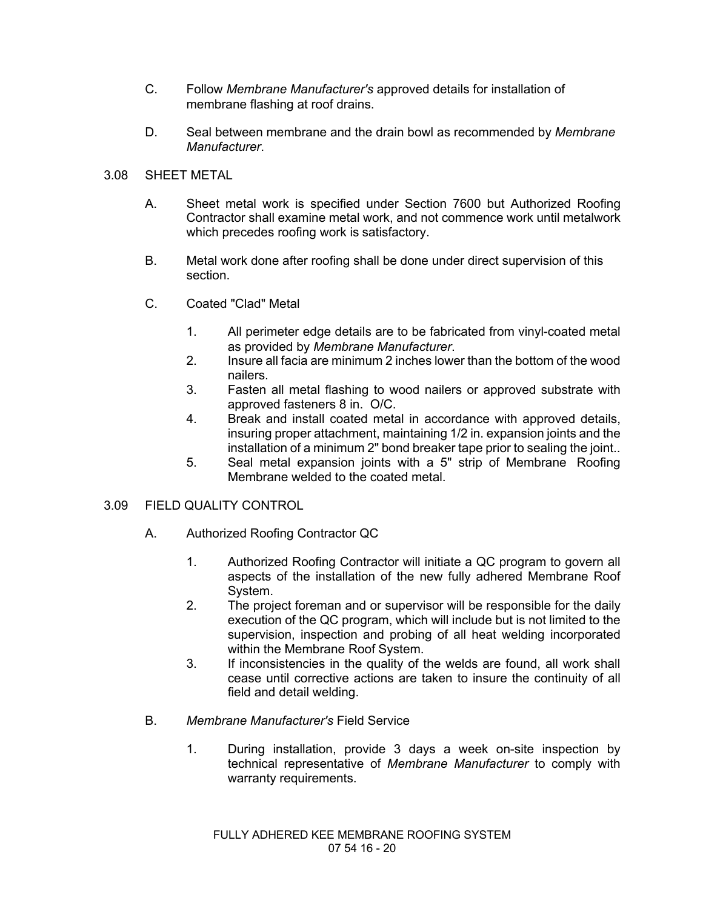C. Follow *Membrane Manufacturer's* approved details for installation of membrane flashing at roof drains.

D. Seal between membrane and the drain bowl as recommended by *Membrane Manufacturer*.

## 3.08 SHEET METAL

A. Sheet metal work is specified under Section 7600 but Authorized Roofing Contractor shall examine metal work, and not commence work until metalwork which precedes roofing work is satisfactory.

B. Metal work done after roofing shall be done under direct supervision of this section.

C. Coated "Clad" Metal

1. All perimeter edge details are to be fabricated from vinyl-coated metal as provided by *Membrane Manufacturer*.
2. Insure all facia are minimum 2 inches lower than the bottom of the wood nailers.
3. Fasten all metal flashing to wood nailers or approved substrate with approved fasteners 8 in. O/C.
4. Break and install coated metal in accordance with approved details, insuring proper attachment, maintaining 1/2 in. expansion joints and the installation of a minimum 2" bond breaker tape prior to sealing the joint..
5. Seal metal expansion joints with a 5" strip of Membrane Roofing Membrane welded to the coated metal.

## 3.09 FIELD QUALITY CONTROL

A. Authorized Roofing Contractor QC

1. Authorized Roofing Contractor will initiate a QC program to govern all aspects of the installation of the new fully adhered Membrane Roof System.
2. The project foreman and or supervisor will be responsible for the daily execution of the QC program, which will include but is not limited to the supervision, inspection and probing of all heat welding incorporated within the Membrane Roof System.
3. If inconsistencies in the quality of the welds are found, all work shall cease until corrective actions are taken to insure the continuity of all field and detail welding.

B. *Membrane Manufacturer's* Field Service

1. During installation, provide 3 days a week on-site inspection by technical representative of *Membrane Manufacturer* to comply with warranty requirements.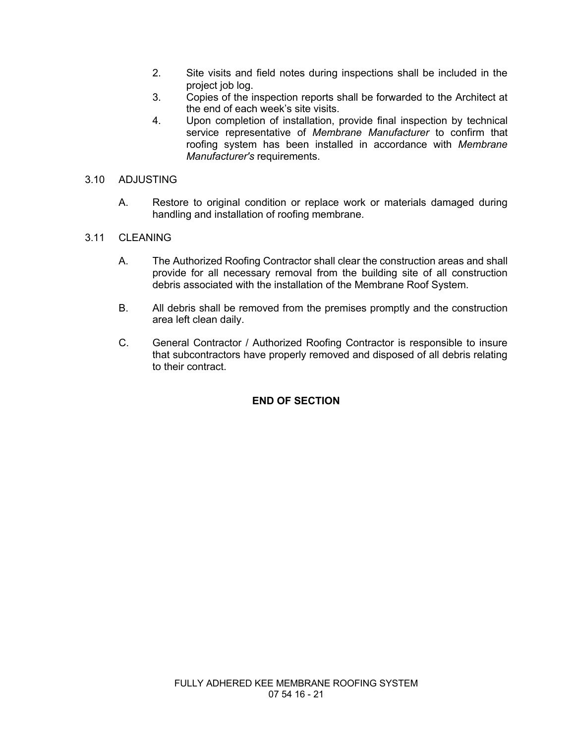2. Site visits and field notes during inspections shall be included in the project job log.
3. Copies of the inspection reports shall be forwarded to the Architect at the end of each week's site visits.
4. Upon completion of installation, provide final inspection by technical service representative of *Membrane Manufacturer* to confirm that roofing system has been installed in accordance with *Membrane Manufacturer's* requirements.

## 3.10 ADJUSTING

A. Restore to original condition or replace work or materials damaged during handling and installation of roofing membrane.

## 3.11 CLEANING

A. The Authorized Roofing Contractor shall clear the construction areas and shall provide for all necessary removal from the building site of all construction debris associated with the installation of the Membrane Roof System.

B. All debris shall be removed from the premises promptly and the construction area left clean daily.

C. General Contractor / Authorized Roofing Contractor is responsible to insure that subcontractors have properly removed and disposed of all debris relating to their contract.

**END OF SECTION**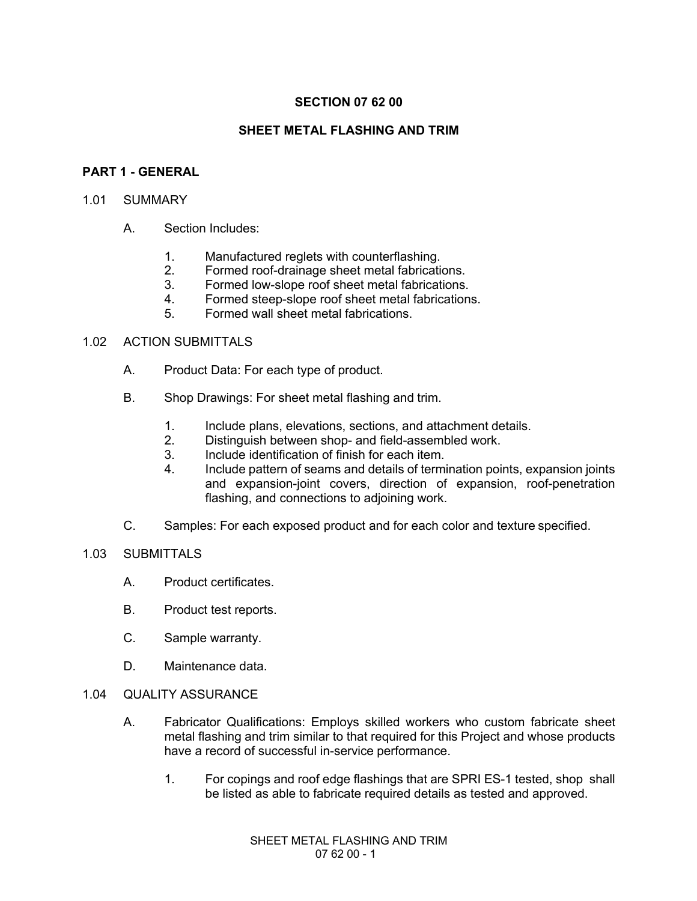# SECTION 07 62 00

# SHEET METAL FLASHING AND TRIM

## PART 1 - GENERAL

1.01 SUMMARY

A. Section Includes:

1. Manufactured reglets with counterflashing.
2. Formed roof-drainage sheet metal fabrications.
3. Formed low-slope roof sheet metal fabrications.
4. Formed steep-slope roof sheet metal fabrications.
5. Formed wall sheet metal fabrications.

1.02 ACTION SUBMITTALS

A. Product Data: For each type of product.

B. Shop Drawings: For sheet metal flashing and trim.

1. Include plans, elevations, sections, and attachment details.
2. Distinguish between shop- and field-assembled work.
3. Include identification of finish for each item.
4. Include pattern of seams and details of termination points, expansion joints and expansion-joint covers, direction of expansion, roof-penetration flashing, and connections to adjoining work.

C. Samples: For each exposed product and for each color and texture specified.

1.03 SUBMITTALS

A. Product certificates.

B. Product test reports.

C. Sample warranty.

D. Maintenance data.

1.04 QUALITY ASSURANCE

A. Fabricator Qualifications: Employs skilled workers who custom fabricate sheet metal flashing and trim similar to that required for this Project and whose products have a record of successful in-service performance.

1. For copings and roof edge flashings that are SPRI ES-1 tested, shop shall be listed as able to fabricate required details as tested and approved.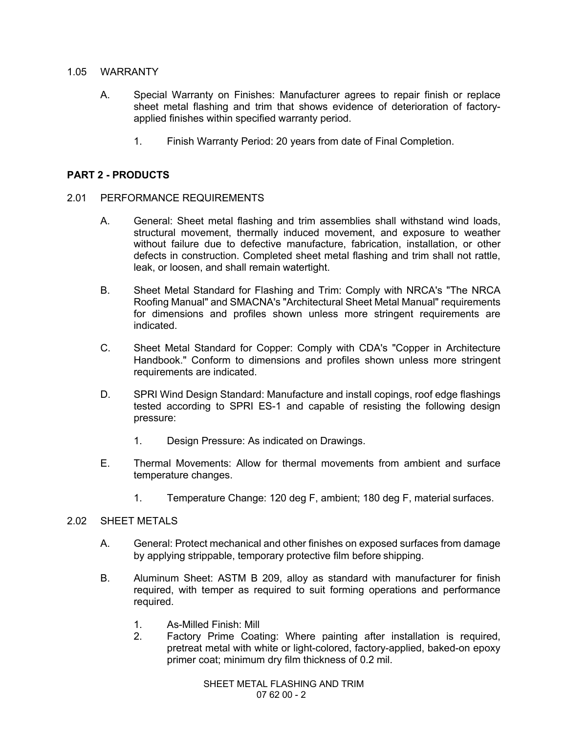1.05 WARRANTY

A. Special Warranty on Finishes: Manufacturer agrees to repair finish or replace sheet metal flashing and trim that shows evidence of deterioration of factory-applied finishes within specified warranty period.

   1. Finish Warranty Period: 20 years from date of Final Completion.

## PART 2 - PRODUCTS

2.01 PERFORMANCE REQUIREMENTS

A. General: Sheet metal flashing and trim assemblies shall withstand wind loads, structural movement, thermally induced movement, and exposure to weather without failure due to defective manufacture, fabrication, installation, or other defects in construction. Completed sheet metal flashing and trim shall not rattle, leak, or loosen, and shall remain watertight.

B. Sheet Metal Standard for Flashing and Trim: Comply with NRCA's "The NRCA Roofing Manual" and SMACNA's "Architectural Sheet Metal Manual" requirements for dimensions and profiles shown unless more stringent requirements are indicated.

C. Sheet Metal Standard for Copper: Comply with CDA's "Copper in Architecture Handbook." Conform to dimensions and profiles shown unless more stringent requirements are indicated.

D. SPRI Wind Design Standard: Manufacture and install copings, roof edge flashings tested according to SPRI ES-1 and capable of resisting the following design pressure:

   1. Design Pressure: As indicated on Drawings.

E. Thermal Movements: Allow for thermal movements from ambient and surface temperature changes.

   1. Temperature Change: 120 deg F, ambient; 180 deg F, material surfaces.

2.02 SHEET METALS

A. General: Protect mechanical and other finishes on exposed surfaces from damage by applying strippable, temporary protective film before shipping.

B. Aluminum Sheet: ASTM B 209, alloy as standard with manufacturer for finish required, with temper as required to suit forming operations and performance required.

   1. As-Milled Finish: Mill
   2. Factory Prime Coating: Where painting after installation is required, pretreat metal with white or light-colored, factory-applied, baked-on epoxy primer coat; minimum dry film thickness of 0.2 mil.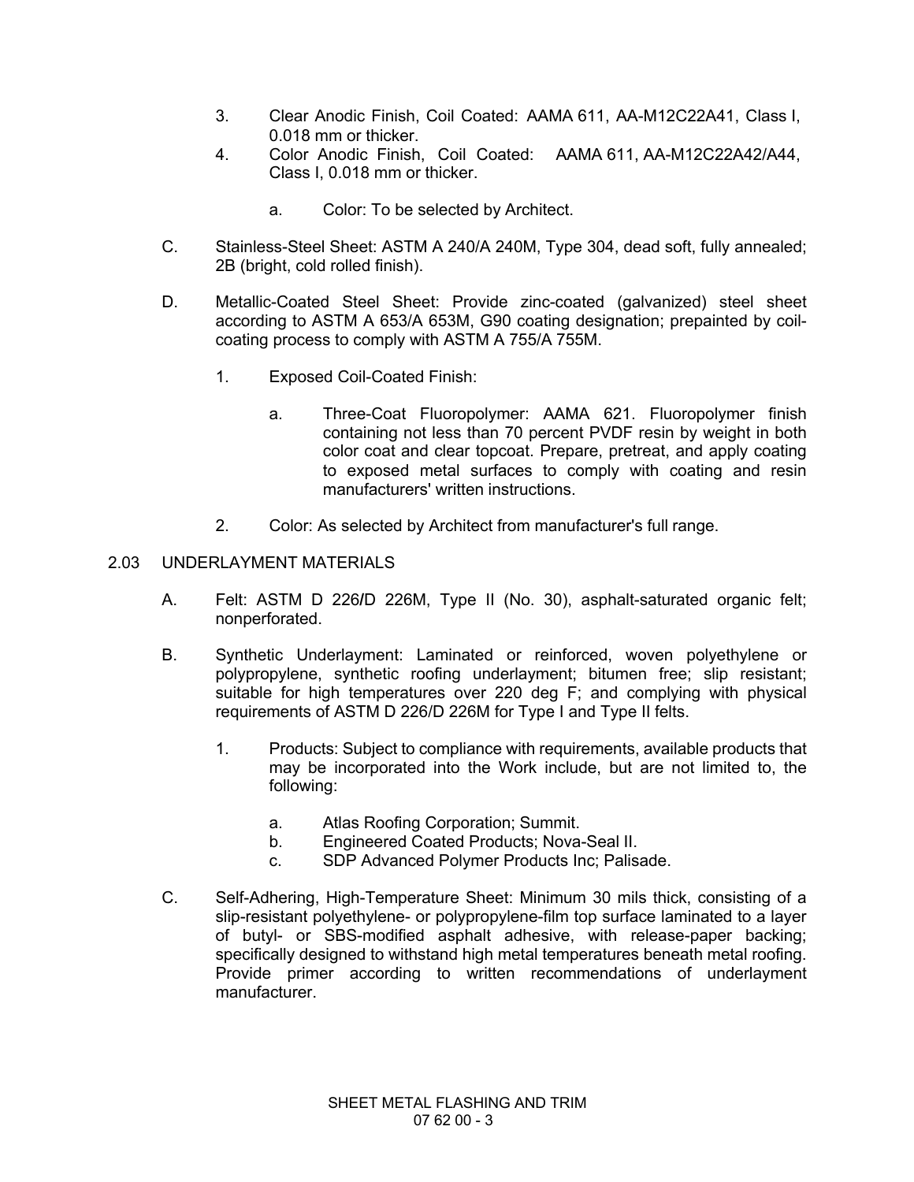3. Clear Anodic Finish, Coil Coated: AAMA 611, AA-M12C22A41, Class I, 0.018 mm or thicker.
4. Color Anodic Finish, Coil Coated: AAMA 611, AA-M12C22A42/A44, Class I, 0.018 mm or thicker.
   a. Color: To be selected by Architect.

C. Stainless-Steel Sheet: ASTM A 240/A 240M, Type 304, dead soft, fully annealed; 2B (bright, cold rolled finish).

D. Metallic-Coated Steel Sheet: Provide zinc-coated (galvanized) steel sheet according to ASTM A 653/A 653M, G90 coating designation; prepainted by coil-coating process to comply with ASTM A 755/A 755M.

1. Exposed Coil-Coated Finish:
   a. Three-Coat Fluoropolymer: AAMA 621. Fluoropolymer finish containing not less than 70 percent PVDF resin by weight in both color coat and clear topcoat. Prepare, pretreat, and apply coating to exposed metal surfaces to comply with coating and resin manufacturers' written instructions.
2. Color: As selected by Architect from manufacturer's full range.

## 2.03 UNDERLAYMENT MATERIALS

A. Felt: ASTM D 226/D 226M, Type II (No. 30), asphalt-saturated organic felt; nonperforated.

B. Synthetic Underlayment: Laminated or reinforced, woven polyethylene or polypropylene, synthetic roofing underlayment; bitumen free; slip resistant; suitable for high temperatures over 220 deg F; and complying with physical requirements of ASTM D 226/D 226M for Type I and Type II felts.

1. Products: Subject to compliance with requirements, available products that may be incorporated into the Work include, but are not limited to, the following:
   a. Atlas Roofing Corporation; Summit.
   b. Engineered Coated Products; Nova-Seal II.
   c. SDP Advanced Polymer Products Inc; Palisade.

C. Self-Adhering, High-Temperature Sheet: Minimum 30 mils thick, consisting of a slip-resistant polyethylene- or polypropylene-film top surface laminated to a layer of butyl- or SBS-modified asphalt adhesive, with release-paper backing; specifically designed to withstand high metal temperatures beneath metal roofing. Provide primer according to written recommendations of underlayment manufacturer.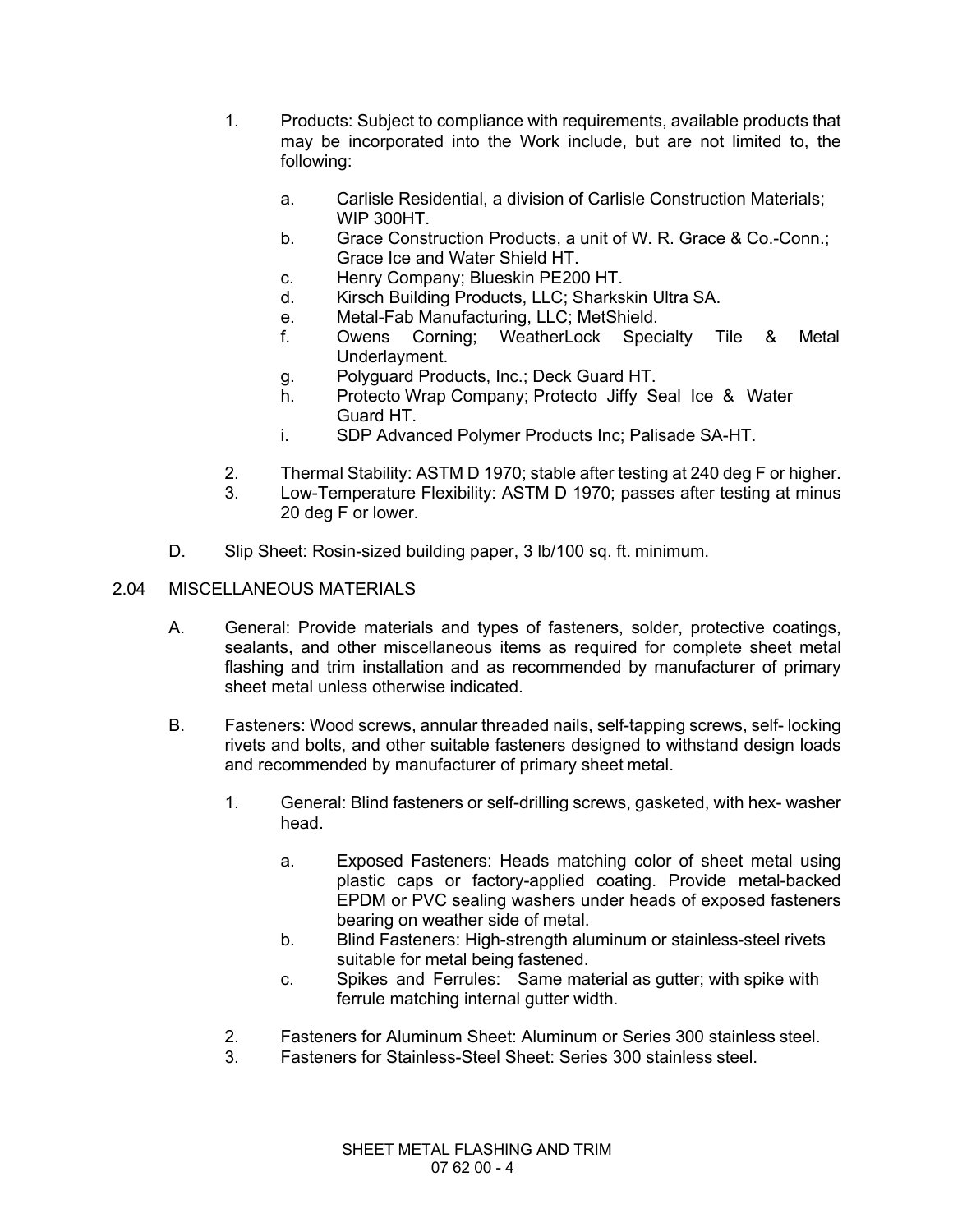1. Products: Subject to compliance with requirements, available products that may be incorporated into the Work include, but are not limited to, the following:

    a. Carlisle Residential, a division of Carlisle Construction Materials; WIP 300HT.
    b. Grace Construction Products, a unit of W. R. Grace & Co.-Conn.; Grace Ice and Water Shield HT.
    c. Henry Company; Blueskin PE200 HT.
    d. Kirsch Building Products, LLC; Sharkskin Ultra SA.
    e. Metal-Fab Manufacturing, LLC; MetShield.
    f. Owens Corning; WeatherLock Specialty Tile & Metal Underlayment.
    g. Polyguard Products, Inc.; Deck Guard HT.
    h. Protecto Wrap Company; Protecto Jiffy Seal Ice & Water Guard HT.
    i. SDP Advanced Polymer Products Inc; Palisade SA-HT.

2. Thermal Stability: ASTM D 1970; stable after testing at 240 deg F or higher.
3. Low-Temperature Flexibility: ASTM D 1970; passes after testing at minus 20 deg F or lower.

D. Slip Sheet: Rosin-sized building paper, 3 lb/100 sq. ft. minimum.

## 2.04 MISCELLANEOUS MATERIALS

A. General: Provide materials and types of fasteners, solder, protective coatings, sealants, and other miscellaneous items as required for complete sheet metal flashing and trim installation and as recommended by manufacturer of primary sheet metal unless otherwise indicated.

B. Fasteners: Wood screws, annular threaded nails, self-tapping screws, self- locking rivets and bolts, and other suitable fasteners designed to withstand design loads and recommended by manufacturer of primary sheet metal.

1. General: Blind fasteners or self-drilling screws, gasketed, with hex- washer head.

    a. Exposed Fasteners: Heads matching color of sheet metal using plastic caps or factory-applied coating. Provide metal-backed EPDM or PVC sealing washers under heads of exposed fasteners bearing on weather side of metal.
    b. Blind Fasteners: High-strength aluminum or stainless-steel rivets suitable for metal being fastened.
    c. Spikes and Ferrules: Same material as gutter; with spike with ferrule matching internal gutter width.

2. Fasteners for Aluminum Sheet: Aluminum or Series 300 stainless steel.
3. Fasteners for Stainless-Steel Sheet: Series 300 stainless steel.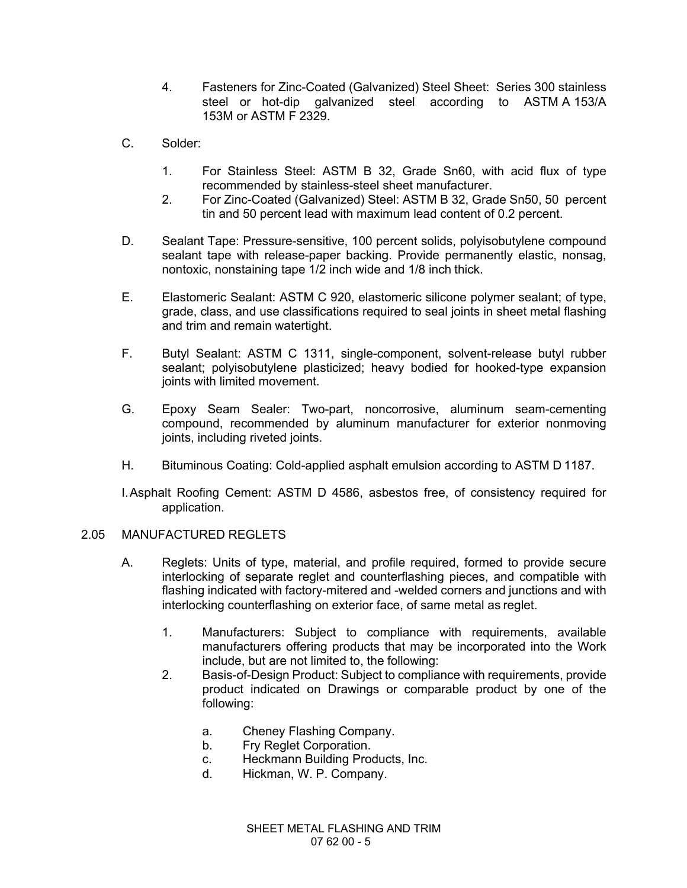4. Fasteners for Zinc-Coated (Galvanized) Steel Sheet: Series 300 stainless steel or hot-dip galvanized steel according to ASTM A 153/A 153M or ASTM F 2329.

C. Solder:

1. For Stainless Steel: ASTM B 32, Grade Sn60, with acid flux of type recommended by stainless-steel sheet manufacturer.
2. For Zinc-Coated (Galvanized) Steel: ASTM B 32, Grade Sn50, 50 percent tin and 50 percent lead with maximum lead content of 0.2 percent.

D. Sealant Tape: Pressure-sensitive, 100 percent solids, polyisobutylene compound sealant tape with release-paper backing. Provide permanently elastic, nonsag, nontoxic, nonstaining tape 1/2 inch wide and 1/8 inch thick.

E. Elastomeric Sealant: ASTM C 920, elastomeric silicone polymer sealant; of type, grade, class, and use classifications required to seal joints in sheet metal flashing and trim and remain watertight.

F. Butyl Sealant: ASTM C 1311, single-component, solvent-release butyl rubber sealant; polyisobutylene plasticized; heavy bodied for hooked-type expansion joints with limited movement.

G. Epoxy Seam Sealer: Two-part, noncorrosive, aluminum seam-cementing compound, recommended by aluminum manufacturer for exterior nonmoving joints, including riveted joints.

H. Bituminous Coating: Cold-applied asphalt emulsion according to ASTM D 1187.

I. Asphalt Roofing Cement: ASTM D 4586, asbestos free, of consistency required for application.

## 2.05 MANUFACTURED REGLETS

A. Reglets: Units of type, material, and profile required, formed to provide secure interlocking of separate reglet and counterflashing pieces, and compatible with flashing indicated with factory-mitered and -welded corners and junctions and with interlocking counterflashing on exterior face, of same metal as reglet.

1. Manufacturers: Subject to compliance with requirements, available manufacturers offering products that may be incorporated into the Work include, but are not limited to, the following:
2. Basis-of-Design Product: Subject to compliance with requirements, provide product indicated on Drawings or comparable product by one of the following:

   a. Cheney Flashing Company.
   b. Fry Reglet Corporation.
   c. Heckmann Building Products, Inc.
   d. Hickman, W. P. Company.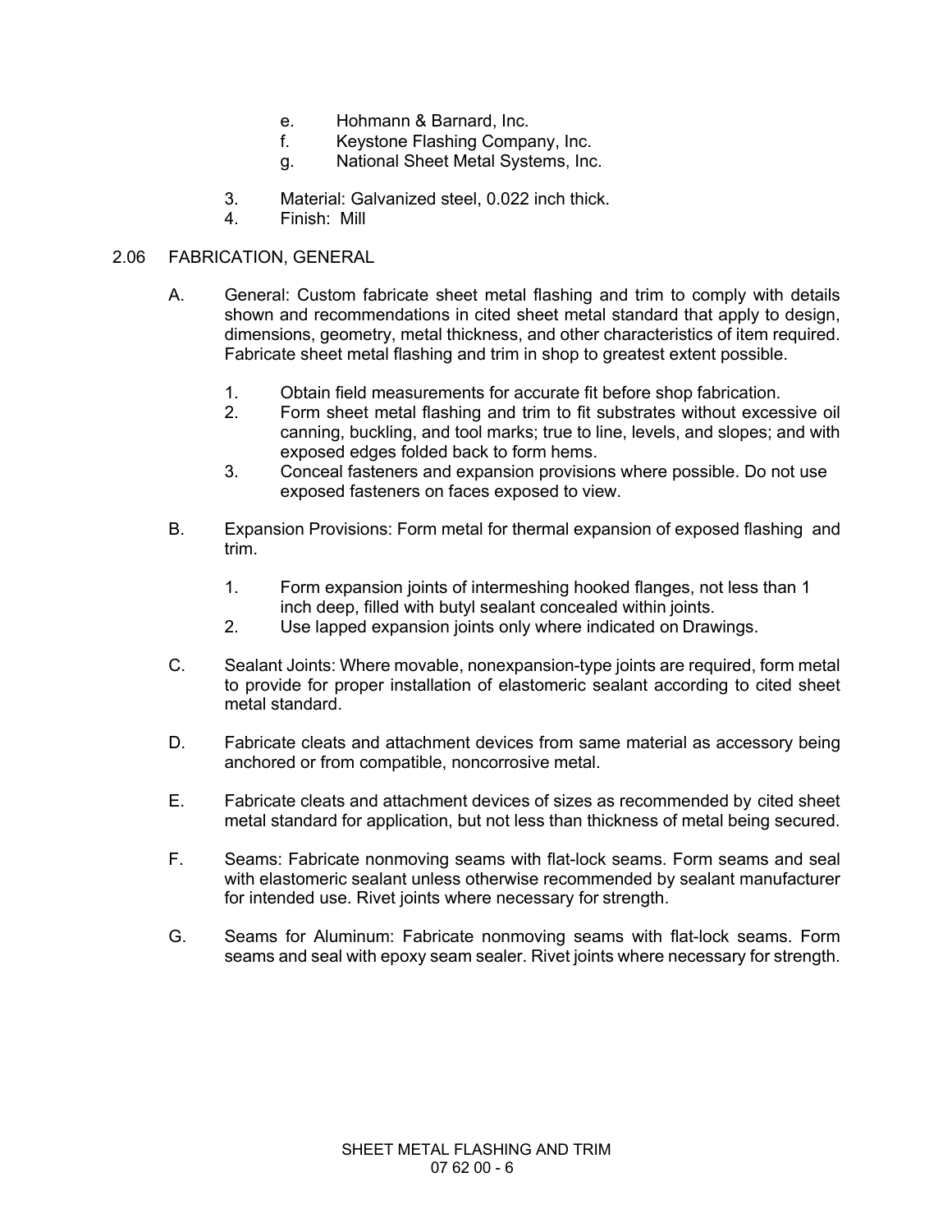e. Hohmann & Barnard, Inc.
   f. Keystone Flashing Company, Inc.
   g. National Sheet Metal Systems, Inc.

3. Material: Galvanized steel, 0.022 inch thick.
4. Finish: Mill

## 2.06 FABRICATION, GENERAL

A. General: Custom fabricate sheet metal flashing and trim to comply with details shown and recommendations in cited sheet metal standard that apply to design, dimensions, geometry, metal thickness, and other characteristics of item required. Fabricate sheet metal flashing and trim in shop to greatest extent possible.

   1. Obtain field measurements for accurate fit before shop fabrication.
   2. Form sheet metal flashing and trim to fit substrates without excessive oil canning, buckling, and tool marks; true to line, levels, and slopes; and with exposed edges folded back to form hems.
   3. Conceal fasteners and expansion provisions where possible. Do not use exposed fasteners on faces exposed to view.

B. Expansion Provisions: Form metal for thermal expansion of exposed flashing and trim.

   1. Form expansion joints of intermeshing hooked flanges, not less than 1 inch deep, filled with butyl sealant concealed within joints.
   2. Use lapped expansion joints only where indicated on Drawings.

C. Sealant Joints: Where movable, nonexpansion-type joints are required, form metal to provide for proper installation of elastomeric sealant according to cited sheet metal standard.

D. Fabricate cleats and attachment devices from same material as accessory being anchored or from compatible, noncorrosive metal.

E. Fabricate cleats and attachment devices of sizes as recommended by cited sheet metal standard for application, but not less than thickness of metal being secured.

F. Seams: Fabricate nonmoving seams with flat-lock seams. Form seams and seal with elastomeric sealant unless otherwise recommended by sealant manufacturer for intended use. Rivet joints where necessary for strength.

G. Seams for Aluminum: Fabricate nonmoving seams with flat-lock seams. Form seams and seal with epoxy seam sealer. Rivet joints where necessary for strength.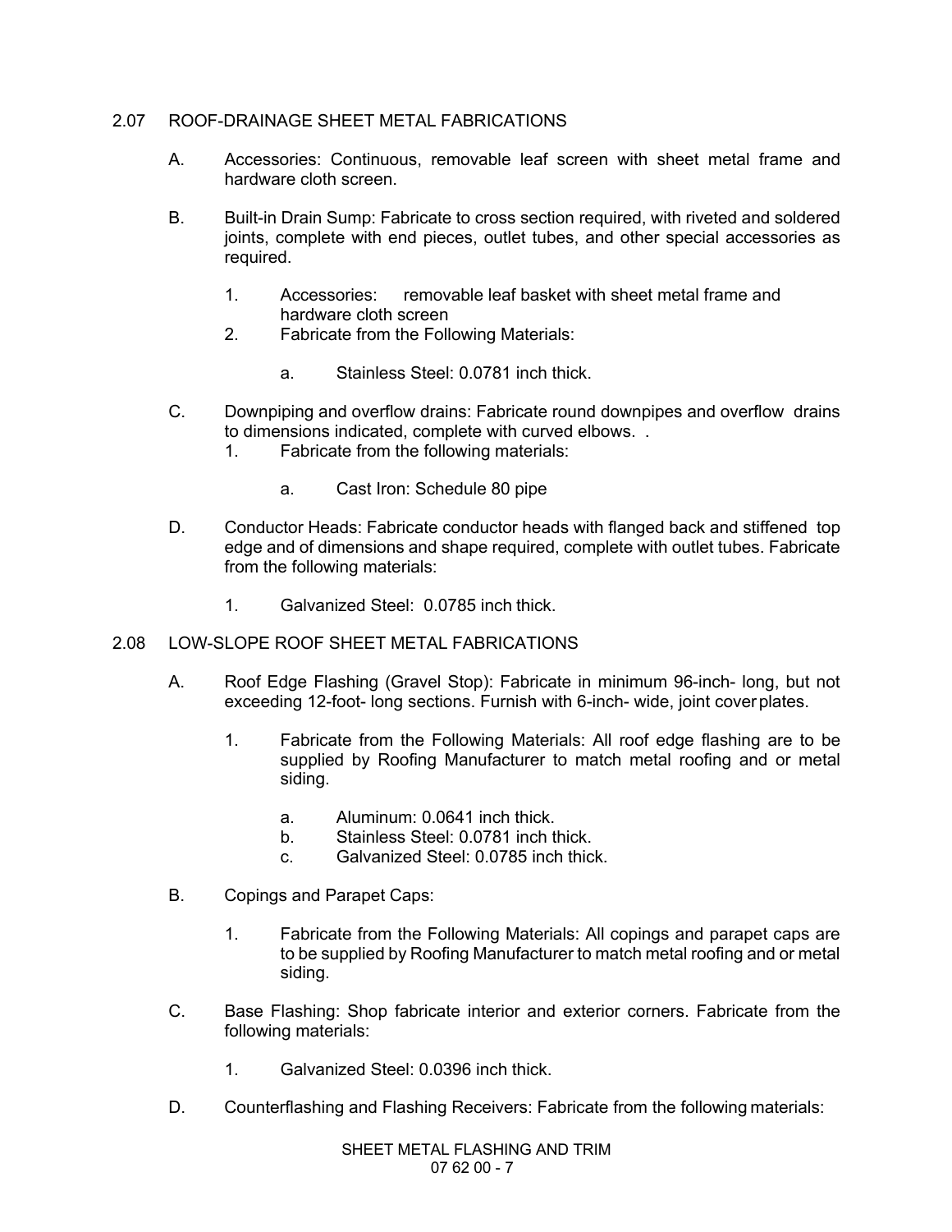## 2.07 ROOF-DRAINAGE SHEET METAL FABRICATIONS

A. Accessories: Continuous, removable leaf screen with sheet metal frame and hardware cloth screen.

B. Built-in Drain Sump: Fabricate to cross section required, with riveted and soldered joints, complete with end pieces, outlet tubes, and other special accessories as required.

   1. Accessories: removable leaf basket with sheet metal frame and hardware cloth screen
   2. Fabricate from the Following Materials:

      a. Stainless Steel: 0.0781 inch thick.

C. Downpiping and overflow drains: Fabricate round downpipes and overflow drains to dimensions indicated, complete with curved elbows. .

   1. Fabricate from the following materials:

      a. Cast Iron: Schedule 80 pipe

D. Conductor Heads: Fabricate conductor heads with flanged back and stiffened top edge and of dimensions and shape required, complete with outlet tubes. Fabricate from the following materials:

   1. Galvanized Steel: 0.0785 inch thick.

## 2.08 LOW-SLOPE ROOF SHEET METAL FABRICATIONS

A. Roof Edge Flashing (Gravel Stop): Fabricate in minimum 96-inch- long, but not exceeding 12-foot- long sections. Furnish with 6-inch- wide, joint cover plates.

   1. Fabricate from the Following Materials: All roof edge flashing are to be supplied by Roofing Manufacturer to match metal roofing and or metal siding.

      a. Aluminum: 0.0641 inch thick.
      b. Stainless Steel: 0.0781 inch thick.
      c. Galvanized Steel: 0.0785 inch thick.

B. Copings and Parapet Caps:

   1. Fabricate from the Following Materials: All copings and parapet caps are to be supplied by Roofing Manufacturer to match metal roofing and or metal siding.

C. Base Flashing: Shop fabricate interior and exterior corners. Fabricate from the following materials:

   1. Galvanized Steel: 0.0396 inch thick.

D. Counterflashing and Flashing Receivers: Fabricate from the following materials: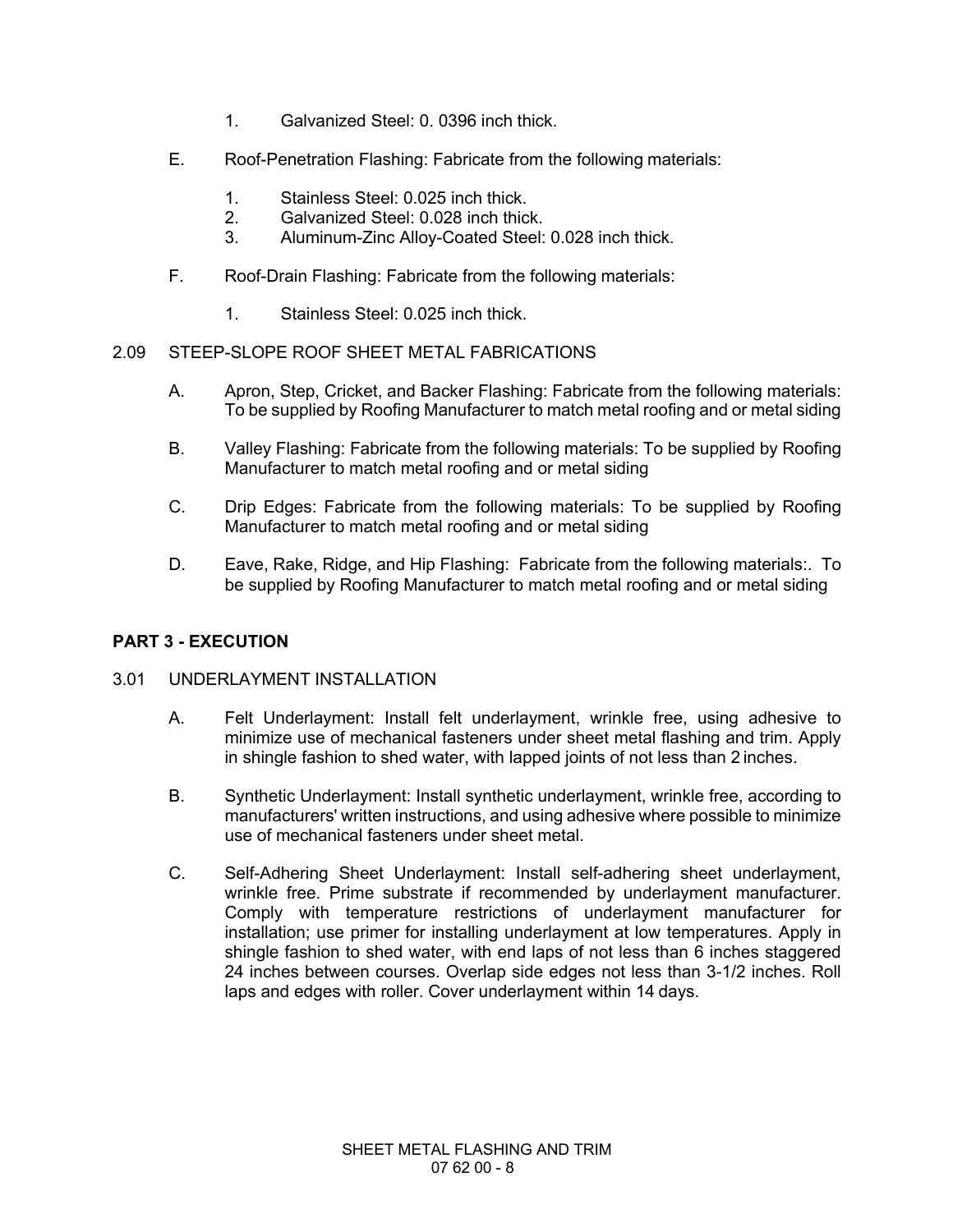1. Galvanized Steel: 0. 0396 inch thick.

E. Roof-Penetration Flashing: Fabricate from the following materials:

   1. Stainless Steel: 0.025 inch thick.
   2. Galvanized Steel: 0.028 inch thick.
   3. Aluminum-Zinc Alloy-Coated Steel: 0.028 inch thick.

F. Roof-Drain Flashing: Fabricate from the following materials:

   1. Stainless Steel: 0.025 inch thick.

2.09 STEEP-SLOPE ROOF SHEET METAL FABRICATIONS

A. Apron, Step, Cricket, and Backer Flashing: Fabricate from the following materials: To be supplied by Roofing Manufacturer to match metal roofing and or metal siding

B. Valley Flashing: Fabricate from the following materials: To be supplied by Roofing Manufacturer to match metal roofing and or metal siding

C. Drip Edges: Fabricate from the following materials: To be supplied by Roofing Manufacturer to match metal roofing and or metal siding

D. Eave, Rake, Ridge, and Hip Flashing: Fabricate from the following materials:. To be supplied by Roofing Manufacturer to match metal roofing and or metal siding

## PART 3 - EXECUTION

3.01 UNDERLAYMENT INSTALLATION

A. Felt Underlayment: Install felt underlayment, wrinkle free, using adhesive to minimize use of mechanical fasteners under sheet metal flashing and trim. Apply in shingle fashion to shed water, with lapped joints of not less than 2 inches.

B. Synthetic Underlayment: Install synthetic underlayment, wrinkle free, according to manufacturers' written instructions, and using adhesive where possible to minimize use of mechanical fasteners under sheet metal.

C. Self-Adhering Sheet Underlayment: Install self-adhering sheet underlayment, wrinkle free. Prime substrate if recommended by underlayment manufacturer. Comply with temperature restrictions of underlayment manufacturer for installation; use primer for installing underlayment at low temperatures. Apply in shingle fashion to shed water, with end laps of not less than 6 inches staggered 24 inches between courses. Overlap side edges not less than 3-1/2 inches. Roll laps and edges with roller. Cover underlayment within 14 days.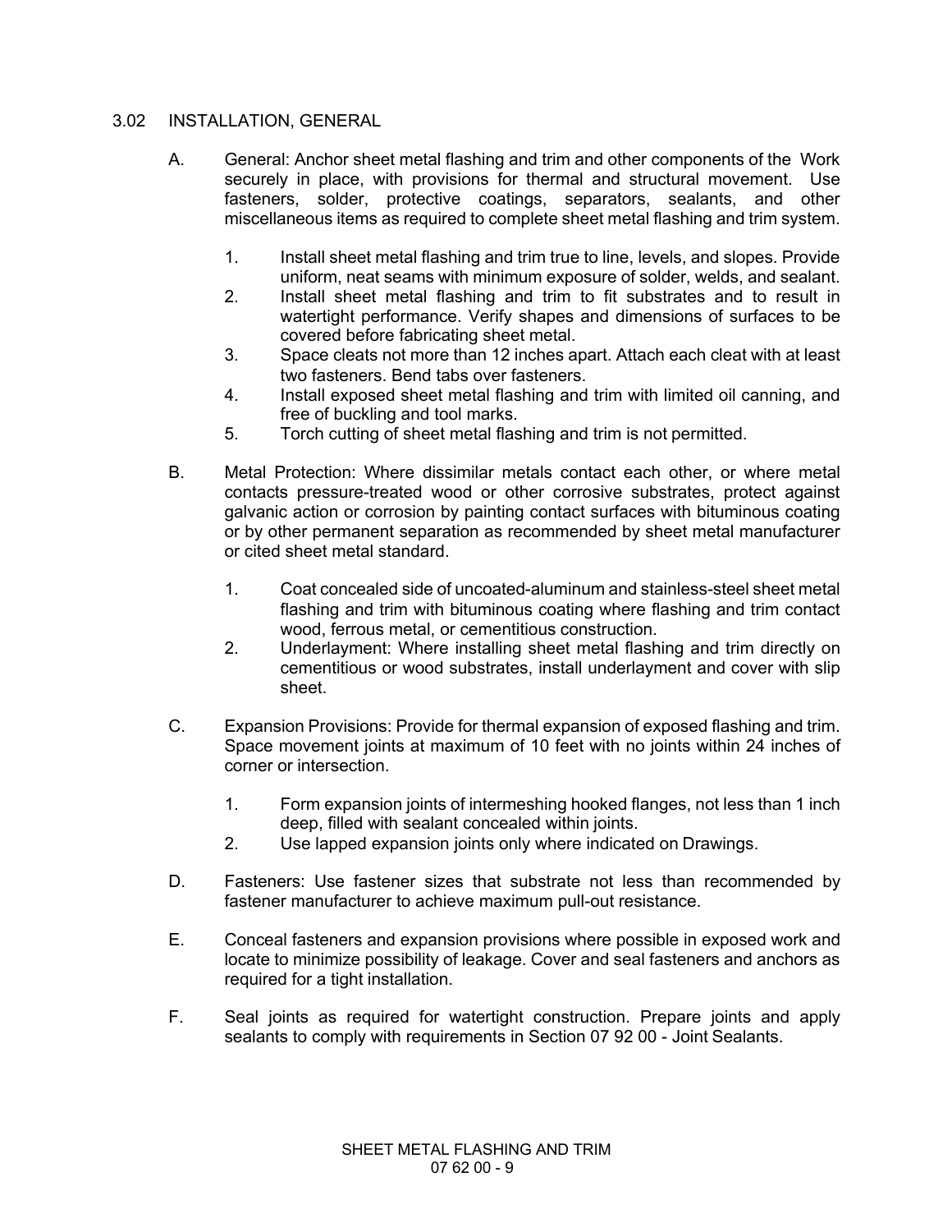## 3.02 INSTALLATION, GENERAL

A. General: Anchor sheet metal flashing and trim and other components of the Work securely in place, with provisions for thermal and structural movement. Use fasteners, solder, protective coatings, separators, sealants, and other miscellaneous items as required to complete sheet metal flashing and trim system.

   1. Install sheet metal flashing and trim true to line, levels, and slopes. Provide uniform, neat seams with minimum exposure of solder, welds, and sealant.
   2. Install sheet metal flashing and trim to fit substrates and to result in watertight performance. Verify shapes and dimensions of surfaces to be covered before fabricating sheet metal.
   3. Space cleats not more than 12 inches apart. Attach each cleat with at least two fasteners. Bend tabs over fasteners.
   4. Install exposed sheet metal flashing and trim with limited oil canning, and free of buckling and tool marks.
   5. Torch cutting of sheet metal flashing and trim is not permitted.

B. Metal Protection: Where dissimilar metals contact each other, or where metal contacts pressure-treated wood or other corrosive substrates, protect against galvanic action or corrosion by painting contact surfaces with bituminous coating or by other permanent separation as recommended by sheet metal manufacturer or cited sheet metal standard.

   1. Coat concealed side of uncoated-aluminum and stainless-steel sheet metal flashing and trim with bituminous coating where flashing and trim contact wood, ferrous metal, or cementitious construction.
   2. Underlayment: Where installing sheet metal flashing and trim directly on cementitious or wood substrates, install underlayment and cover with slip sheet.

C. Expansion Provisions: Provide for thermal expansion of exposed flashing and trim. Space movement joints at maximum of 10 feet with no joints within 24 inches of corner or intersection.

   1. Form expansion joints of intermeshing hooked flanges, not less than 1 inch deep, filled with sealant concealed within joints.
   2. Use lapped expansion joints only where indicated on Drawings.

D. Fasteners: Use fastener sizes that substrate not less than recommended by fastener manufacturer to achieve maximum pull-out resistance.

E. Conceal fasteners and expansion provisions where possible in exposed work and locate to minimize possibility of leakage. Cover and seal fasteners and anchors as required for a tight installation.

F. Seal joints as required for watertight construction. Prepare joints and apply sealants to comply with requirements in Section 07 92 00 - Joint Sealants.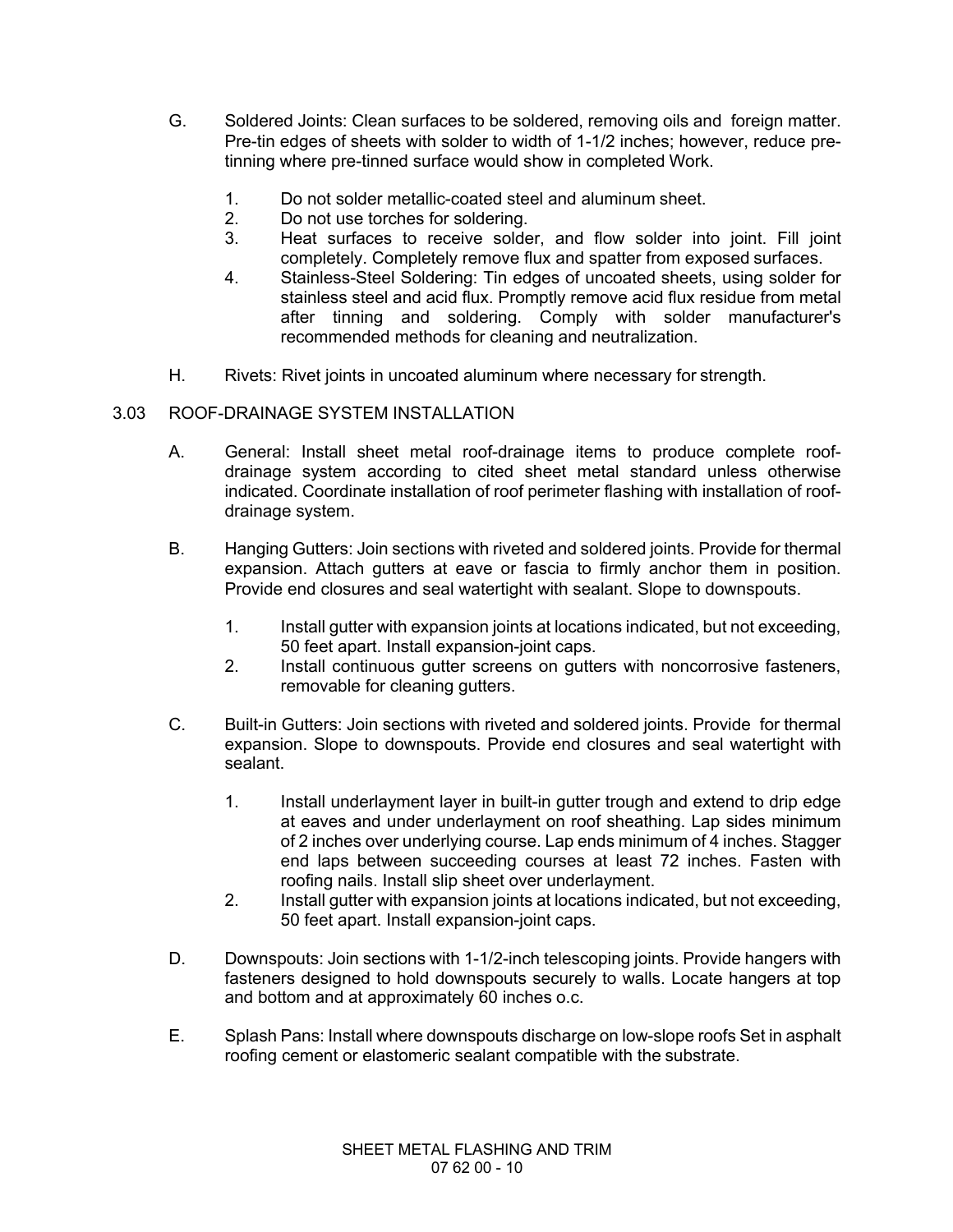G. Soldered Joints: Clean surfaces to be soldered, removing oils and foreign matter. Pre-tin edges of sheets with solder to width of 1-1/2 inches; however, reduce pre-tinning where pre-tinned surface would show in completed Work.

   1. Do not solder metallic-coated steel and aluminum sheet.
   2. Do not use torches for soldering.
   3. Heat surfaces to receive solder, and flow solder into joint. Fill joint completely. Completely remove flux and spatter from exposed surfaces.
   4. Stainless-Steel Soldering: Tin edges of uncoated sheets, using solder for stainless steel and acid flux. Promptly remove acid flux residue from metal after tinning and soldering. Comply with solder manufacturer's recommended methods for cleaning and neutralization.

H. Rivets: Rivet joints in uncoated aluminum where necessary for strength.

## 3.03 ROOF-DRAINAGE SYSTEM INSTALLATION

A. General: Install sheet metal roof-drainage items to produce complete roof-drainage system according to cited sheet metal standard unless otherwise indicated. Coordinate installation of roof perimeter flashing with installation of roof-drainage system.

B. Hanging Gutters: Join sections with riveted and soldered joints. Provide for thermal expansion. Attach gutters at eave or fascia to firmly anchor them in position. Provide end closures and seal watertight with sealant. Slope to downspouts.

   1. Install gutter with expansion joints at locations indicated, but not exceeding, 50 feet apart. Install expansion-joint caps.
   2. Install continuous gutter screens on gutters with noncorrosive fasteners, removable for cleaning gutters.

C. Built-in Gutters: Join sections with riveted and soldered joints. Provide for thermal expansion. Slope to downspouts. Provide end closures and seal watertight with sealant.

   1. Install underlayment layer in built-in gutter trough and extend to drip edge at eaves and under underlayment on roof sheathing. Lap sides minimum of 2 inches over underlying course. Lap ends minimum of 4 inches. Stagger end laps between succeeding courses at least 72 inches. Fasten with roofing nails. Install slip sheet over underlayment.
   2. Install gutter with expansion joints at locations indicated, but not exceeding, 50 feet apart. Install expansion-joint caps.

D. Downspouts: Join sections with 1-1/2-inch telescoping joints. Provide hangers with fasteners designed to hold downspouts securely to walls. Locate hangers at top and bottom and at approximately 60 inches o.c.

E. Splash Pans: Install where downspouts discharge on low-slope roofs Set in asphalt roofing cement or elastomeric sealant compatible with the substrate.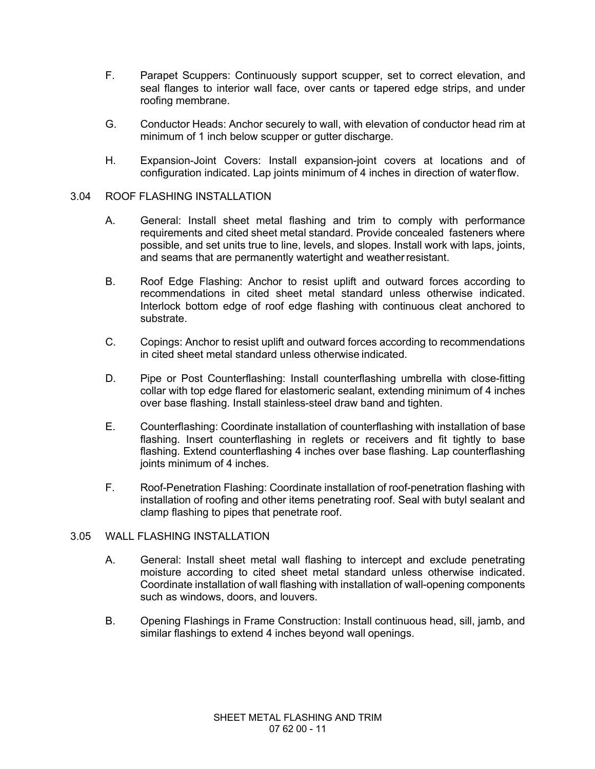F. Parapet Scuppers: Continuously support scupper, set to correct elevation, and seal flanges to interior wall face, over cants or tapered edge strips, and under roofing membrane.

G. Conductor Heads: Anchor securely to wall, with elevation of conductor head rim at minimum of 1 inch below scupper or gutter discharge.

H. Expansion-Joint Covers: Install expansion-joint covers at locations and of configuration indicated. Lap joints minimum of 4 inches in direction of water flow.

## 3.04 ROOF FLASHING INSTALLATION

A. General: Install sheet metal flashing and trim to comply with performance requirements and cited sheet metal standard. Provide concealed fasteners where possible, and set units true to line, levels, and slopes. Install work with laps, joints, and seams that are permanently watertight and weather resistant.

B. Roof Edge Flashing: Anchor to resist uplift and outward forces according to recommendations in cited sheet metal standard unless otherwise indicated. Interlock bottom edge of roof edge flashing with continuous cleat anchored to substrate.

C. Copings: Anchor to resist uplift and outward forces according to recommendations in cited sheet metal standard unless otherwise indicated.

D. Pipe or Post Counterflashing: Install counterflashing umbrella with close-fitting collar with top edge flared for elastomeric sealant, extending minimum of 4 inches over base flashing. Install stainless-steel draw band and tighten.

E. Counterflashing: Coordinate installation of counterflashing with installation of base flashing. Insert counterflashing in reglets or receivers and fit tightly to base flashing. Extend counterflashing 4 inches over base flashing. Lap counterflashing joints minimum of 4 inches.

F. Roof-Penetration Flashing: Coordinate installation of roof-penetration flashing with installation of roofing and other items penetrating roof. Seal with butyl sealant and clamp flashing to pipes that penetrate roof.

## 3.05 WALL FLASHING INSTALLATION

A. General: Install sheet metal wall flashing to intercept and exclude penetrating moisture according to cited sheet metal standard unless otherwise indicated. Coordinate installation of wall flashing with installation of wall-opening components such as windows, doors, and louvers.

B. Opening Flashings in Frame Construction: Install continuous head, sill, jamb, and similar flashings to extend 4 inches beyond wall openings.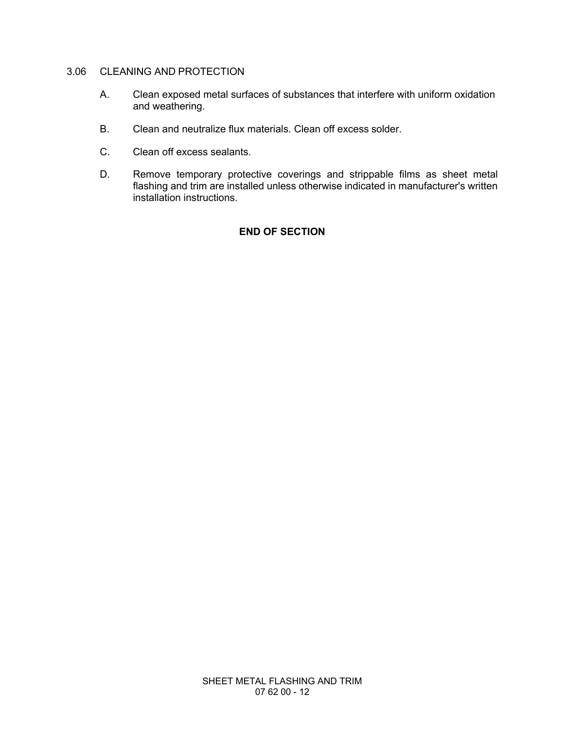## 3.06 CLEANING AND PROTECTION

A. Clean exposed metal surfaces of substances that interfere with uniform oxidation and weathering.

B. Clean and neutralize flux materials. Clean off excess solder.

C. Clean off excess sealants.

D. Remove temporary protective coverings and strippable films as sheet metal flashing and trim are installed unless otherwise indicated in manufacturer's written installation instructions.

**END OF SECTION**